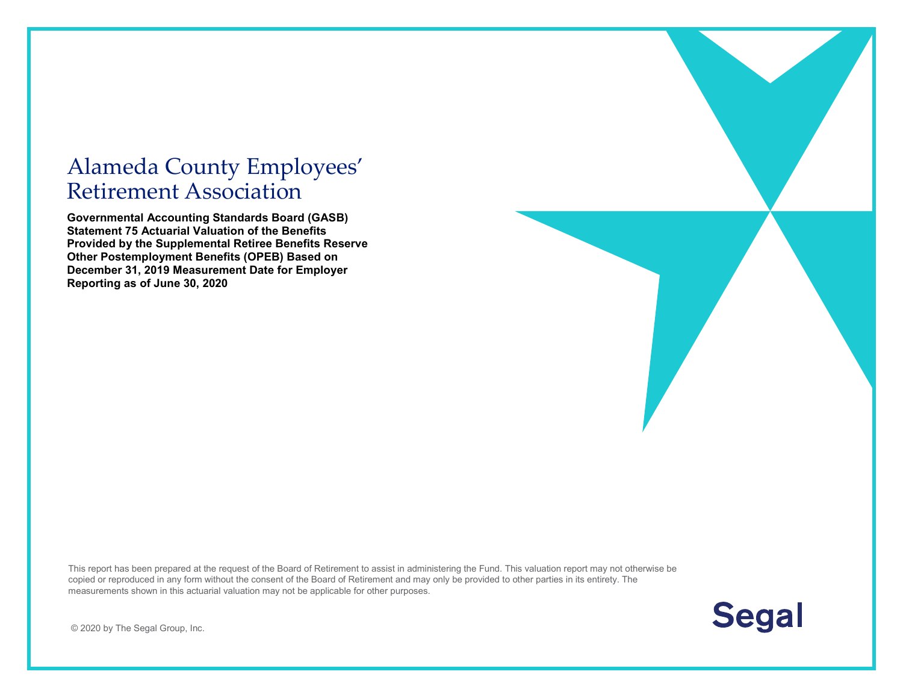# Alameda County Employees' Retirement Association

**Governmental Accounting Standards Board (GASB) Statement 75 Actuarial Valuation of the Benefits Provided by the Supplemental Retiree Benefits Reserve Other Postemployment Benefits (OPEB) Based on December 31, 2019 Measurement Date for Employer Reporting as of June 30, 2020**

This report has been prepared at the request of the Board of Retirement to assist in administering the Fund. This valuation report may not otherwise be copied or reproduced in any form without the consent of the Board of Retirement and may only be provided to other parties in its entirety. The measurements shown in this actuarial valuation may not be applicable for other purposes.

© 2020 by The Segal Group, Inc.

Segal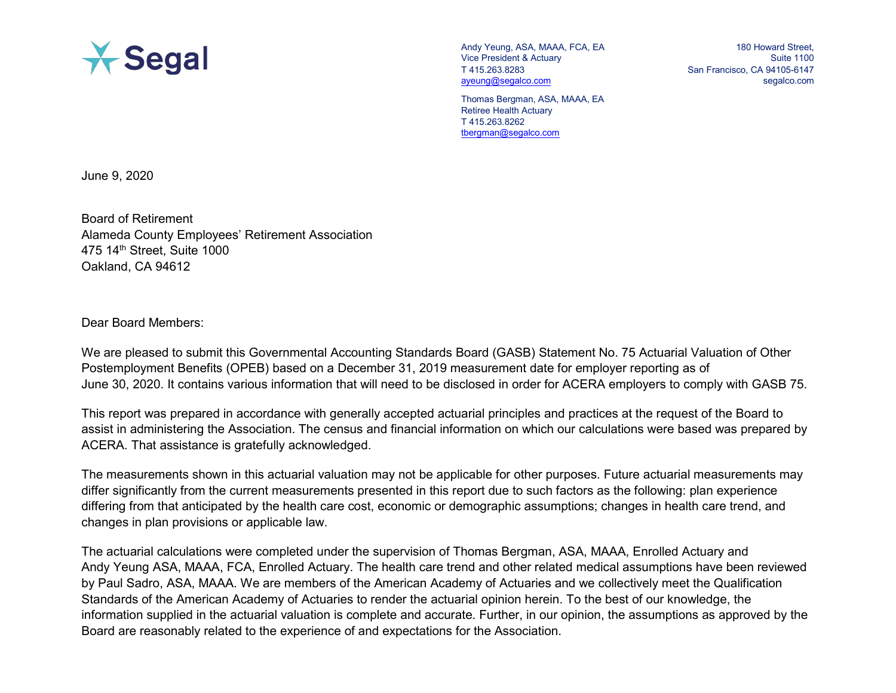Segal

Andy Yeung, ASA, MAAA, FCA, EA
Vice President & Actuary
T 415.263.8283
ayeung@segalco.com

Thomas Bergman, ASA, MAAA, EA
Retiree Health Actuary
T 415.263.8262
tbergman@segalco.com

180 Howard Street,
Suite 1100
San Francisco, CA 94105-6147
segalco.com

June 9, 2020

Board of Retirement
Alameda County Employees' Retirement Association
475 14th Street, Suite 1000
Oakland, CA 94612

Dear Board Members:

We are pleased to submit this Governmental Accounting Standards Board (GASB) Statement No. 75 Actuarial Valuation of Other Postemployment Benefits (OPEB) based on a December 31, 2019 measurement date for employer reporting as of June 30, 2020. It contains various information that will need to be disclosed in order for ACERA employers to comply with GASB 75.

This report was prepared in accordance with generally accepted actuarial principles and practices at the request of the Board to assist in administering the Association. The census and financial information on which our calculations were based was prepared by ACERA. That assistance is gratefully acknowledged.

The measurements shown in this actuarial valuation may not be applicable for other purposes. Future actuarial measurements may differ significantly from the current measurements presented in this report due to such factors as the following: plan experience differing from that anticipated by the health care cost, economic or demographic assumptions; changes in health care trend, and changes in plan provisions or applicable law.

The actuarial calculations were completed under the supervision of Thomas Bergman, ASA, MAAA, Enrolled Actuary and Andy Yeung ASA, MAAA, FCA, Enrolled Actuary. The health care trend and other related medical assumptions have been reviewed by Paul Sadro, ASA, MAAA. We are members of the American Academy of Actuaries and we collectively meet the Qualification Standards of the American Academy of Actuaries to render the actuarial opinion herein. To the best of our knowledge, the information supplied in the actuarial valuation is complete and accurate. Further, in our opinion, the assumptions as approved by the Board are reasonably related to the experience of and expectations for the Association.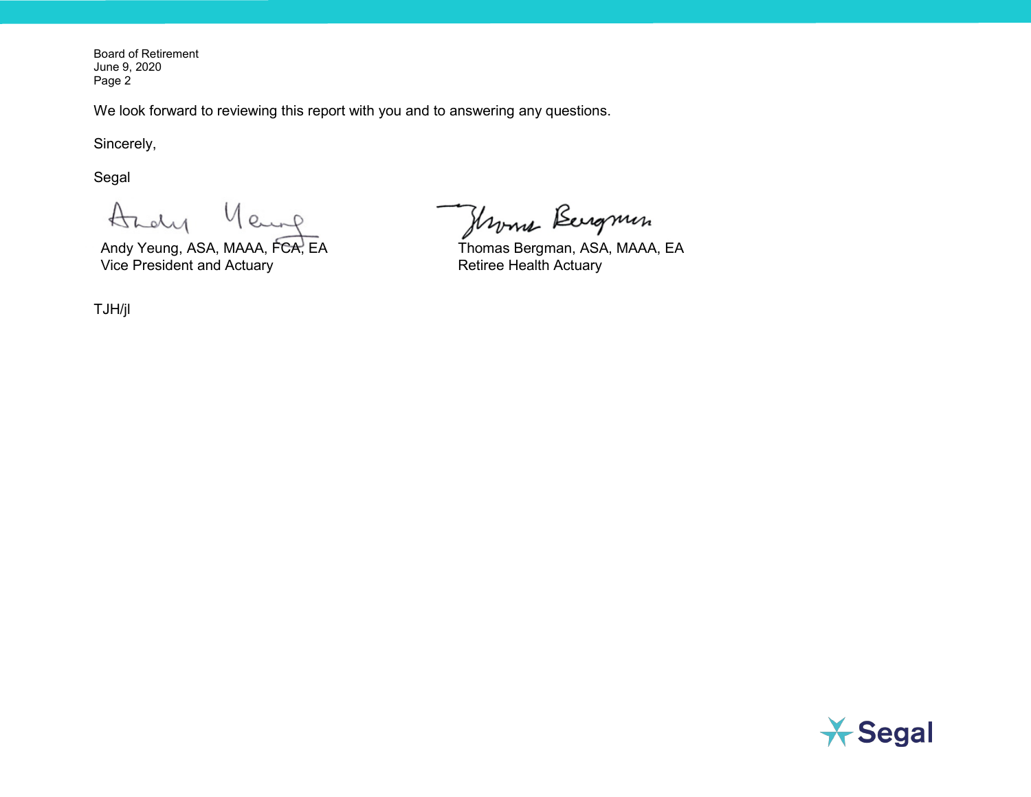Board of Retirement
June 9, 2020
Page 2

We look forward to reviewing this report with you and to answering any questions.

Sincerely,

Segal

Andy Yeung, ASA, MAAA, FCA, EA
Vice President and Actuary

Thomas Bergman, ASA, MAAA, EA
Retiree Health Actuary

TJH/jl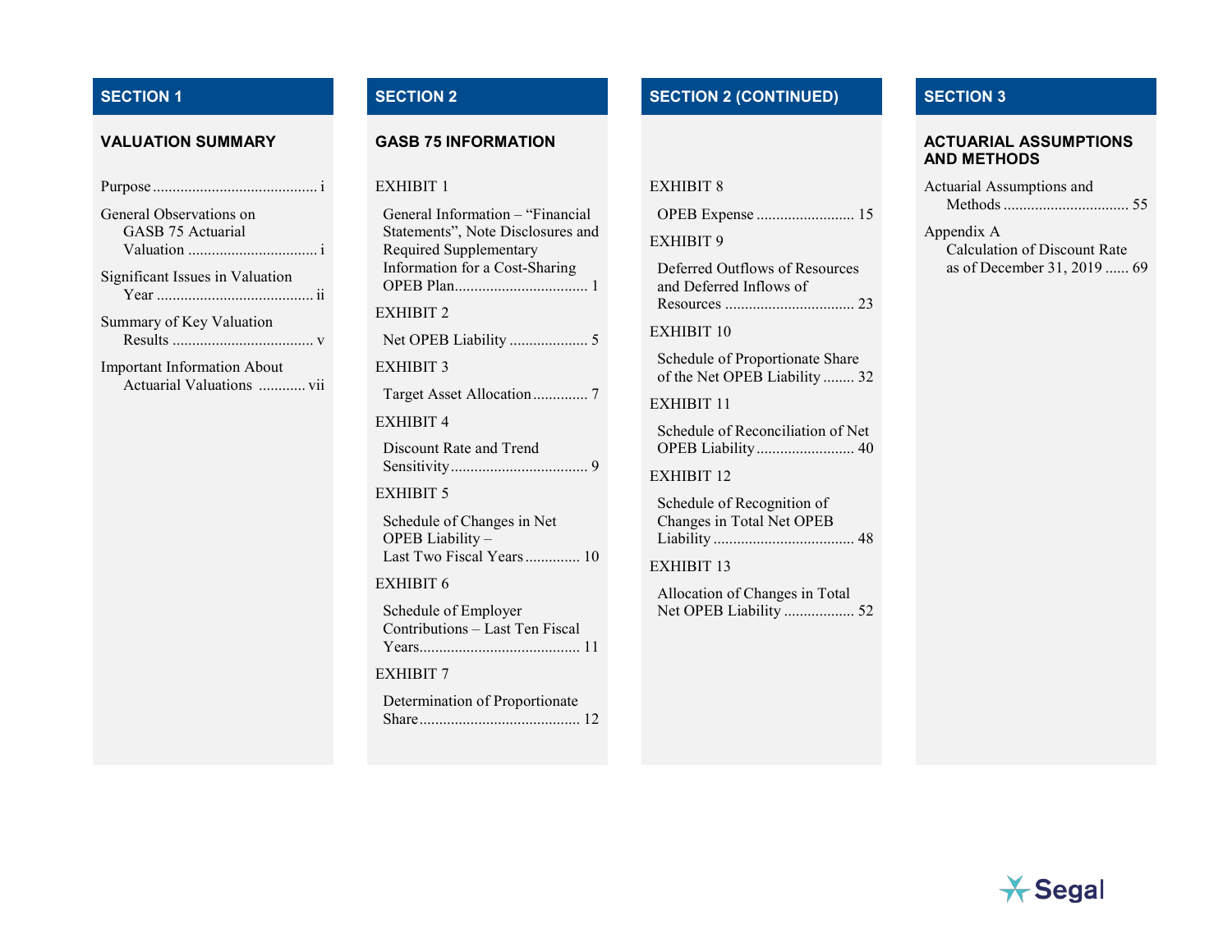## SECTION 1

### VALUATION SUMMARY

Purpose .......................................... i

General Observations on GASB 75 Actuarial Valuation ................................. i

Significant Issues in Valuation Year ........................................ ii

Summary of Key Valuation Results .................................... v

Important Information About Actuarial Valuations ............ vii

## SECTION 2

### GASB 75 INFORMATION

EXHIBIT 1

General Information – "Financial Statements", Note Disclosures and Required Supplementary Information for a Cost-Sharing OPEB Plan................................. 1

EXHIBIT 2

Net OPEB Liability .................... 5

EXHIBIT 3

Target Asset Allocation ............. 7

EXHIBIT 4

Discount Rate and Trend Sensitivity.................................. 9

EXHIBIT 5

Schedule of Changes in Net OPEB Liability – Last Two Fiscal Years ............. 10

EXHIBIT 6

Schedule of Employer Contributions – Last Ten Fiscal Years......................................... 11

EXHIBIT 7

Determination of Proportionate Share......................................... 12

## SECTION 2 (CONTINUED)

EXHIBIT 8

OPEB Expense ......................... 15

EXHIBIT 9

Deferred Outflows of Resources and Deferred Inflows of Resources ................................ 23

EXHIBIT 10

Schedule of Proportionate Share of the Net OPEB Liability ........ 32

EXHIBIT 11

Schedule of Reconciliation of Net OPEB Liability......................... 40

EXHIBIT 12

Schedule of Recognition of Changes in Total Net OPEB Liability ................................... 48

EXHIBIT 13

Allocation of Changes in Total Net OPEB Liability .................. 52

## SECTION 3

### ACTUARIAL ASSUMPTIONS AND METHODS

Actuarial Assumptions and Methods ................................ 55

Appendix A
Calculation of Discount Rate as of December 31, 2019 ...... 69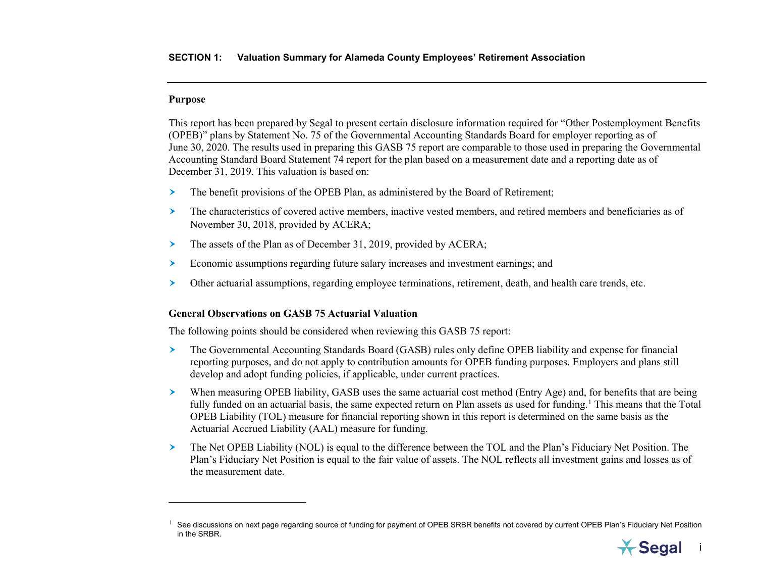## SECTION 1: Valuation Summary for Alameda County Employees' Retirement Association

### Purpose

This report has been prepared by Segal to present certain disclosure information required for "Other Postemployment Benefits (OPEB)" plans by Statement No. 75 of the Governmental Accounting Standards Board for employer reporting as of June 30, 2020. The results used in preparing this GASB 75 report are comparable to those used in preparing the Governmental Accounting Standard Board Statement 74 report for the plan based on a measurement date and a reporting date as of December 31, 2019. This valuation is based on:

- The benefit provisions of the OPEB Plan, as administered by the Board of Retirement;
- The characteristics of covered active members, inactive vested members, and retired members and beneficiaries as of November 30, 2018, provided by ACERA;
- The assets of the Plan as of December 31, 2019, provided by ACERA;
- Economic assumptions regarding future salary increases and investment earnings; and
- Other actuarial assumptions, regarding employee terminations, retirement, death, and health care trends, etc.

### General Observations on GASB 75 Actuarial Valuation

The following points should be considered when reviewing this GASB 75 report:

- The Governmental Accounting Standards Board (GASB) rules only define OPEB liability and expense for financial reporting purposes, and do not apply to contribution amounts for OPEB funding purposes. Employers and plans still develop and adopt funding policies, if applicable, under current practices.
- When measuring OPEB liability, GASB uses the same actuarial cost method (Entry Age) and, for benefits that are being fully funded on an actuarial basis, the same expected return on Plan assets as used for funding.[1] This means that the Total OPEB Liability (TOL) measure for financial reporting shown in this report is determined on the same basis as the Actuarial Accrued Liability (AAL) measure for funding.
- The Net OPEB Liability (NOL) is equal to the difference between the TOL and the Plan's Fiduciary Net Position. The Plan's Fiduciary Net Position is equal to the fair value of assets. The NOL reflects all investment gains and losses as of the measurement date.

---

[1] See discussions on next page regarding source of funding for payment of OPEB SRBR benefits not covered by current OPEB Plan's Fiduciary Net Position in the SRBR.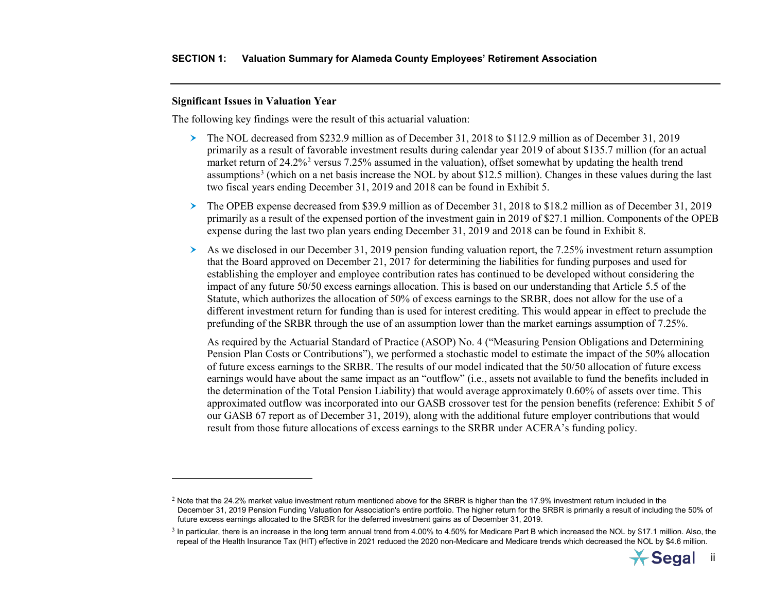**SECTION 1: Valuation Summary for Alameda County Employees' Retirement Association**

### Significant Issues in Valuation Year

The following key findings were the result of this actuarial valuation:

- The NOL decreased from $232.9 million as of December 31, 2018 to $112.9 million as of December 31, 2019 primarily as a result of favorable investment results during calendar year 2019 of about $135.7 million (for an actual market return of 24.2%[2] versus 7.25% assumed in the valuation), offset somewhat by updating the health trend assumptions[3] (which on a net basis increase the NOL by about $12.5 million). Changes in these values during the last two fiscal years ending December 31, 2019 and 2018 can be found in Exhibit 5.
- The OPEB expense decreased from $39.9 million as of December 31, 2018 to $18.2 million as of December 31, 2019 primarily as a result of the expensed portion of the investment gain in 2019 of $27.1 million. Components of the OPEB expense during the last two plan years ending December 31, 2019 and 2018 can be found in Exhibit 8.
- As we disclosed in our December 31, 2019 pension funding valuation report, the 7.25% investment return assumption that the Board approved on December 21, 2017 for determining the liabilities for funding purposes and used for establishing the employer and employee contribution rates has continued to be developed without considering the impact of any future 50/50 excess earnings allocation. This is based on our understanding that Article 5.5 of the Statute, which authorizes the allocation of 50% of excess earnings to the SRBR, does not allow for the use of a different investment return for funding than is used for interest crediting. This would appear in effect to preclude the prefunding of the SRBR through the use of an assumption lower than the market earnings assumption of 7.25%.

  As required by the Actuarial Standard of Practice (ASOP) No. 4 ("Measuring Pension Obligations and Determining Pension Plan Costs or Contributions"), we performed a stochastic model to estimate the impact of the 50% allocation of future excess earnings to the SRBR. The results of our model indicated that the 50/50 allocation of future excess earnings would have about the same impact as an "outflow" (i.e., assets not available to fund the benefits included in the determination of the Total Pension Liability) that would average approximately 0.60% of assets over time. This approximated outflow was incorporated into our GASB crossover test for the pension benefits (reference: Exhibit 5 of our GASB 67 report as of December 31, 2019), along with the additional future employer contributions that would result from those future allocations of excess earnings to the SRBR under ACERA's funding policy.

---

[2] Note that the 24.2% market value investment return mentioned above for the SRBR is higher than the 17.9% investment return included in the December 31, 2019 Pension Funding Valuation for Association's entire portfolio. The higher return for the SRBR is primarily a result of including the 50% of future excess earnings allocated to the SRBR for the deferred investment gains as of December 31, 2019.

[3] In particular, there is an increase in the long term annual trend from 4.00% to 4.50% for Medicare Part B which increased the NOL by $17.1 million. Also, the repeal of the Health Insurance Tax (HIT) effective in 2021 reduced the 2020 non-Medicare and Medicare trends which decreased the NOL by $4.6 million.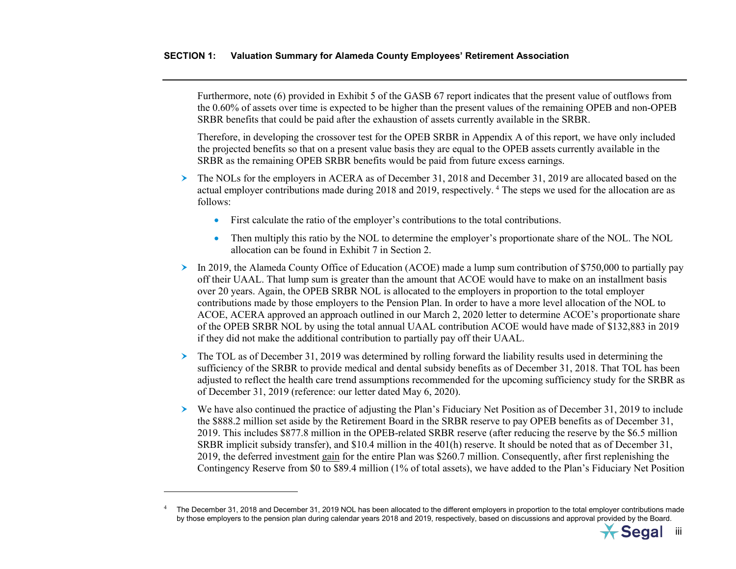Furthermore, note (6) provided in Exhibit 5 of the GASB 67 report indicates that the present value of outflows from the 0.60% of assets over time is expected to be higher than the present values of the remaining OPEB and non-OPEB SRBR benefits that could be paid after the exhaustion of assets currently available in the SRBR.

Therefore, in developing the crossover test for the OPEB SRBR in Appendix A of this report, we have only included the projected benefits so that on a present value basis they are equal to the OPEB assets currently available in the SRBR as the remaining OPEB SRBR benefits would be paid from future excess earnings.

- The NOLs for the employers in ACERA as of December 31, 2018 and December 31, 2019 are allocated based on the actual employer contributions made during 2018 and 2019, respectively. [4] The steps we used for the allocation are as follows:
  - First calculate the ratio of the employer's contributions to the total contributions.
  - Then multiply this ratio by the NOL to determine the employer's proportionate share of the NOL. The NOL allocation can be found in Exhibit 7 in Section 2.
- In 2019, the Alameda County Office of Education (ACOE) made a lump sum contribution of $750,000 to partially pay off their UAAL. That lump sum is greater than the amount that ACOE would have to make on an installment basis over 20 years. Again, the OPEB SRBR NOL is allocated to the employers in proportion to the total employer contributions made by those employers to the Pension Plan. In order to have a more level allocation of the NOL to ACOE, ACERA approved an approach outlined in our March 2, 2020 letter to determine ACOE's proportionate share of the OPEB SRBR NOL by using the total annual UAAL contribution ACOE would have made of $132,883 in 2019 if they did not make the additional contribution to partially pay off their UAAL.
- The TOL as of December 31, 2019 was determined by rolling forward the liability results used in determining the sufficiency of the SRBR to provide medical and dental subsidy benefits as of December 31, 2018. That TOL has been adjusted to reflect the health care trend assumptions recommended for the upcoming sufficiency study for the SRBR as of December 31, 2019 (reference: our letter dated May 6, 2020).
- We have also continued the practice of adjusting the Plan's Fiduciary Net Position as of December 31, 2019 to include the $888.2 million set aside by the Retirement Board in the SRBR reserve to pay OPEB benefits as of December 31, 2019. This includes $877.8 million in the OPEB-related SRBR reserve (after reducing the reserve by the $6.5 million SRBR implicit subsidy transfer), and $10.4 million in the 401(h) reserve. It should be noted that as of December 31, 2019, the deferred investment gain for the entire Plan was $260.7 million. Consequently, after first replenishing the Contingency Reserve from $0 to $89.4 million (1% of total assets), we have added to the Plan's Fiduciary Net Position

[4] The December 31, 2018 and December 31, 2019 NOL has been allocated to the different employers in proportion to the total employer contributions made by those employers to the pension plan during calendar years 2018 and 2019, respectively, based on discussions and approval provided by the Board.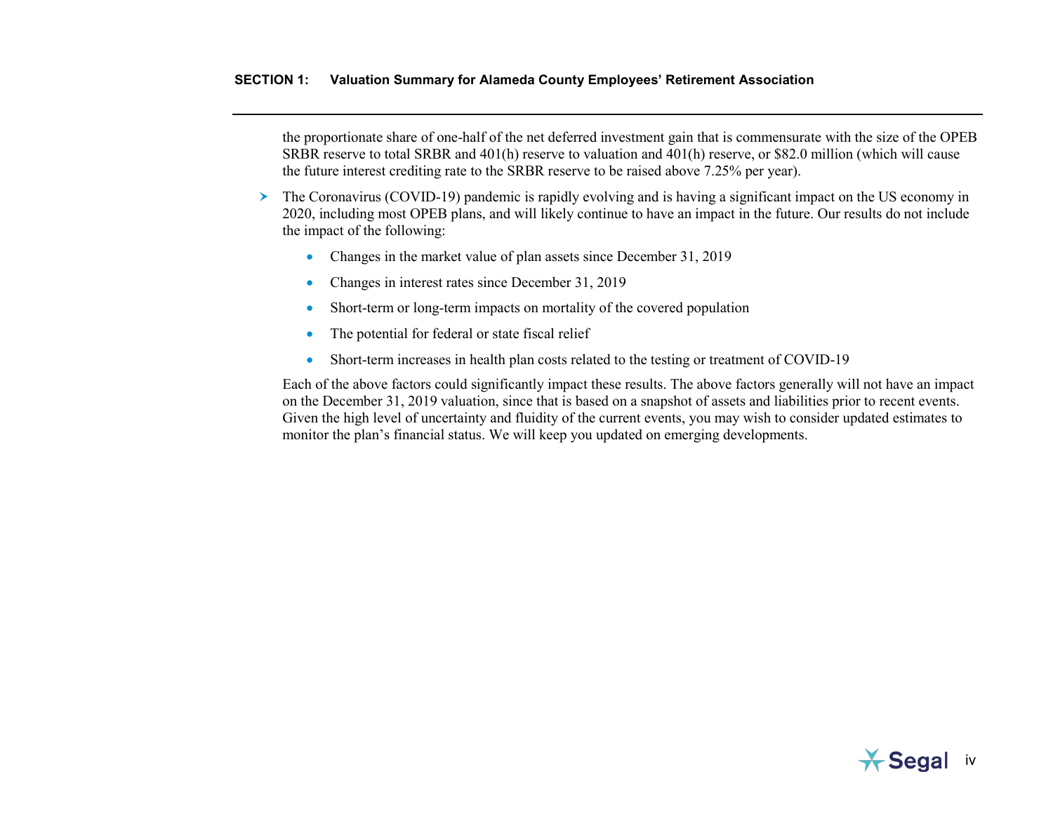the proportionate share of one-half of the net deferred investment gain that is commensurate with the size of the OPEB SRBR reserve to total SRBR and 401(h) reserve to valuation and 401(h) reserve, or $82.0 million (which will cause the future interest crediting rate to the SRBR reserve to be raised above 7.25% per year).

- The Coronavirus (COVID-19) pandemic is rapidly evolving and is having a significant impact on the US economy in 2020, including most OPEB plans, and will likely continue to have an impact in the future. Our results do not include the impact of the following:
  - Changes in the market value of plan assets since December 31, 2019
  - Changes in interest rates since December 31, 2019
  - Short-term or long-term impacts on mortality of the covered population
  - The potential for federal or state fiscal relief
  - Short-term increases in health plan costs related to the testing or treatment of COVID-19

  Each of the above factors could significantly impact these results. The above factors generally will not have an impact on the December 31, 2019 valuation, since that is based on a snapshot of assets and liabilities prior to recent events. Given the high level of uncertainty and fluidity of the current events, you may wish to consider updated estimates to monitor the plan's financial status. We will keep you updated on emerging developments.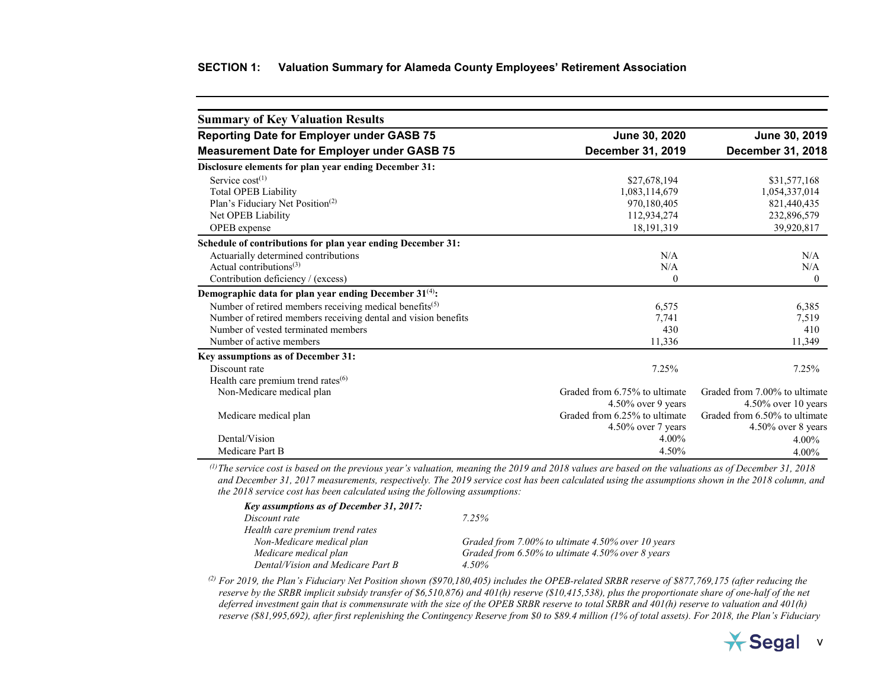## SECTION 1: Valuation Summary for Alameda County Employees' Retirement Association

| Summary of Key Valuation Results | | |
|---|---|---|
| **Reporting Date for Employer under GASB 75** | **June 30, 2020** | **June 30, 2019** |
| **Measurement Date for Employer under GASB 75** | **December 31, 2019** | **December 31, 2018** |
| **Disclosure elements for plan year ending December 31:** | | |
| Service cost[1] | $27,678,194 | $31,577,168 |
| Total OPEB Liability | 1,083,114,679 | 1,054,337,014 |
| Plan's Fiduciary Net Position[2] | 970,180,405 | 821,440,435 |
| Net OPEB Liability | 112,934,274 | 232,896,579 |
| OPEB expense | 18,191,319 | 39,920,817 |
| **Schedule of contributions for plan year ending December 31:** | | |
| Actuarially determined contributions | N/A | N/A |
| Actual contributions[3] | N/A | N/A |
| Contribution deficiency / (excess) | 0 | 0 |
| **Demographic data for plan year ending December 31[4]:** | | |
| Number of retired members receiving medical benefits[5] | 6,575 | 6,385 |
| Number of retired members receiving dental and vision benefits | 7,741 | 7,519 |
| Number of vested terminated members | 430 | 410 |
| Number of active members | 11,336 | 11,349 |
| **Key assumptions as of December 31:** | | |
| Discount rate | 7.25% | 7.25% |
| Health care premium trend rates[6] | | |
| Non-Medicare medical plan | Graded from 6.75% to ultimate 4.50% over 9 years | Graded from 7.00% to ultimate 4.50% over 10 years |
| Medicare medical plan | Graded from 6.25% to ultimate 4.50% over 7 years | Graded from 6.50% to ultimate 4.50% over 8 years |
| Dental/Vision | 4.00% | 4.00% |
| Medicare Part B | 4.50% | 4.00% |

[1] *The service cost is based on the previous year's valuation, meaning the 2019 and 2018 values are based on the valuations as of December 31, 2018 and December 31, 2017 measurements, respectively. The 2019 service cost has been calculated using the assumptions shown in the 2018 column, and the 2018 service cost has been calculated using the following assumptions:*

| ***Key assumptions as of December 31, 2017:*** | |
|---|---|
| *Discount rate* | *7.25%* |
| *Health care premium trend rates* | |
| *Non-Medicare medical plan* | *Graded from 7.00% to ultimate 4.50% over 10 years* |
| *Medicare medical plan* | *Graded from 6.50% to ultimate 4.50% over 8 years* |
| *Dental/Vision and Medicare Part B* | *4.50%* |

[2] *For 2019, the Plan's Fiduciary Net Position shown ($970,180,405) includes the OPEB-related SRBR reserve of $877,769,175 (after reducing the reserve by the SRBR implicit subsidy transfer of $6,510,876) and 401(h) reserve ($10,415,538), plus the proportionate share of one-half of the net deferred investment gain that is commensurate with the size of the OPEB SRBR reserve to total SRBR and 401(h) reserve to valuation and 401(h) reserve ($81,995,692), after first replenishing the Contingency Reserve from $0 to $89.4 million (1% of total assets). For 2018, the Plan's Fiduciary*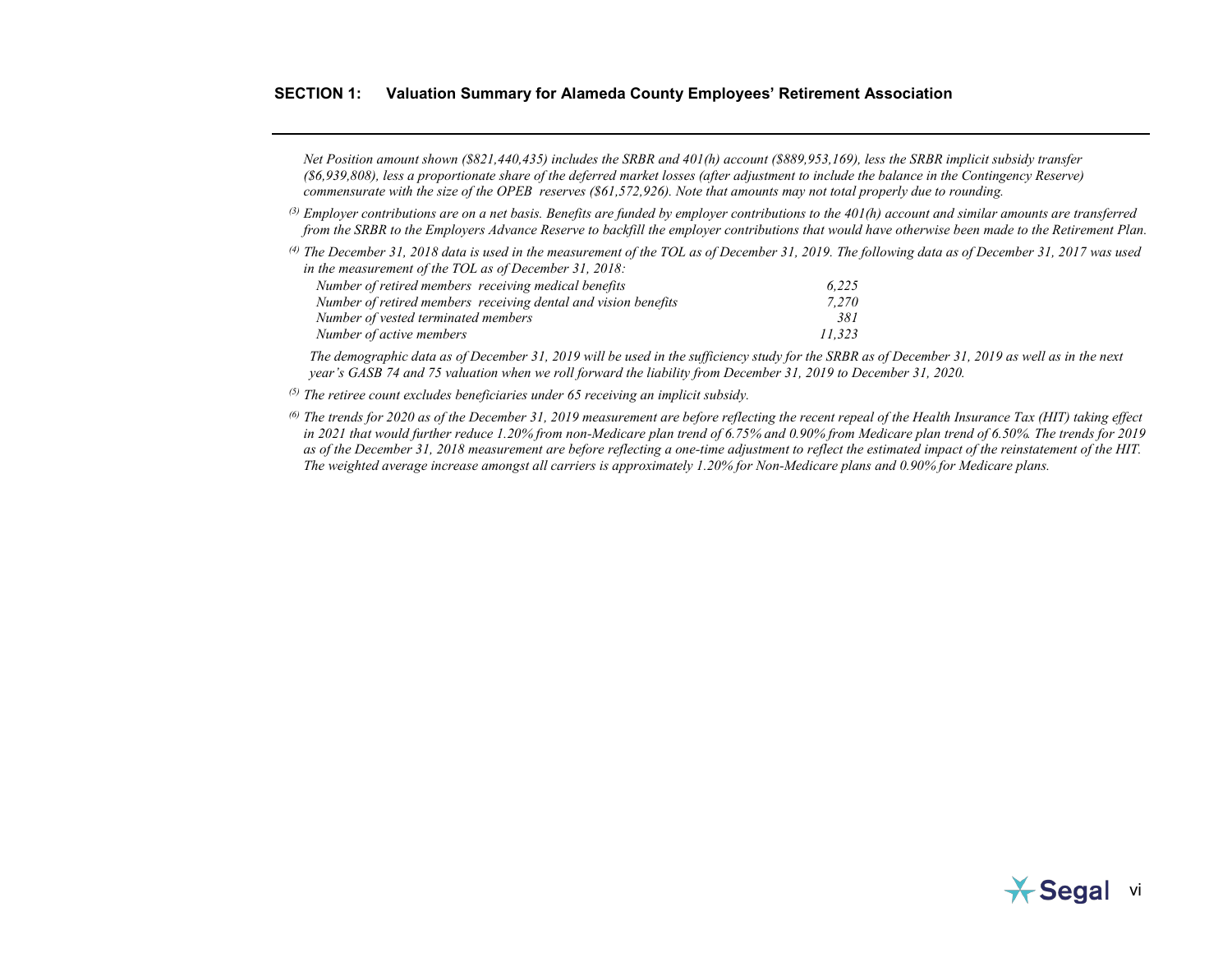## SECTION 1: Valuation Summary for Alameda County Employees' Retirement Association

*Net Position amount shown ($821,440,435) includes the SRBR and 401(h) account ($889,953,169), less the SRBR implicit subsidy transfer ($6,939,808), less a proportionate share of the deferred market losses (after adjustment to include the balance in the Contingency Reserve) commensurate with the size of the OPEB reserves ($61,572,926). Note that amounts may not total properly due to rounding.*

*[3] Employer contributions are on a net basis. Benefits are funded by employer contributions to the 401(h) account and similar amounts are transferred from the SRBR to the Employers Advance Reserve to backfill the employer contributions that would have otherwise been made to the Retirement Plan.*

*[4] The December 31, 2018 data is used in the measurement of the TOL as of December 31, 2019. The following data as of December 31, 2017 was used in the measurement of the TOL as of December 31, 2018:*

| | |
|---|---|
| *Number of retired members receiving medical benefits* | *6,225* |
| *Number of retired members receiving dental and vision benefits* | *7,270* |
| *Number of vested terminated members* | *381* |
| *Number of active members* | *11,323* |

*The demographic data as of December 31, 2019 will be used in the sufficiency study for the SRBR as of December 31, 2019 as well as in the next year's GASB 74 and 75 valuation when we roll forward the liability from December 31, 2019 to December 31, 2020.*

*[5] The retiree count excludes beneficiaries under 65 receiving an implicit subsidy.*

*[6] The trends for 2020 as of the December 31, 2019 measurement are before reflecting the recent repeal of the Health Insurance Tax (HIT) taking effect in 2021 that would further reduce 1.20% from non-Medicare plan trend of 6.75% and 0.90% from Medicare plan trend of 6.50%. The trends for 2019 as of the December 31, 2018 measurement are before reflecting a one-time adjustment to reflect the estimated impact of the reinstatement of the HIT. The weighted average increase amongst all carriers is approximately 1.20% for Non-Medicare plans and 0.90% for Medicare plans.*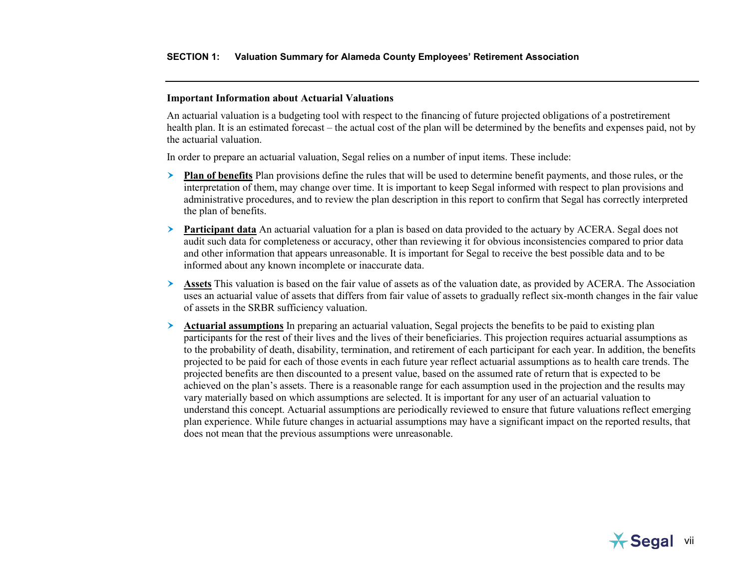### Important Information about Actuarial Valuations

An actuarial valuation is a budgeting tool with respect to the financing of future projected obligations of a postretirement health plan. It is an estimated forecast – the actual cost of the plan will be determined by the benefits and expenses paid, not by the actuarial valuation.

In order to prepare an actuarial valuation, Segal relies on a number of input items. These include:

- **Plan of benefits** Plan provisions define the rules that will be used to determine benefit payments, and those rules, or the interpretation of them, may change over time. It is important to keep Segal informed with respect to plan provisions and administrative procedures, and to review the plan description in this report to confirm that Segal has correctly interpreted the plan of benefits.
- **Participant data** An actuarial valuation for a plan is based on data provided to the actuary by ACERA. Segal does not audit such data for completeness or accuracy, other than reviewing it for obvious inconsistencies compared to prior data and other information that appears unreasonable. It is important for Segal to receive the best possible data and to be informed about any known incomplete or inaccurate data.
- **Assets** This valuation is based on the fair value of assets as of the valuation date, as provided by ACERA. The Association uses an actuarial value of assets that differs from fair value of assets to gradually reflect six-month changes in the fair value of assets in the SRBR sufficiency valuation.
- **Actuarial assumptions** In preparing an actuarial valuation, Segal projects the benefits to be paid to existing plan participants for the rest of their lives and the lives of their beneficiaries. This projection requires actuarial assumptions as to the probability of death, disability, termination, and retirement of each participant for each year. In addition, the benefits projected to be paid for each of those events in each future year reflect actuarial assumptions as to health care trends. The projected benefits are then discounted to a present value, based on the assumed rate of return that is expected to be achieved on the plan's assets. There is a reasonable range for each assumption used in the projection and the results may vary materially based on which assumptions are selected. It is important for any user of an actuarial valuation to understand this concept. Actuarial assumptions are periodically reviewed to ensure that future valuations reflect emerging plan experience. While future changes in actuarial assumptions may have a significant impact on the reported results, that does not mean that the previous assumptions were unreasonable.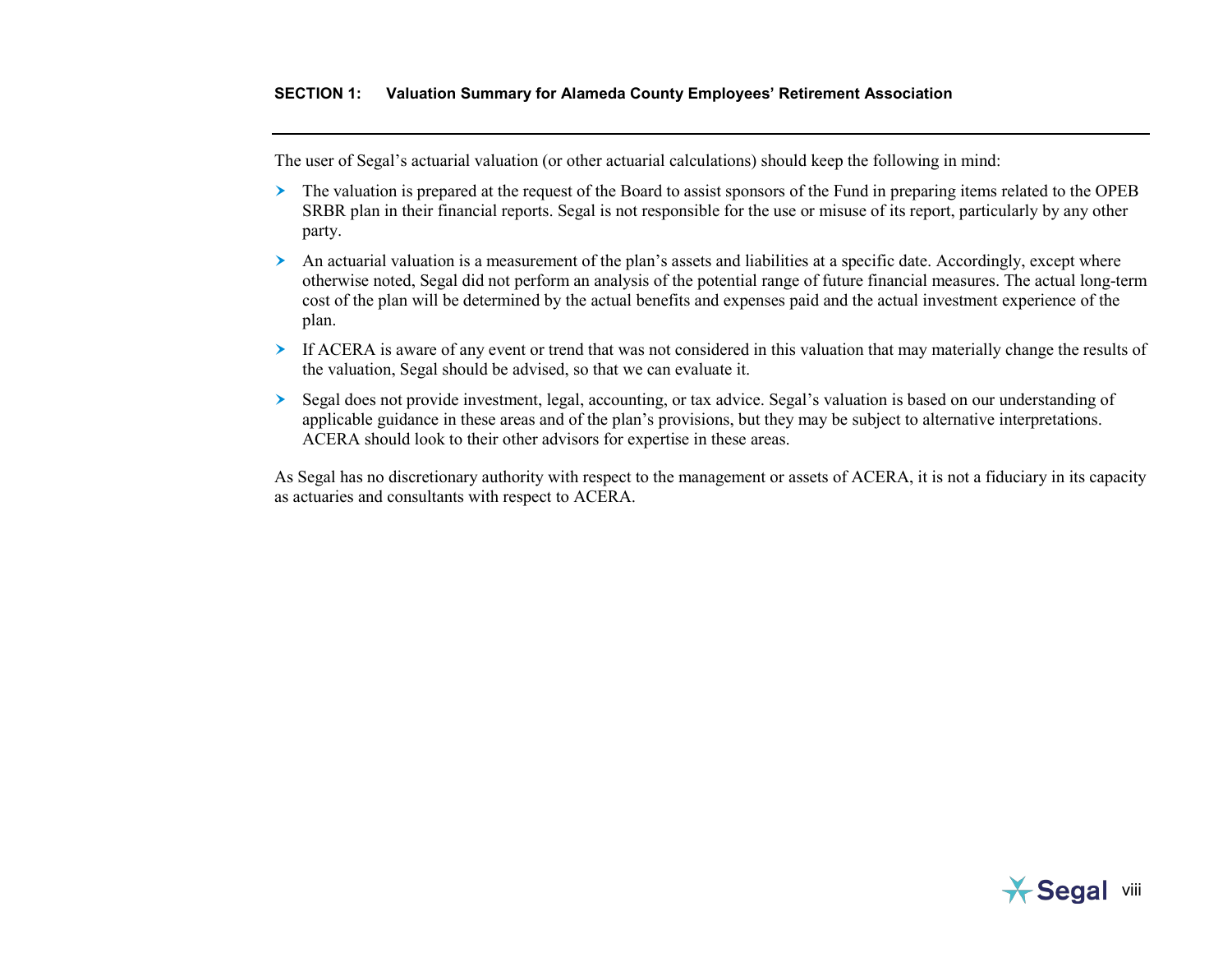The user of Segal's actuarial valuation (or other actuarial calculations) should keep the following in mind:

- The valuation is prepared at the request of the Board to assist sponsors of the Fund in preparing items related to the OPEB SRBR plan in their financial reports. Segal is not responsible for the use or misuse of its report, particularly by any other party.
- An actuarial valuation is a measurement of the plan's assets and liabilities at a specific date. Accordingly, except where otherwise noted, Segal did not perform an analysis of the potential range of future financial measures. The actual long-term cost of the plan will be determined by the actual benefits and expenses paid and the actual investment experience of the plan.
- If ACERA is aware of any event or trend that was not considered in this valuation that may materially change the results of the valuation, Segal should be advised, so that we can evaluate it.
- Segal does not provide investment, legal, accounting, or tax advice. Segal's valuation is based on our understanding of applicable guidance in these areas and of the plan's provisions, but they may be subject to alternative interpretations. ACERA should look to their other advisors for expertise in these areas.

As Segal has no discretionary authority with respect to the management or assets of ACERA, it is not a fiduciary in its capacity as actuaries and consultants with respect to ACERA.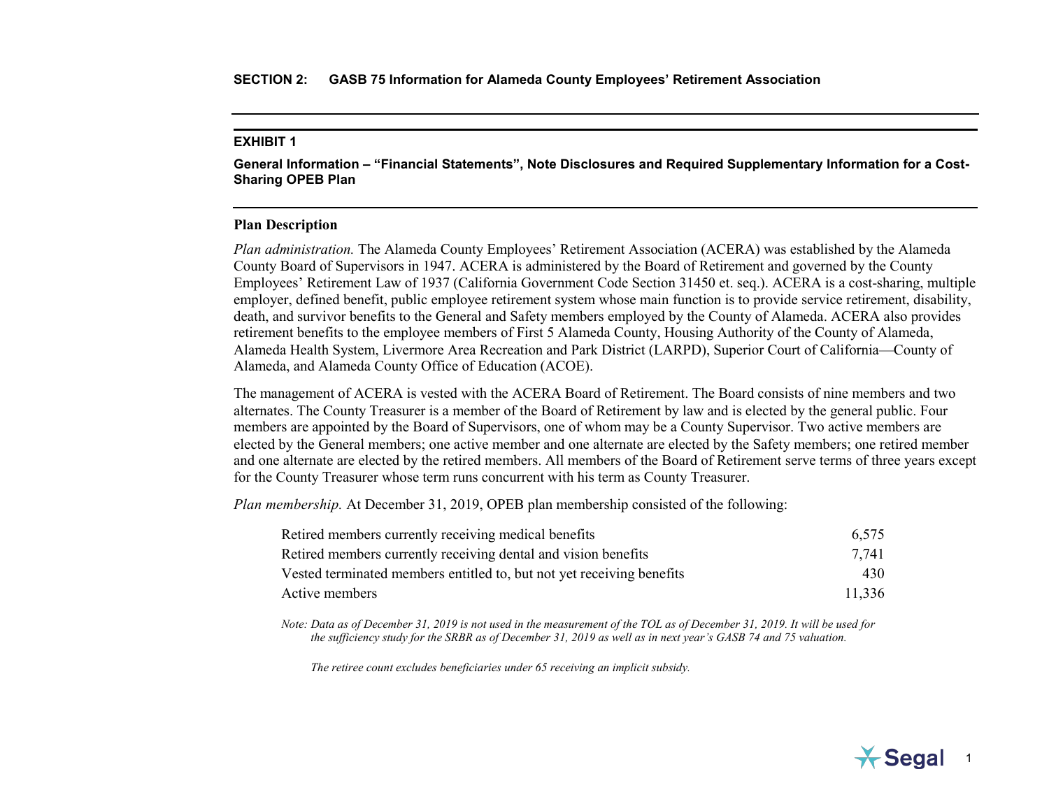## SECTION 2: GASB 75 Information for Alameda County Employees' Retirement Association

### EXHIBIT 1

**General Information – "Financial Statements", Note Disclosures and Required Supplementary Information for a Cost-Sharing OPEB Plan**

**Plan Description**

*Plan administration.* The Alameda County Employees' Retirement Association (ACERA) was established by the Alameda County Board of Supervisors in 1947. ACERA is administered by the Board of Retirement and governed by the County Employees' Retirement Law of 1937 (California Government Code Section 31450 et. seq.). ACERA is a cost-sharing, multiple employer, defined benefit, public employee retirement system whose main function is to provide service retirement, disability, death, and survivor benefits to the General and Safety members employed by the County of Alameda. ACERA also provides retirement benefits to the employee members of First 5 Alameda County, Housing Authority of the County of Alameda, Alameda Health System, Livermore Area Recreation and Park District (LARPD), Superior Court of California—County of Alameda, and Alameda County Office of Education (ACOE).

The management of ACERA is vested with the ACERA Board of Retirement. The Board consists of nine members and two alternates. The County Treasurer is a member of the Board of Retirement by law and is elected by the general public. Four members are appointed by the Board of Supervisors, one of whom may be a County Supervisor. Two active members are elected by the General members; one active member and one alternate are elected by the Safety members; one retired member and one alternate are elected by the retired members. All members of the Board of Retirement serve terms of three years except for the County Treasurer whose term runs concurrent with his term as County Treasurer.

*Plan membership.* At December 31, 2019, OPEB plan membership consisted of the following:

| | |
|---|---:|
| Retired members currently receiving medical benefits | 6,575 |
| Retired members currently receiving dental and vision benefits | 7,741 |
| Vested terminated members entitled to, but not yet receiving benefits | 430 |
| Active members | 11,336 |

*Note: Data as of December 31, 2019 is not used in the measurement of the TOL as of December 31, 2019. It will be used for the sufficiency study for the SRBR as of December 31, 2019 as well as in next year's GASB 74 and 75 valuation.*

*The retiree count excludes beneficiaries under 65 receiving an implicit subsidy.*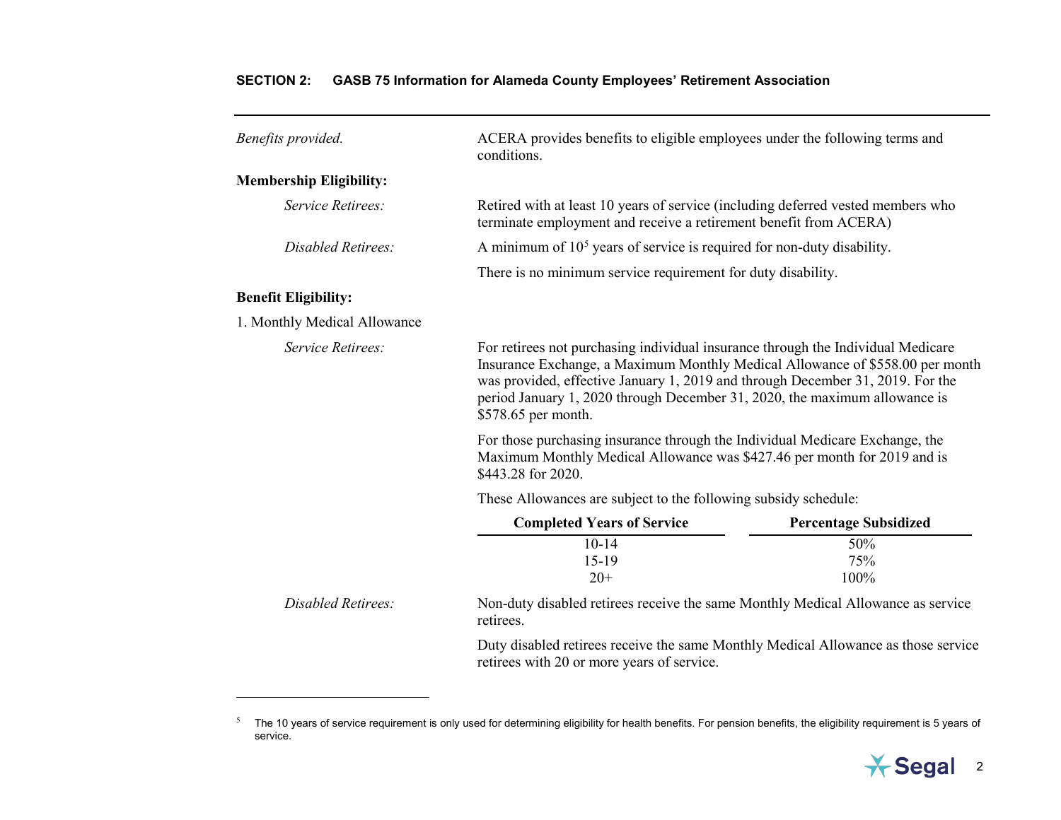*Benefits provided.* ACERA provides benefits to eligible employees under the following terms and conditions.

**Membership Eligibility:**

*Service Retirees:* Retired with at least 10 years of service (including deferred vested members who terminate employment and receive a retirement benefit from ACERA)

*Disabled Retirees:* A minimum of 10[5] years of service is required for non-duty disability.

There is no minimum service requirement for duty disability.

**Benefit Eligibility:**

1. Monthly Medical Allowance

*Service Retirees:* For retirees not purchasing individual insurance through the Individual Medicare Insurance Exchange, a Maximum Monthly Medical Allowance of $558.00 per month was provided, effective January 1, 2019 and through December 31, 2019. For the period January 1, 2020 through December 31, 2020, the maximum allowance is $578.65 per month.

For those purchasing insurance through the Individual Medicare Exchange, the Maximum Monthly Medical Allowance was $427.46 per month for 2019 and is $443.28 for 2020.

These Allowances are subject to the following subsidy schedule:

| Completed Years of Service | Percentage Subsidized |
|---|---|
| 10-14 | 50% |
| 15-19 | 75% |
| 20+ | 100% |

*Disabled Retirees:* Non-duty disabled retirees receive the same Monthly Medical Allowance as service retirees.

Duty disabled retirees receive the same Monthly Medical Allowance as those service retirees with 20 or more years of service.

---

[5] The 10 years of service requirement is only used for determining eligibility for health benefits. For pension benefits, the eligibility requirement is 5 years of service.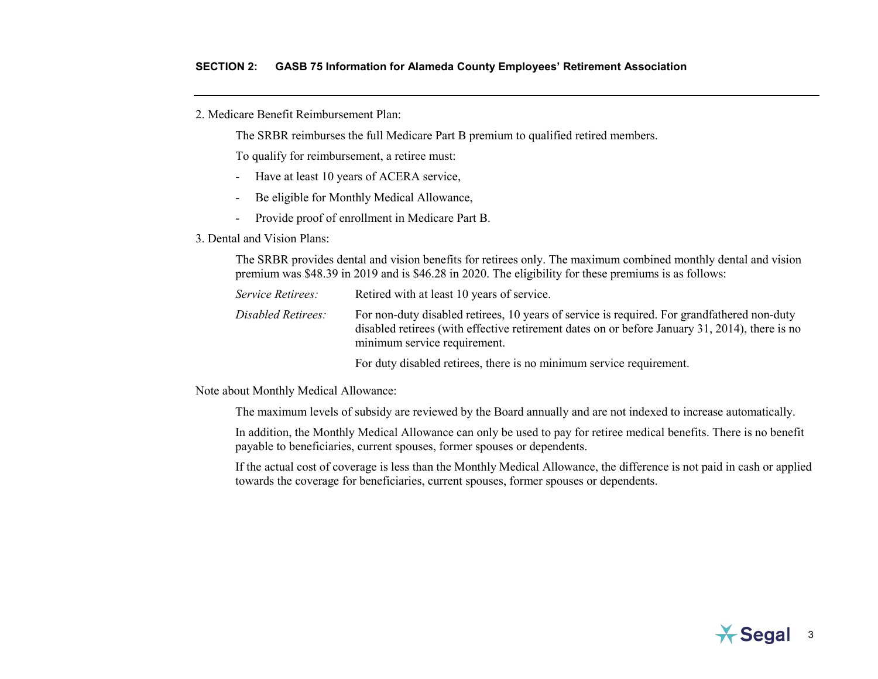2. Medicare Benefit Reimbursement Plan:

The SRBR reimburses the full Medicare Part B premium to qualified retired members.

To qualify for reimbursement, a retiree must:

- Have at least 10 years of ACERA service,
- Be eligible for Monthly Medical Allowance,
- Provide proof of enrollment in Medicare Part B.

3. Dental and Vision Plans:

The SRBR provides dental and vision benefits for retirees only. The maximum combined monthly dental and vision premium was $48.39 in 2019 and is $46.28 in 2020. The eligibility for these premiums is as follows:

*Service Retirees:* Retired with at least 10 years of service.

*Disabled Retirees:* For non-duty disabled retirees, 10 years of service is required. For grandfathered non-duty disabled retirees (with effective retirement dates on or before January 31, 2014), there is no minimum service requirement.

For duty disabled retirees, there is no minimum service requirement.

Note about Monthly Medical Allowance:

The maximum levels of subsidy are reviewed by the Board annually and are not indexed to increase automatically.

In addition, the Monthly Medical Allowance can only be used to pay for retiree medical benefits. There is no benefit payable to beneficiaries, current spouses, former spouses or dependents.

If the actual cost of coverage is less than the Monthly Medical Allowance, the difference is not paid in cash or applied towards the coverage for beneficiaries, current spouses, former spouses or dependents.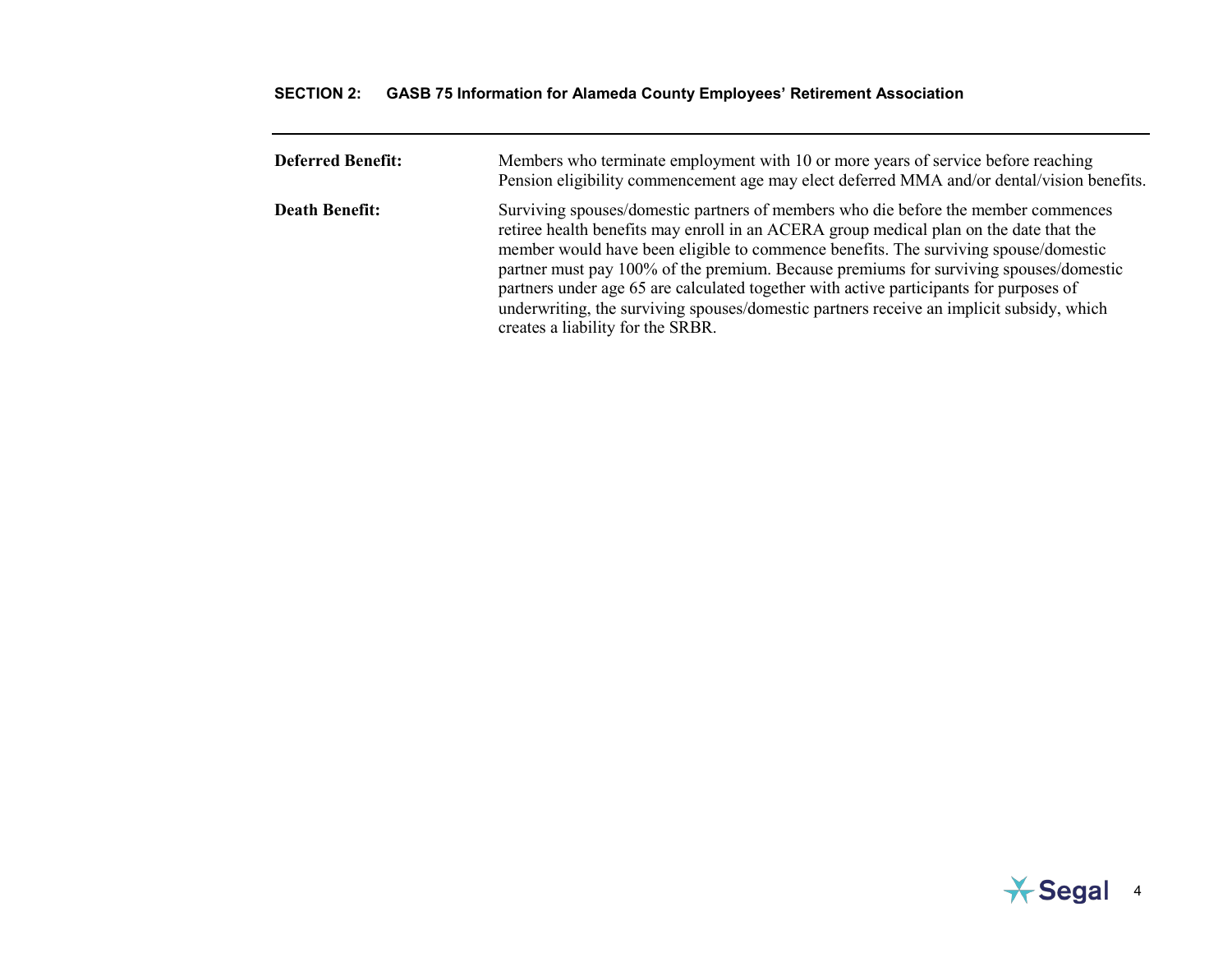**Deferred Benefit:** Members who terminate employment with 10 or more years of service before reaching Pension eligibility commencement age may elect deferred MMA and/or dental/vision benefits.

**Death Benefit:** Surviving spouses/domestic partners of members who die before the member commences retiree health benefits may enroll in an ACERA group medical plan on the date that the member would have been eligible to commence benefits. The surviving spouse/domestic partner must pay 100% of the premium. Because premiums for surviving spouses/domestic partners under age 65 are calculated together with active participants for purposes of underwriting, the surviving spouses/domestic partners receive an implicit subsidy, which creates a liability for the SRBR.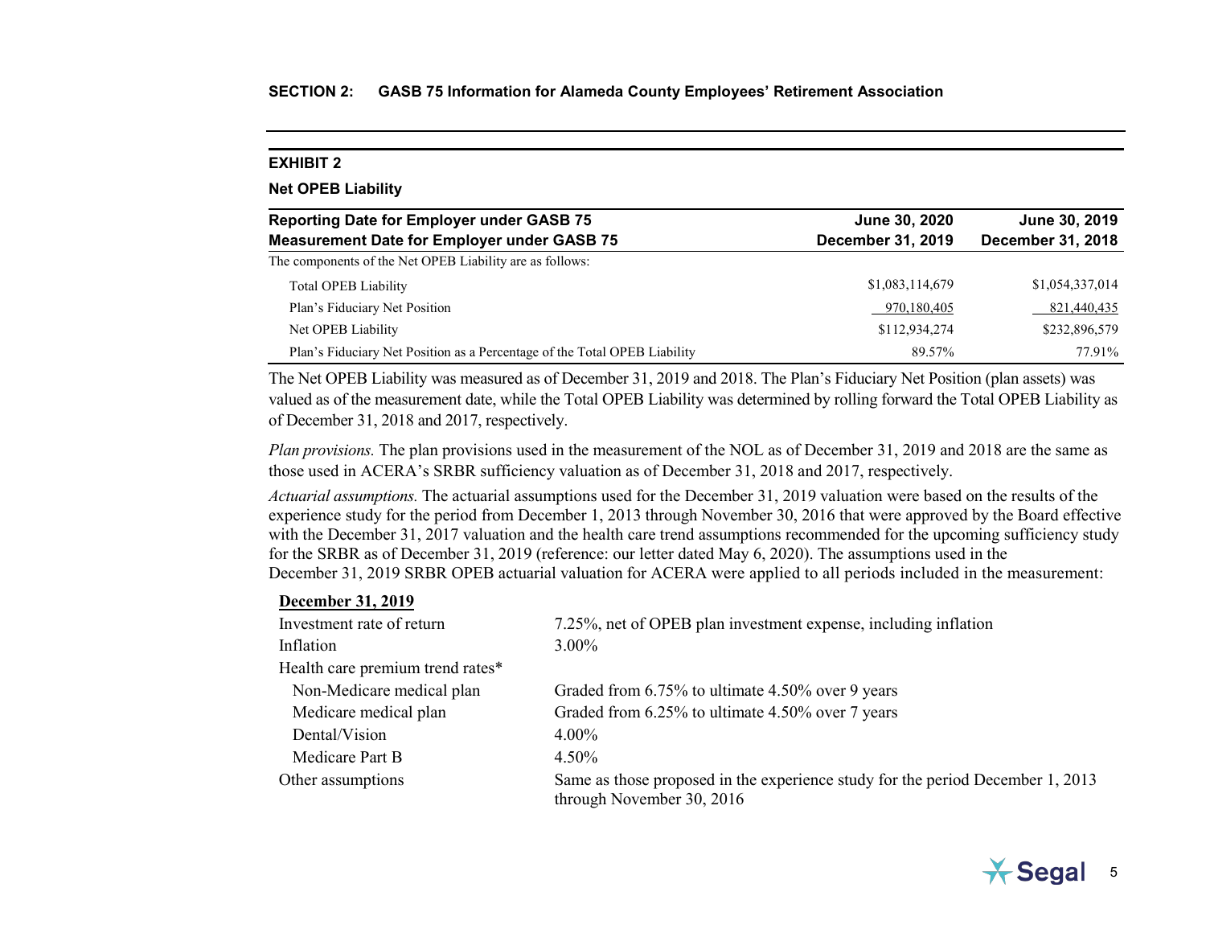## EXHIBIT 2

### Net OPEB Liability

| Reporting Date for Employer under GASB 75<br>Measurement Date for Employer under GASB 75 | June 30, 2020<br>December 31, 2019 | June 30, 2019<br>December 31, 2018 |
|---|---|---|
| The components of the Net OPEB Liability are as follows: | | |
| Total OPEB Liability | $1,083,114,679 | $1,054,337,014 |
| Plan's Fiduciary Net Position | 970,180,405 | 821,440,435 |
| Net OPEB Liability | $112,934,274 | $232,896,579 |
| Plan's Fiduciary Net Position as a Percentage of the Total OPEB Liability | 89.57% | 77.91% |

The Net OPEB Liability was measured as of December 31, 2019 and 2018. The Plan's Fiduciary Net Position (plan assets) was valued as of the measurement date, while the Total OPEB Liability was determined by rolling forward the Total OPEB Liability as of December 31, 2018 and 2017, respectively.

*Plan provisions.* The plan provisions used in the measurement of the NOL as of December 31, 2019 and 2018 are the same as those used in ACERA's SRBR sufficiency valuation as of December 31, 2018 and 2017, respectively.

*Actuarial assumptions.* The actuarial assumptions used for the December 31, 2019 valuation were based on the results of the experience study for the period from December 1, 2013 through November 30, 2016 that were approved by the Board effective with the December 31, 2017 valuation and the health care trend assumptions recommended for the upcoming sufficiency study for the SRBR as of December 31, 2019 (reference: our letter dated May 6, 2020). The assumptions used in the December 31, 2019 SRBR OPEB actuarial valuation for ACERA were applied to all periods included in the measurement:

| **December 31, 2019** | |
|---|---|
| Investment rate of return | 7.25%, net of OPEB plan investment expense, including inflation |
| Inflation | 3.00% |
| Health care premium trend rates* | |
| Non-Medicare medical plan | Graded from 6.75% to ultimate 4.50% over 9 years |
| Medicare medical plan | Graded from 6.25% to ultimate 4.50% over 7 years |
| Dental/Vision | 4.00% |
| Medicare Part B | 4.50% |
| Other assumptions | Same as those proposed in the experience study for the period December 1, 2013 through November 30, 2016 |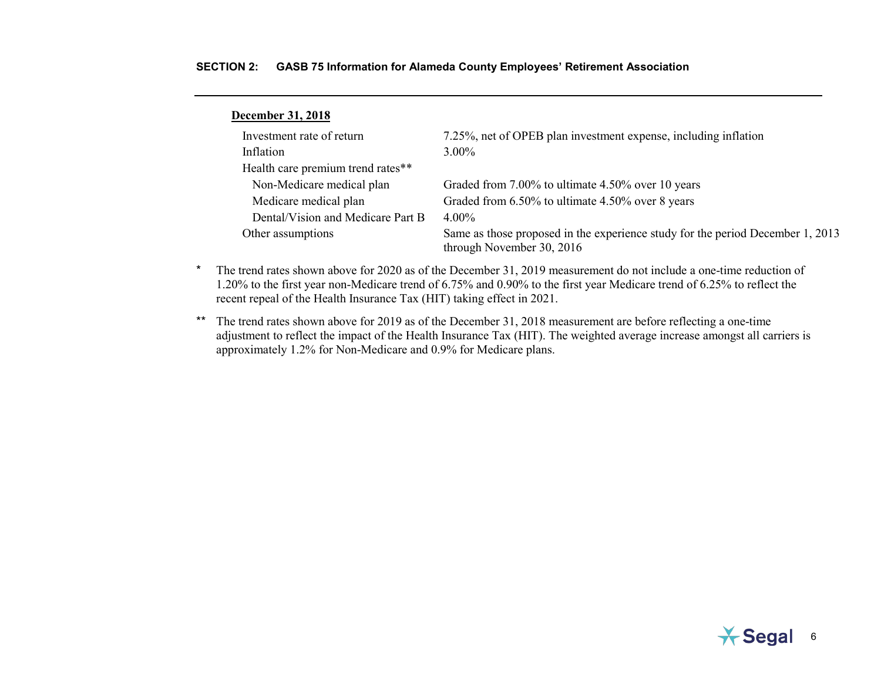**December 31, 2018**

| | |
|---|---|
| Investment rate of return | 7.25%, net of OPEB plan investment expense, including inflation |
| Inflation | 3.00% |
| Health care premium trend rates** | |
| Non-Medicare medical plan | Graded from 7.00% to ultimate 4.50% over 10 years |
| Medicare medical plan | Graded from 6.50% to ultimate 4.50% over 8 years |
| Dental/Vision and Medicare Part B | 4.00% |
| Other assumptions | Same as those proposed in the experience study for the period December 1, 2013 through November 30, 2016 |

\* The trend rates shown above for 2020 as of the December 31, 2019 measurement do not include a one-time reduction of 1.20% to the first year non-Medicare trend of 6.75% and 0.90% to the first year Medicare trend of 6.25% to reflect the recent repeal of the Health Insurance Tax (HIT) taking effect in 2021.

** The trend rates shown above for 2019 as of the December 31, 2018 measurement are before reflecting a one-time adjustment to reflect the impact of the Health Insurance Tax (HIT). The weighted average increase amongst all carriers is approximately 1.2% for Non-Medicare and 0.9% for Medicare plans.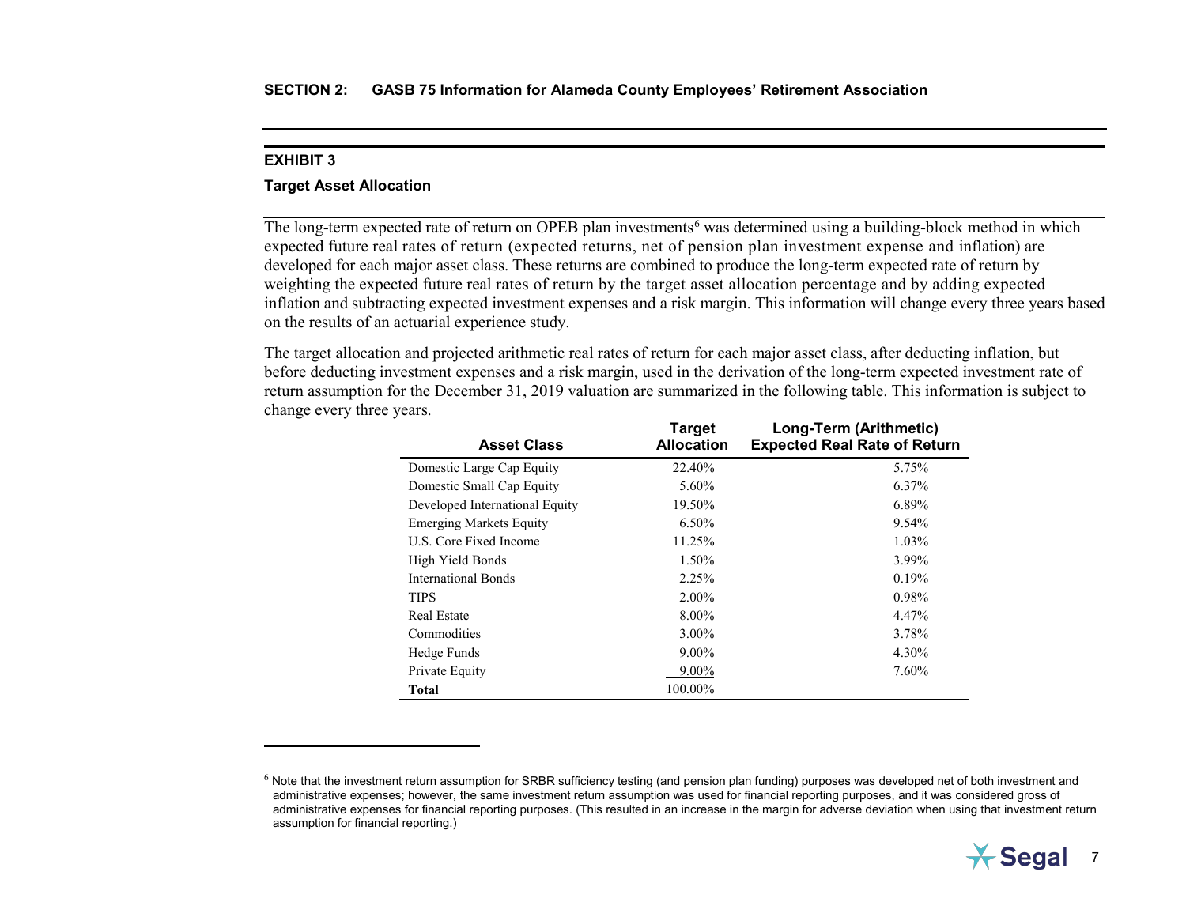## SECTION 2: GASB 75 Information for Alameda County Employees' Retirement Association

### EXHIBIT 3

**Target Asset Allocation**

The long-term expected rate of return on OPEB plan investments[6] was determined using a building-block method in which expected future real rates of return (expected returns, net of pension plan investment expense and inflation) are developed for each major asset class. These returns are combined to produce the long-term expected rate of return by weighting the expected future real rates of return by the target asset allocation percentage and by adding expected inflation and subtracting expected investment expenses and a risk margin. This information will change every three years based on the results of an actuarial experience study.

The target allocation and projected arithmetic real rates of return for each major asset class, after deducting inflation, but before deducting investment expenses and a risk margin, used in the derivation of the long-term expected investment rate of return assumption for the December 31, 2019 valuation are summarized in the following table. This information is subject to change every three years.

| Asset Class | Target Allocation | Long-Term (Arithmetic) Expected Real Rate of Return |
|---|---|---|
| Domestic Large Cap Equity | 22.40% | 5.75% |
| Domestic Small Cap Equity | 5.60% | 6.37% |
| Developed International Equity | 19.50% | 6.89% |
| Emerging Markets Equity | 6.50% | 9.54% |
| U.S. Core Fixed Income | 11.25% | 1.03% |
| High Yield Bonds | 1.50% | 3.99% |
| International Bonds | 2.25% | 0.19% |
| TIPS | 2.00% | 0.98% |
| Real Estate | 8.00% | 4.47% |
| Commodities | 3.00% | 3.78% |
| Hedge Funds | 9.00% | 4.30% |
| Private Equity | 9.00% | 7.60% |
| **Total** | 100.00% | |

[6] Note that the investment return assumption for SRBR sufficiency testing (and pension plan funding) purposes was developed net of both investment and administrative expenses; however, the same investment return assumption was used for financial reporting purposes, and it was considered gross of administrative expenses for financial reporting purposes. (This resulted in an increase in the margin for adverse deviation when using that investment return assumption for financial reporting.)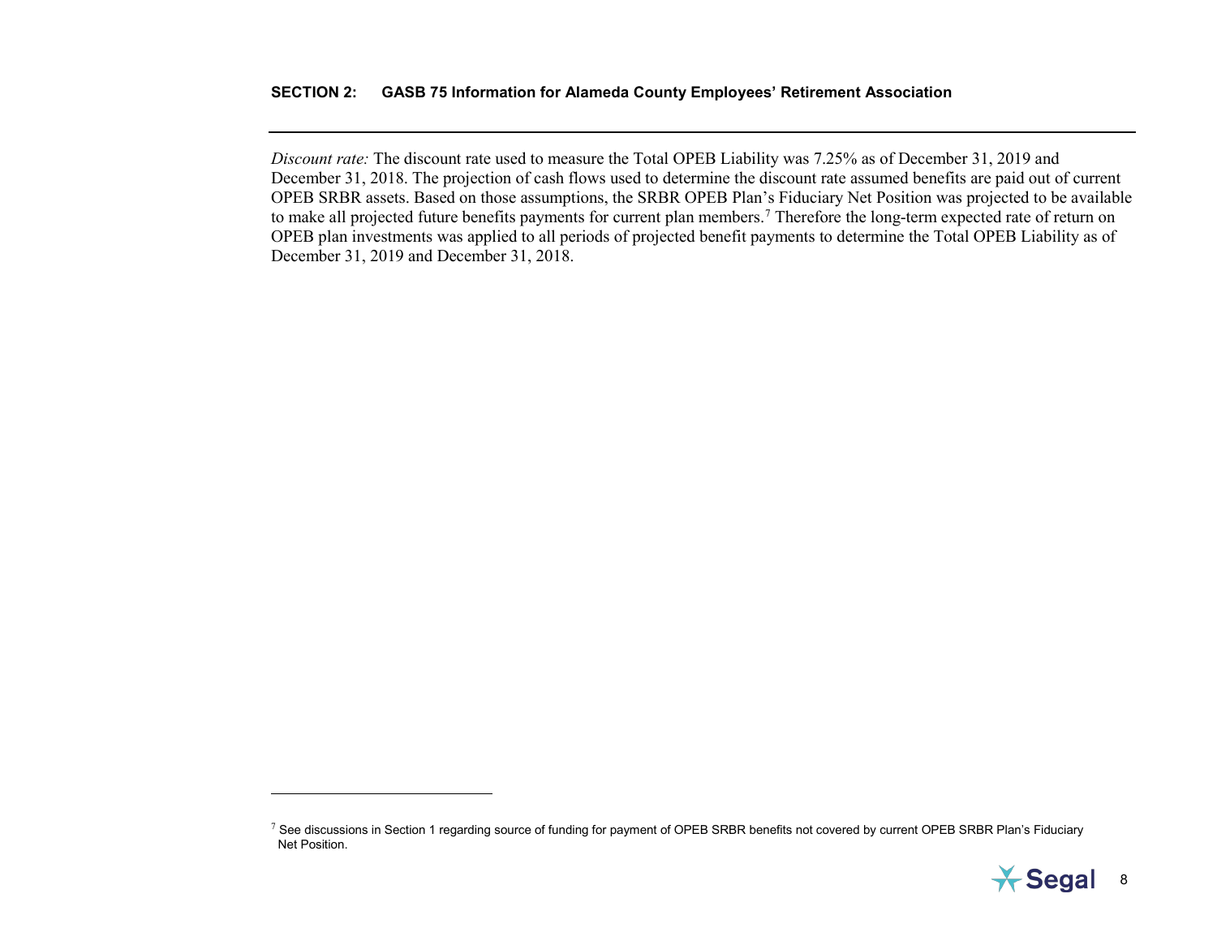*Discount rate:* The discount rate used to measure the Total OPEB Liability was 7.25% as of December 31, 2019 and December 31, 2018. The projection of cash flows used to determine the discount rate assumed benefits are paid out of current OPEB SRBR assets. Based on those assumptions, the SRBR OPEB Plan's Fiduciary Net Position was projected to be available to make all projected future benefits payments for current plan members.[7] Therefore the long-term expected rate of return on OPEB plan investments was applied to all periods of projected benefit payments to determine the Total OPEB Liability as of December 31, 2019 and December 31, 2018.

---

[7] See discussions in Section 1 regarding source of funding for payment of OPEB SRBR benefits not covered by current OPEB SRBR Plan's Fiduciary Net Position.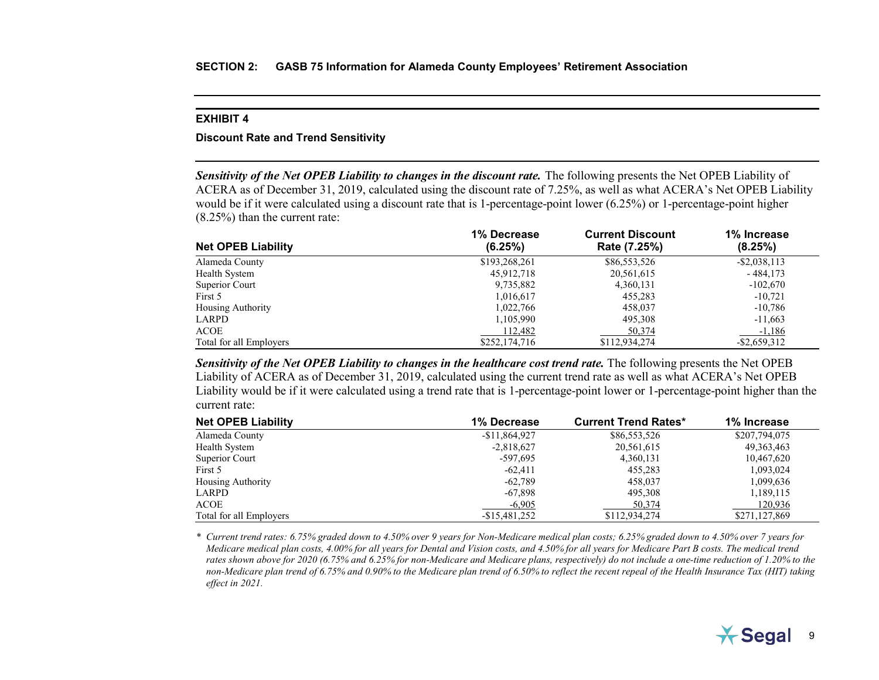## EXHIBIT 4

**Discount Rate and Trend Sensitivity**

***Sensitivity of the Net OPEB Liability to changes in the discount rate.*** The following presents the Net OPEB Liability of ACERA as of December 31, 2019, calculated using the discount rate of 7.25%, as well as what ACERA's Net OPEB Liability would be if it were calculated using a discount rate that is 1-percentage-point lower (6.25%) or 1-percentage-point higher (8.25%) than the current rate:

| Net OPEB Liability | 1% Decrease (6.25%) | Current Discount Rate (7.25%) | 1% Increase (8.25%) |
|---|---|---|---|
| Alameda County | $193,268,261 | $86,553,526 | -$2,038,113 |
| Health System | 45,912,718 | 20,561,615 | - 484,173 |
| Superior Court | 9,735,882 | 4,360,131 | -102,670 |
| First 5 | 1,016,617 | 455,283 | -10,721 |
| Housing Authority | 1,022,766 | 458,037 | -10,786 |
| LARPD | 1,105,990 | 495,308 | -11,663 |
| ACOE | 112,482 | 50,374 | -1,186 |
| Total for all Employers | $252,174,716 | $112,934,274 | -$2,659,312 |

***Sensitivity of the Net OPEB Liability to changes in the healthcare cost trend rate.*** The following presents the Net OPEB Liability of ACERA as of December 31, 2019, calculated using the current trend rate as well as what ACERA's Net OPEB Liability would be if it were calculated using a trend rate that is 1-percentage-point lower or 1-percentage-point higher than the current rate:

| Net OPEB Liability | 1% Decrease | Current Trend Rates* | 1% Increase |
|---|---|---|---|
| Alameda County | -$11,864,927 | $86,553,526 | $207,794,075 |
| Health System | -2,818,627 | 20,561,615 | 49,363,463 |
| Superior Court | -597,695 | 4,360,131 | 10,467,620 |
| First 5 | -62,411 | 455,283 | 1,093,024 |
| Housing Authority | -62,789 | 458,037 | 1,099,636 |
| LARPD | -67,898 | 495,308 | 1,189,115 |
| ACOE | -6,905 | 50,374 | 120,936 |
| Total for all Employers | -$15,481,252 | $112,934,274 | $271,127,869 |

\* *Current trend rates: 6.75% graded down to 4.50% over 9 years for Non-Medicare medical plan costs; 6.25% graded down to 4.50% over 7 years for Medicare medical plan costs, 4.00% for all years for Dental and Vision costs, and 4.50% for all years for Medicare Part B costs. The medical trend rates shown above for 2020 (6.75% and 6.25% for non-Medicare and Medicare plans, respectively) do not include a one-time reduction of 1.20% to the non-Medicare plan trend of 6.75% and 0.90% to the Medicare plan trend of 6.50% to reflect the recent repeal of the Health Insurance Tax (HIT) taking effect in 2021.*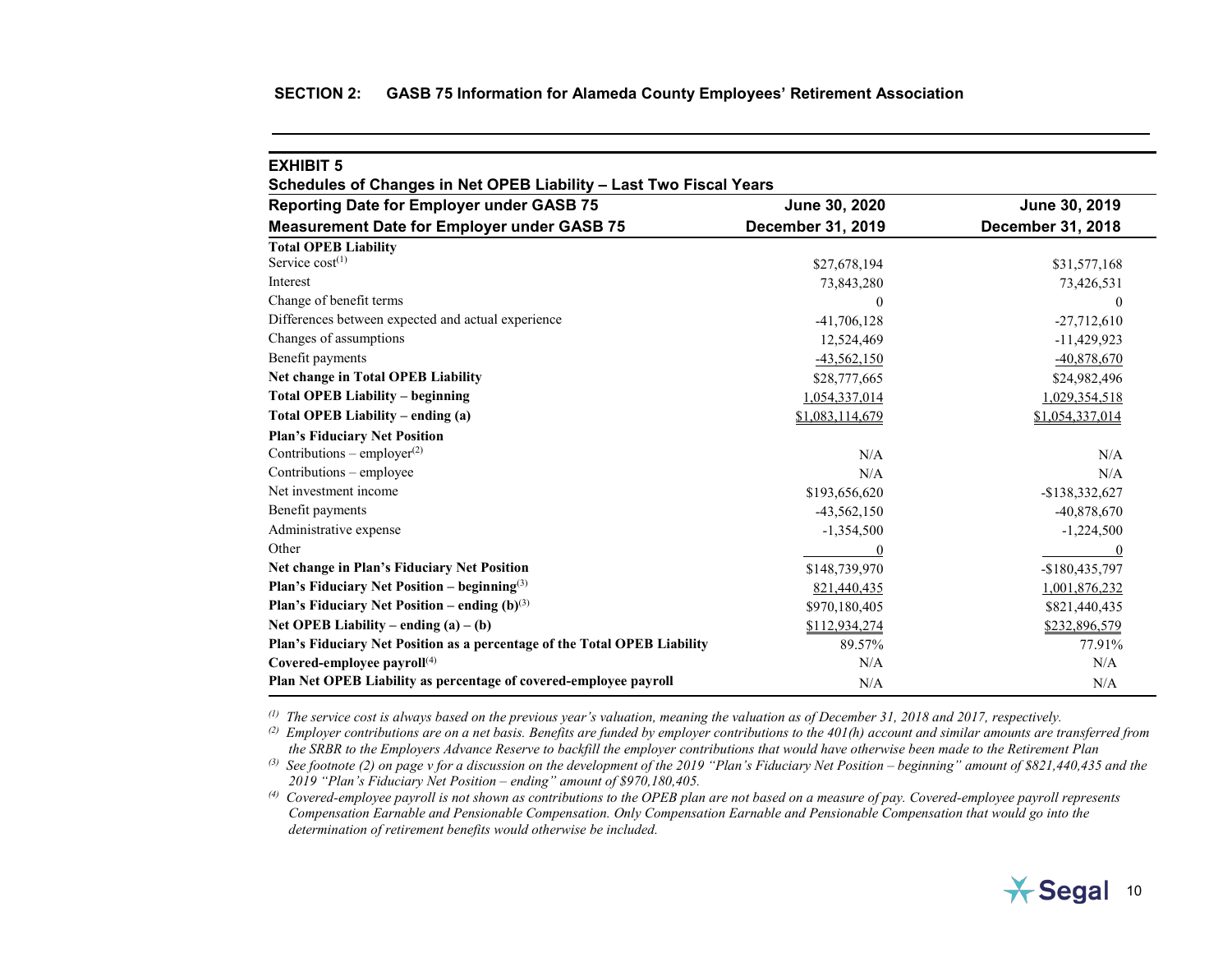## SECTION 2: GASB 75 Information for Alameda County Employees' Retirement Association

### EXHIBIT 5

**Schedules of Changes in Net OPEB Liability – Last Two Fiscal Years**

| Reporting Date for Employer under GASB 75 | June 30, 2020 | June 30, 2019 |
|---|---|---|
| **Measurement Date for Employer under GASB 75** | **December 31, 2019** | **December 31, 2018** |
| **Total OPEB Liability** | | |
| Service cost[1] | $27,678,194 | $31,577,168 |
| Interest | 73,843,280 | 73,426,531 |
| Change of benefit terms | 0 | 0 |
| Differences between expected and actual experience | -41,706,128 | -27,712,610 |
| Changes of assumptions | 12,524,469 | -11,429,923 |
| Benefit payments | -43,562,150 | -40,878,670 |
| **Net change in Total OPEB Liability** | $28,777,665 | $24,982,496 |
| **Total OPEB Liability – beginning** | 1,054,337,014 | 1,029,354,518 |
| **Total OPEB Liability – ending (a)** | $1,083,114,679 | $1,054,337,014 |
| **Plan's Fiduciary Net Position** | | |
| Contributions – employer[2] | N/A | N/A |
| Contributions – employee | N/A | N/A |
| Net investment income | $193,656,620 | -$138,332,627 |
| Benefit payments | -43,562,150 | -40,878,670 |
| Administrative expense | -1,354,500 | -1,224,500 |
| Other | 0 | 0 |
| **Net change in Plan's Fiduciary Net Position** | $148,739,970 | -$180,435,797 |
| **Plan's Fiduciary Net Position – beginning**[3] | 821,440,435 | 1,001,876,232 |
| **Plan's Fiduciary Net Position – ending (b)**[3] | $970,180,405 | $821,440,435 |
| **Net OPEB Liability – ending (a) – (b)** | $112,934,274 | $232,896,579 |
| **Plan's Fiduciary Net Position as a percentage of the Total OPEB Liability** | 89.57% | 77.91% |
| **Covered-employee payroll**[4] | N/A | N/A |
| **Plan Net OPEB Liability as percentage of covered-employee payroll** | N/A | N/A |

*[1] The service cost is always based on the previous year's valuation, meaning the valuation as of December 31, 2018 and 2017, respectively.*

*[2] Employer contributions are on a net basis. Benefits are funded by employer contributions to the 401(h) account and similar amounts are transferred from the SRBR to the Employers Advance Reserve to backfill the employer contributions that would have otherwise been made to the Retirement Plan*

*[3] See footnote (2) on page v for a discussion on the development of the 2019 "Plan's Fiduciary Net Position – beginning" amount of $821,440,435 and the 2019 "Plan's Fiduciary Net Position – ending" amount of $970,180,405.*

*[4] Covered-employee payroll is not shown as contributions to the OPEB plan are not based on a measure of pay. Covered-employee payroll represents Compensation Earnable and Pensionable Compensation. Only Compensation Earnable and Pensionable Compensation that would go into the determination of retirement benefits would otherwise be included.*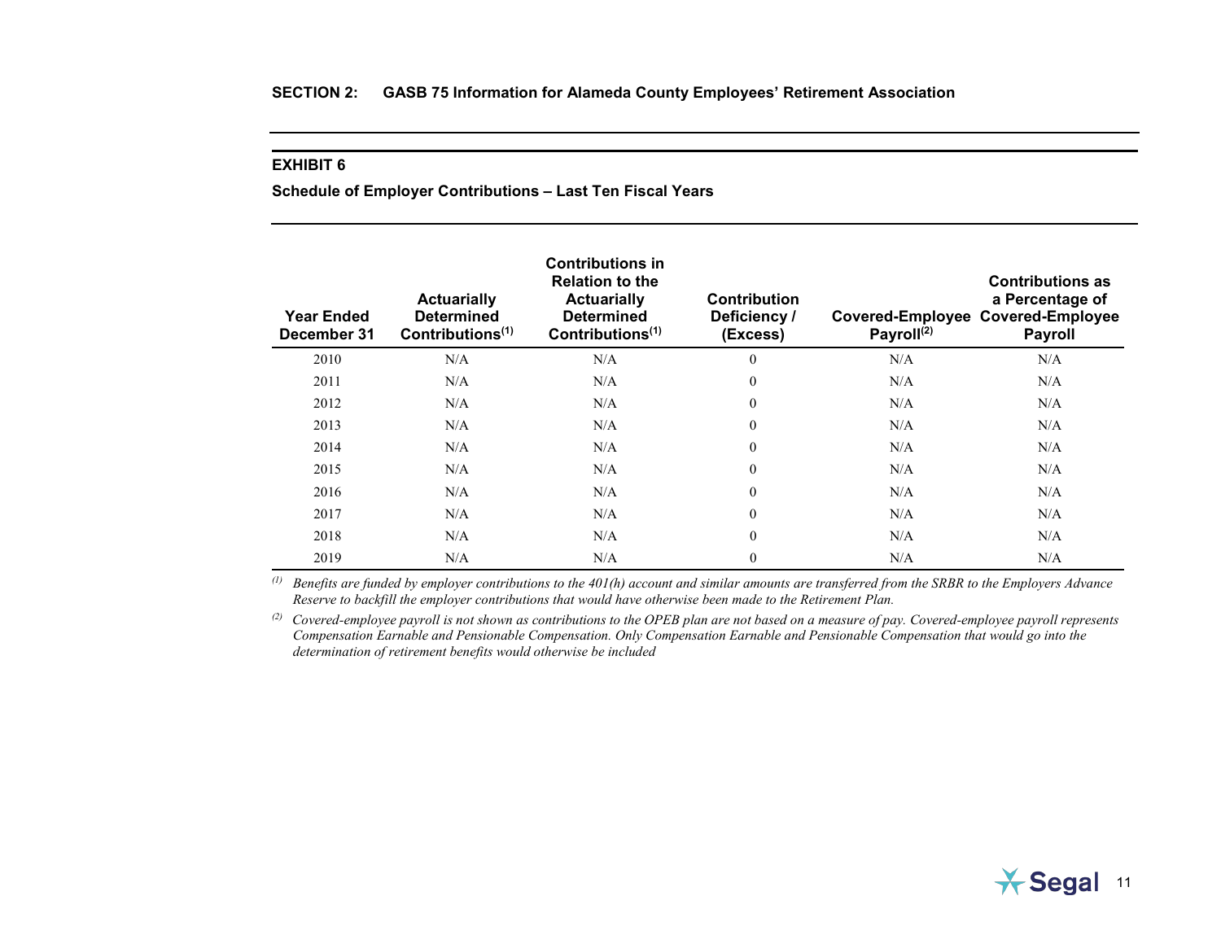## SECTION 2: GASB 75 Information for Alameda County Employees' Retirement Association

### EXHIBIT 6

**Schedule of Employer Contributions – Last Ten Fiscal Years**

| Year Ended December 31 | Actuarially Determined Contributions[1] | Contributions in Relation to the Actuarially Determined Contributions[1] | Contribution Deficiency / (Excess) | Covered-Employee Payroll[2] | Contributions as a Percentage of Covered-Employee Payroll |
|---|---|---|---|---|---|
| 2010 | N/A | N/A | 0 | N/A | N/A |
| 2011 | N/A | N/A | 0 | N/A | N/A |
| 2012 | N/A | N/A | 0 | N/A | N/A |
| 2013 | N/A | N/A | 0 | N/A | N/A |
| 2014 | N/A | N/A | 0 | N/A | N/A |
| 2015 | N/A | N/A | 0 | N/A | N/A |
| 2016 | N/A | N/A | 0 | N/A | N/A |
| 2017 | N/A | N/A | 0 | N/A | N/A |
| 2018 | N/A | N/A | 0 | N/A | N/A |
| 2019 | N/A | N/A | 0 | N/A | N/A |

[1] *Benefits are funded by employer contributions to the 401(h) account and similar amounts are transferred from the SRBR to the Employers Advance Reserve to backfill the employer contributions that would have otherwise been made to the Retirement Plan.*

[2] *Covered-employee payroll is not shown as contributions to the OPEB plan are not based on a measure of pay. Covered-employee payroll represents Compensation Earnable and Pensionable Compensation. Only Compensation Earnable and Pensionable Compensation that would go into the determination of retirement benefits would otherwise be included*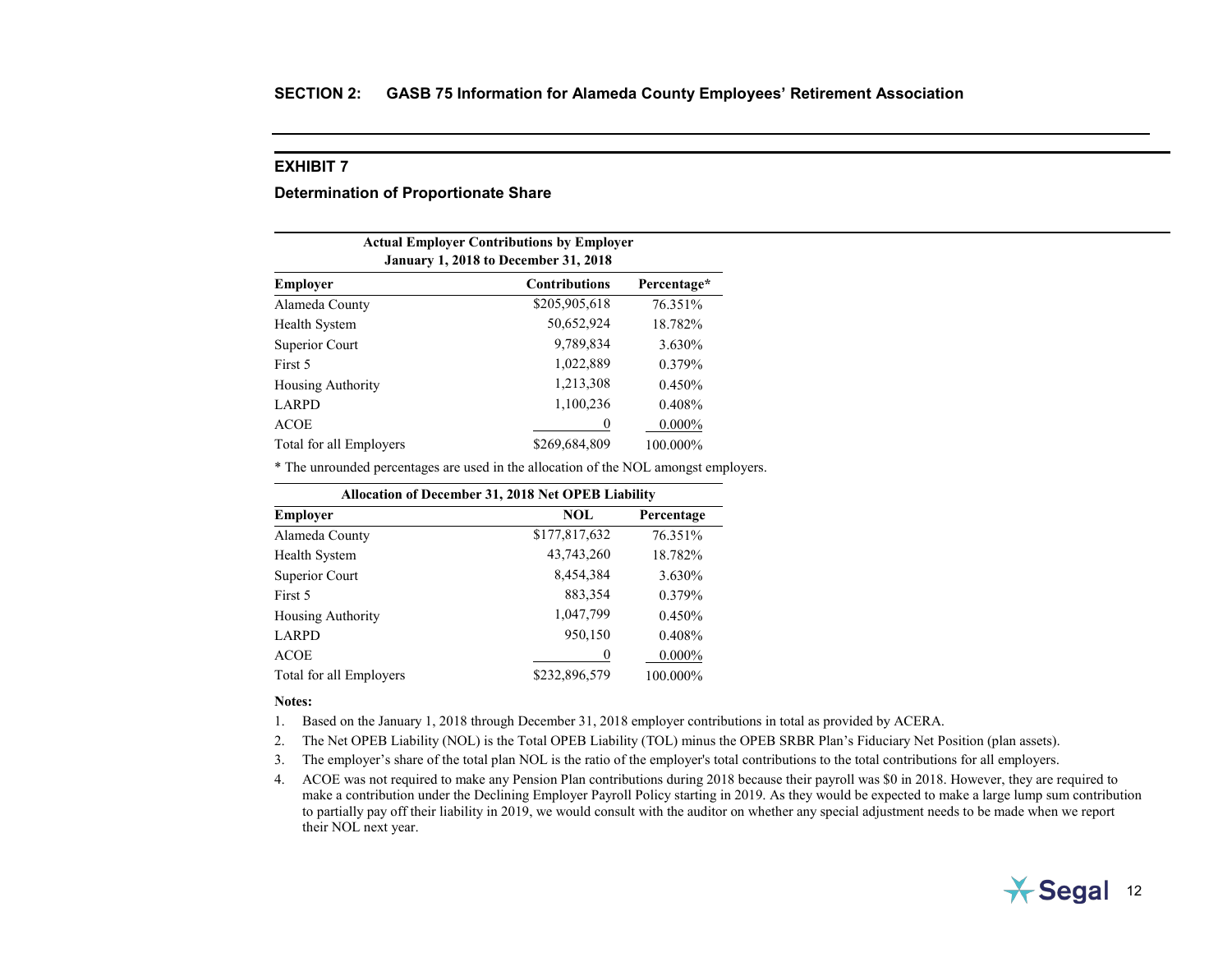## SECTION 2: GASB 75 Information for Alameda County Employees' Retirement Association

### EXHIBIT 7

**Determination of Proportionate Share**

| Actual Employer Contributions by Employer January 1, 2018 to December 31, 2018 | | |
|---|---|---|
| **Employer** | **Contributions** | **Percentage*** |
| Alameda County | $205,905,618 | 76.351% |
| Health System | 50,652,924 | 18.782% |
| Superior Court | 9,789,834 | 3.630% |
| First 5 | 1,022,889 | 0.379% |
| Housing Authority | 1,213,308 | 0.450% |
| LARPD | 1,100,236 | 0.408% |
| ACOE | 0 | 0.000% |
| Total for all Employers | $269,684,809 | 100.000% |

* The unrounded percentages are used in the allocation of the NOL amongst employers.

| Allocation of December 31, 2018 Net OPEB Liability | | |
|---|---|---|
| **Employer** | **NOL** | **Percentage** |
| Alameda County | $177,817,632 | 76.351% |
| Health System | 43,743,260 | 18.782% |
| Superior Court | 8,454,384 | 3.630% |
| First 5 | 883,354 | 0.379% |
| Housing Authority | 1,047,799 | 0.450% |
| LARPD | 950,150 | 0.408% |
| ACOE | 0 | 0.000% |
| Total for all Employers | $232,896,579 | 100.000% |

**Notes:**

1. Based on the January 1, 2018 through December 31, 2018 employer contributions in total as provided by ACERA.
2. The Net OPEB Liability (NOL) is the Total OPEB Liability (TOL) minus the OPEB SRBR Plan's Fiduciary Net Position (plan assets).
3. The employer's share of the total plan NOL is the ratio of the employer's total contributions to the total contributions for all employers.
4. ACOE was not required to make any Pension Plan contributions during 2018 because their payroll was $0 in 2018. However, they are required to make a contribution under the Declining Employer Payroll Policy starting in 2019. As they would be expected to make a large lump sum contribution to partially pay off their liability in 2019, we would consult with the auditor on whether any special adjustment needs to be made when we report their NOL next year.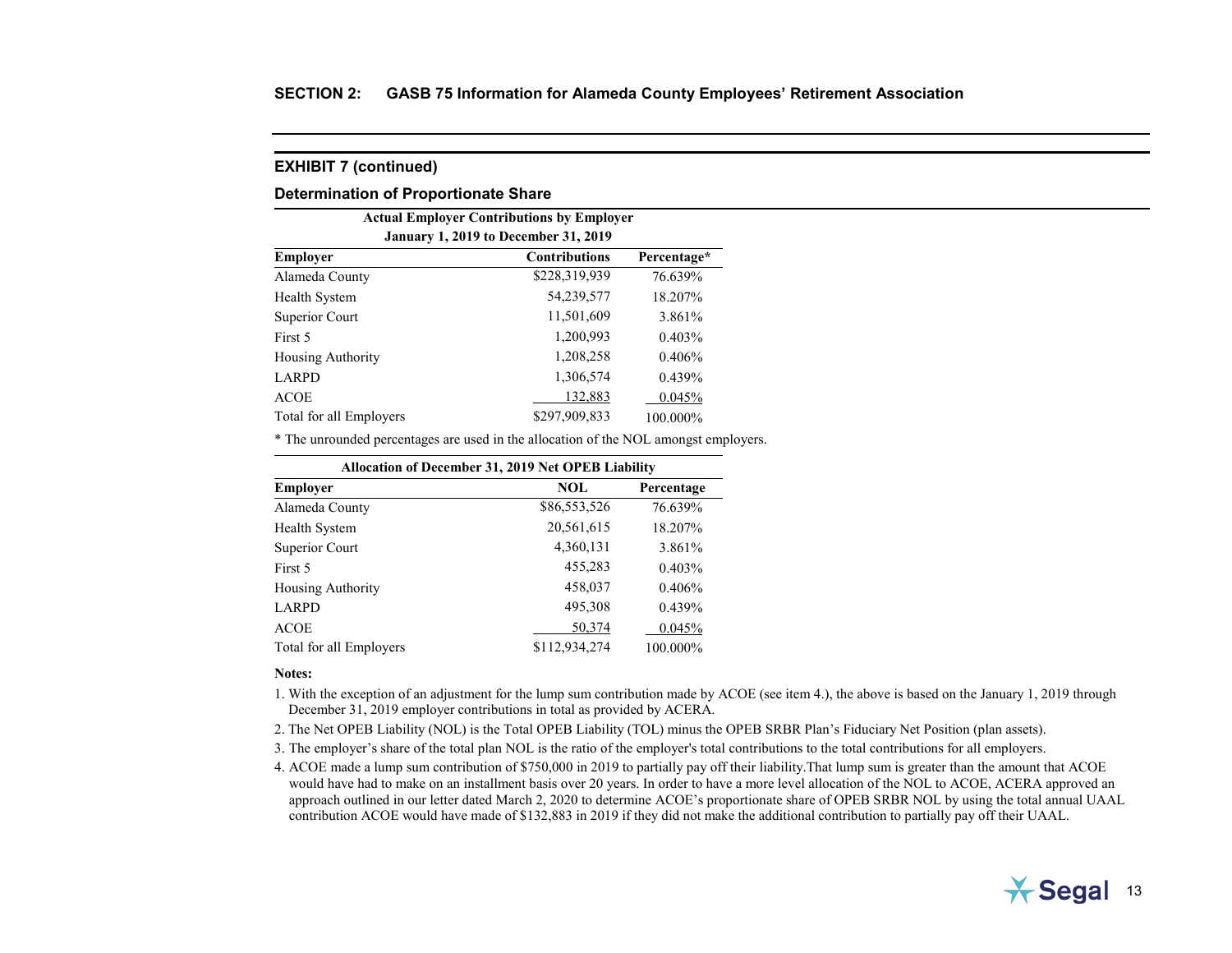## SECTION 2: GASB 75 Information for Alameda County Employees' Retirement Association

### EXHIBIT 7 (continued)

### Determination of Proportionate Share

**Actual Employer Contributions by Employer**
**January 1, 2019 to December 31, 2019**

| Employer | Contributions | Percentage* |
|---|---|---|
| Alameda County | $228,319,939 | 76.639% |
| Health System | 54,239,577 | 18.207% |
| Superior Court | 11,501,609 | 3.861% |
| First 5 | 1,200,993 | 0.403% |
| Housing Authority | 1,208,258 | 0.406% |
| LARPD | 1,306,574 | 0.439% |
| ACOE | 132,883 | 0.045% |
| Total for all Employers | $297,909,833 | 100.000% |

* The unrounded percentages are used in the allocation of the NOL amongst employers.

**Allocation of December 31, 2019 Net OPEB Liability**

| Employer | NOL | Percentage |
|---|---|---|
| Alameda County | $86,553,526 | 76.639% |
| Health System | 20,561,615 | 18.207% |
| Superior Court | 4,360,131 | 3.861% |
| First 5 | 455,283 | 0.403% |
| Housing Authority | 458,037 | 0.406% |
| LARPD | 495,308 | 0.439% |
| ACOE | 50,374 | 0.045% |
| Total for all Employers | $112,934,274 | 100.000% |

**Notes:**

1. With the exception of an adjustment for the lump sum contribution made by ACOE (see item 4.), the above is based on the January 1, 2019 through December 31, 2019 employer contributions in total as provided by ACERA.
2. The Net OPEB Liability (NOL) is the Total OPEB Liability (TOL) minus the OPEB SRBR Plan's Fiduciary Net Position (plan assets).
3. The employer's share of the total plan NOL is the ratio of the employer's total contributions to the total contributions for all employers.
4. ACOE made a lump sum contribution of $750,000 in 2019 to partially pay off their liability.That lump sum is greater than the amount that ACOE would have had to make on an installment basis over 20 years. In order to have a more level allocation of the NOL to ACOE, ACERA approved an approach outlined in our letter dated March 2, 2020 to determine ACOE's proportionate share of OPEB SRBR NOL by using the total annual UAAL contribution ACOE would have made of $132,883 in 2019 if they did not make the additional contribution to partially pay off their UAAL.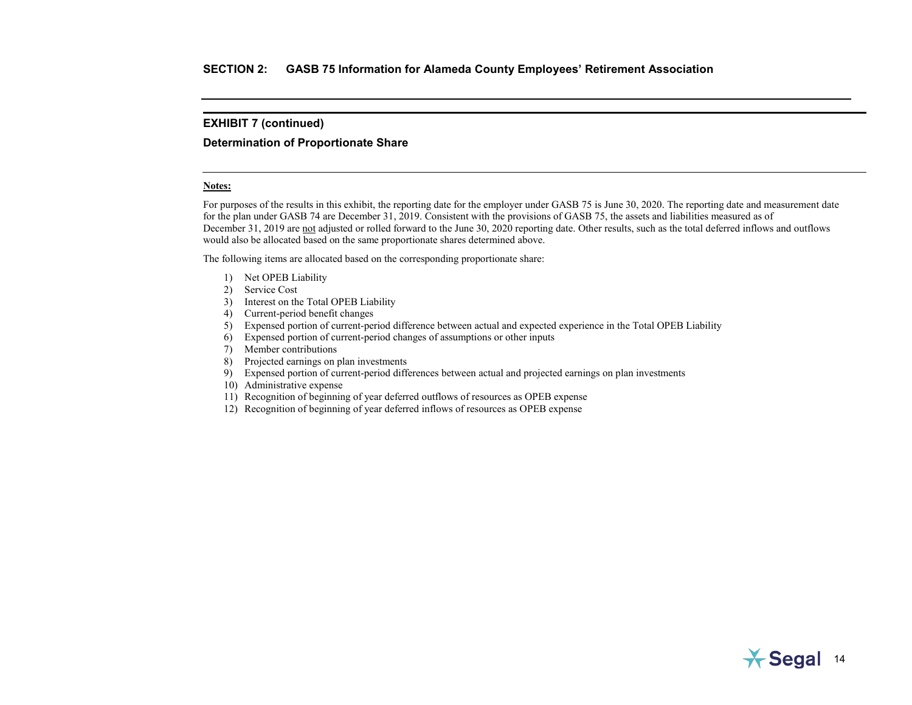## SECTION 2: GASB 75 Information for Alameda County Employees' Retirement Association

### EXHIBIT 7 (continued)

### Determination of Proportionate Share

**Notes:**

For purposes of the results in this exhibit, the reporting date for the employer under GASB 75 is June 30, 2020. The reporting date and measurement date for the plan under GASB 74 are December 31, 2019. Consistent with the provisions of GASB 75, the assets and liabilities measured as of December 31, 2019 are not adjusted or rolled forward to the June 30, 2020 reporting date. Other results, such as the total deferred inflows and outflows would also be allocated based on the same proportionate shares determined above.

The following items are allocated based on the corresponding proportionate share:

1) Net OPEB Liability
2) Service Cost
3) Interest on the Total OPEB Liability
4) Current-period benefit changes
5) Expensed portion of current-period difference between actual and expected experience in the Total OPEB Liability
6) Expensed portion of current-period changes of assumptions or other inputs
7) Member contributions
8) Projected earnings on plan investments
9) Expensed portion of current-period differences between actual and projected earnings on plan investments
10) Administrative expense
11) Recognition of beginning of year deferred outflows of resources as OPEB expense
12) Recognition of beginning of year deferred inflows of resources as OPEB expense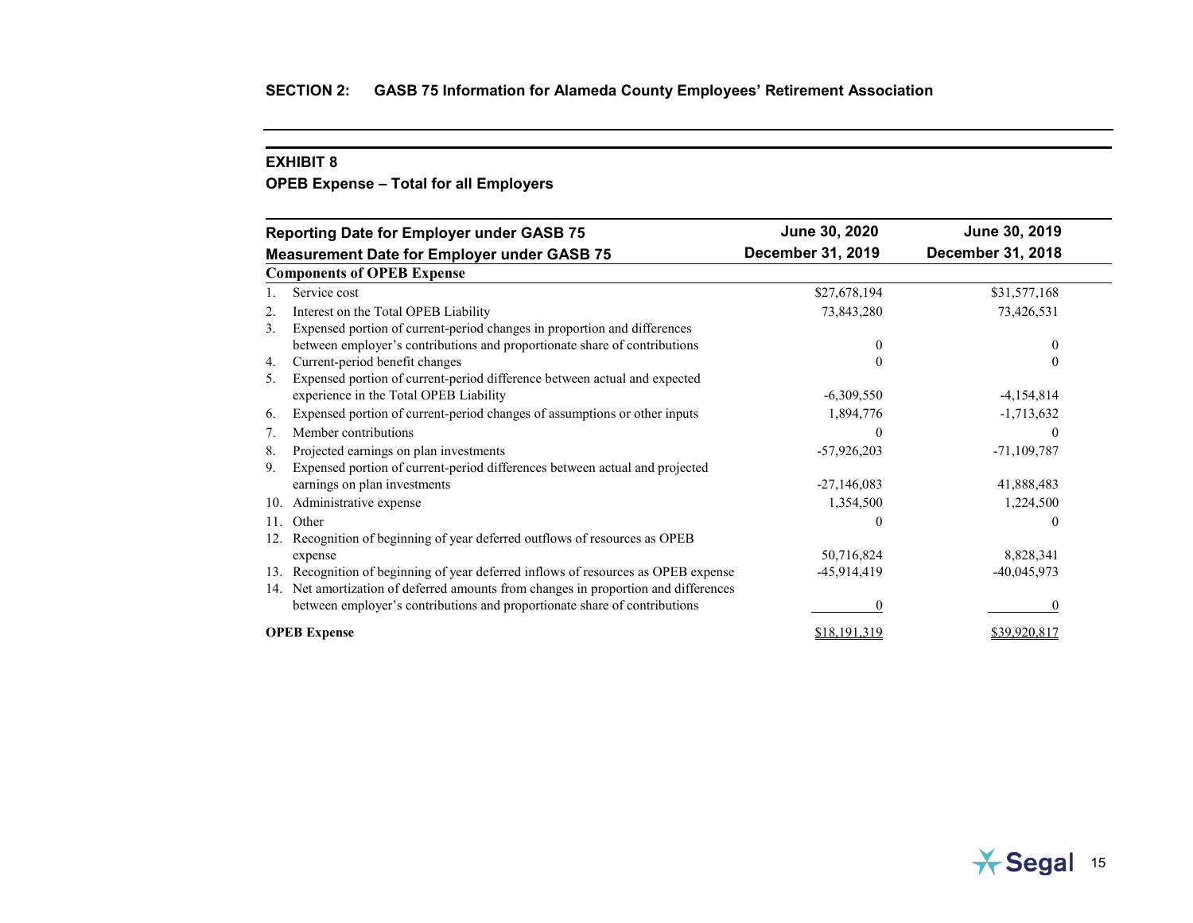## SECTION 2: GASB 75 Information for Alameda County Employees' Retirement Association

### EXHIBIT 8

**OPEB Expense – Total for all Employers**

| Reporting Date for Employer under GASB 75 | June 30, 2020 | June 30, 2019 |
|---|---|---|
| **Measurement Date for Employer under GASB 75** | **December 31, 2019** | **December 31, 2018** |
| **Components of OPEB Expense** | | |
| 1. Service cost | $27,678,194 | $31,577,168 |
| 2. Interest on the Total OPEB Liability | 73,843,280 | 73,426,531 |
| 3. Expensed portion of current-period changes in proportion and differences between employer's contributions and proportionate share of contributions | 0 | 0 |
| 4. Current-period benefit changes | 0 | 0 |
| 5. Expensed portion of current-period difference between actual and expected experience in the Total OPEB Liability | -6,309,550 | -4,154,814 |
| 6. Expensed portion of current-period changes of assumptions or other inputs | 1,894,776 | -1,713,632 |
| 7. Member contributions | 0 | 0 |
| 8. Projected earnings on plan investments | -57,926,203 | -71,109,787 |
| 9. Expensed portion of current-period differences between actual and projected earnings on plan investments | -27,146,083 | 41,888,483 |
| 10. Administrative expense | 1,354,500 | 1,224,500 |
| 11. Other | 0 | 0 |
| 12. Recognition of beginning of year deferred outflows of resources as OPEB expense | 50,716,824 | 8,828,341 |
| 13. Recognition of beginning of year deferred inflows of resources as OPEB expense | -45,914,419 | -40,045,973 |
| 14. Net amortization of deferred amounts from changes in proportion and differences between employer's contributions and proportionate share of contributions | 0 | 0 |
| **OPEB Expense** | $18,191,319 | $39,920,817 |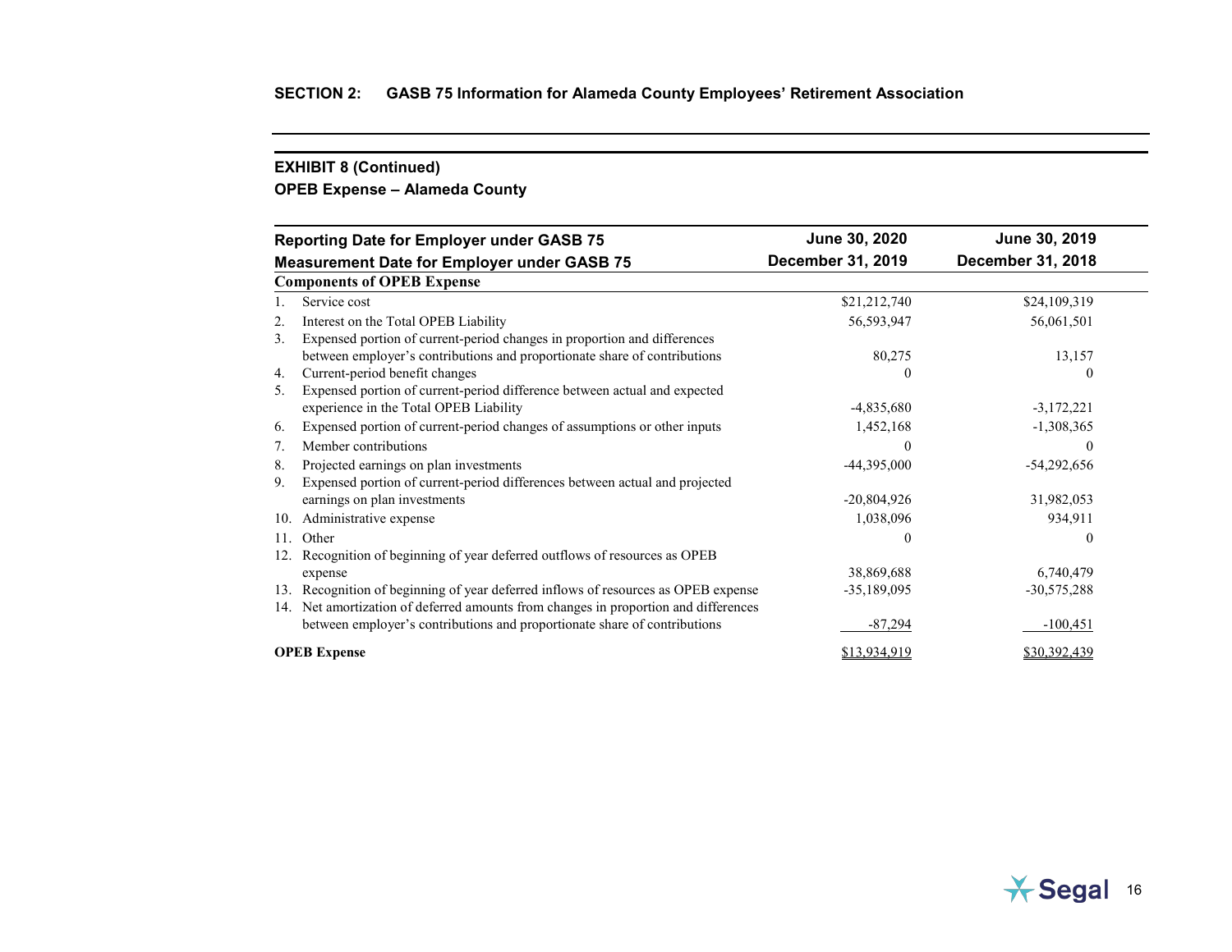## SECTION 2: GASB 75 Information for Alameda County Employees' Retirement Association

### EXHIBIT 8 (Continued)

### OPEB Expense – Alameda County

| Reporting Date for Employer under GASB 75<br>Measurement Date for Employer under GASB 75 | June 30, 2020<br>December 31, 2019 | June 30, 2019<br>December 31, 2018 |
|---|---|---|
| **Components of OPEB Expense** | | |
| 1. Service cost | $21,212,740 | $24,109,319 |
| 2. Interest on the Total OPEB Liability | 56,593,947 | 56,061,501 |
| 3. Expensed portion of current-period changes in proportion and differences between employer's contributions and proportionate share of contributions | 80,275 | 13,157 |
| 4. Current-period benefit changes | 0 | 0 |
| 5. Expensed portion of current-period difference between actual and expected experience in the Total OPEB Liability | -4,835,680 | -3,172,221 |
| 6. Expensed portion of current-period changes of assumptions or other inputs | 1,452,168 | -1,308,365 |
| 7. Member contributions | 0 | 0 |
| 8. Projected earnings on plan investments | -44,395,000 | -54,292,656 |
| 9. Expensed portion of current-period differences between actual and projected earnings on plan investments | -20,804,926 | 31,982,053 |
| 10. Administrative expense | 1,038,096 | 934,911 |
| 11. Other | 0 | 0 |
| 12. Recognition of beginning of year deferred outflows of resources as OPEB expense | 38,869,688 | 6,740,479 |
| 13. Recognition of beginning of year deferred inflows of resources as OPEB expense | -35,189,095 | -30,575,288 |
| 14. Net amortization of deferred amounts from changes in proportion and differences between employer's contributions and proportionate share of contributions | -87,294 | -100,451 |
| **OPEB Expense** | $13,934,919 | $30,392,439 |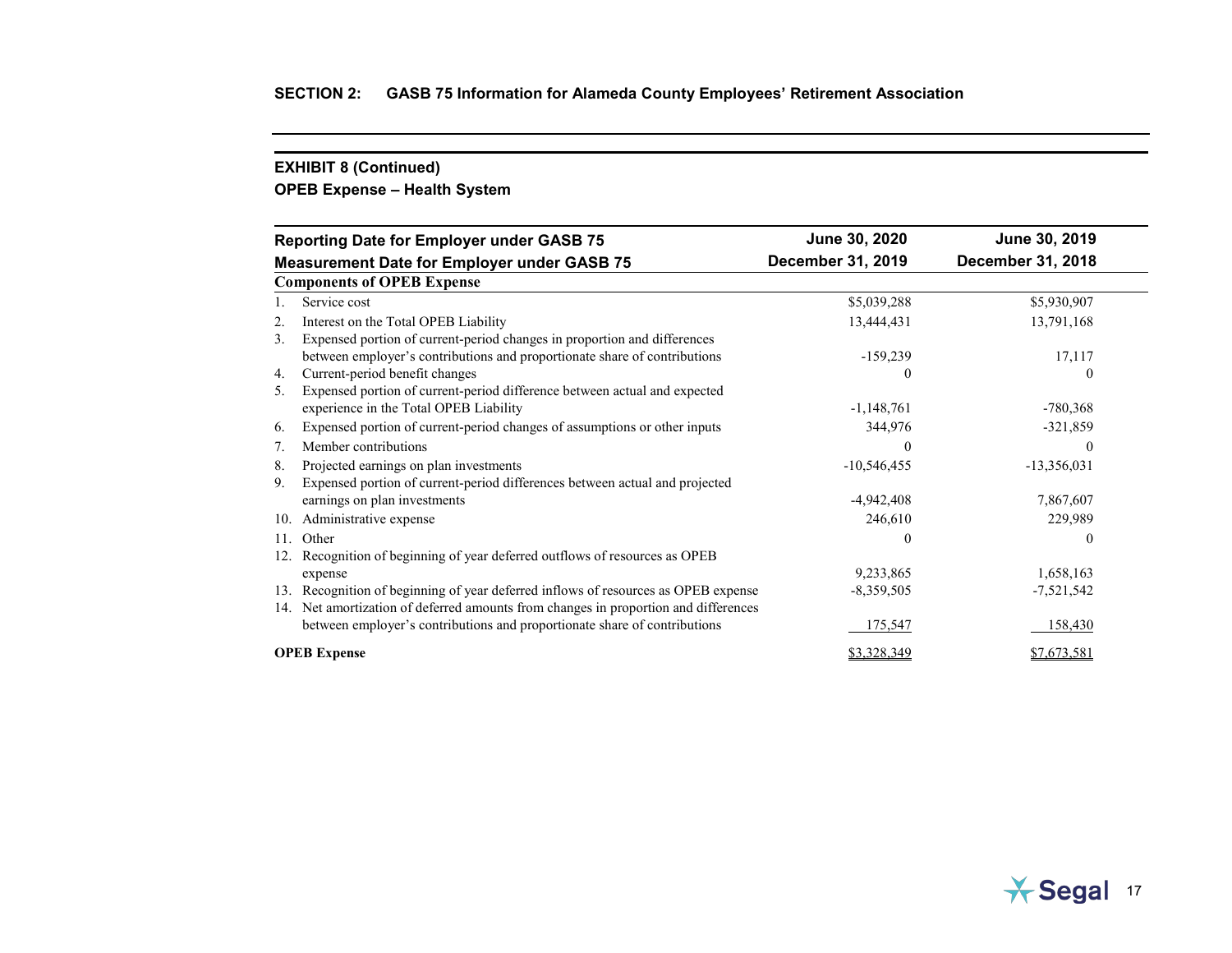**SECTION 2: GASB 75 Information for Alameda County Employees' Retirement Association**

**EXHIBIT 8 (Continued)**

**OPEB Expense – Health System**

| Reporting Date for Employer under GASB 75<br>Measurement Date for Employer under GASB 75 | June 30, 2020<br>December 31, 2019 | June 30, 2019<br>December 31, 2018 |
|---|---|---|
| **Components of OPEB Expense** | | |
| 1. Service cost | $5,039,288 | $5,930,907 |
| 2. Interest on the Total OPEB Liability | 13,444,431 | 13,791,168 |
| 3. Expensed portion of current-period changes in proportion and differences between employer's contributions and proportionate share of contributions | -159,239 | 17,117 |
| 4. Current-period benefit changes | 0 | 0 |
| 5. Expensed portion of current-period difference between actual and expected experience in the Total OPEB Liability | -1,148,761 | -780,368 |
| 6. Expensed portion of current-period changes of assumptions or other inputs | 344,976 | -321,859 |
| 7. Member contributions | 0 | 0 |
| 8. Projected earnings on plan investments | -10,546,455 | -13,356,031 |
| 9. Expensed portion of current-period differences between actual and projected earnings on plan investments | -4,942,408 | 7,867,607 |
| 10. Administrative expense | 246,610 | 229,989 |
| 11. Other | 0 | 0 |
| 12. Recognition of beginning of year deferred outflows of resources as OPEB expense | 9,233,865 | 1,658,163 |
| 13. Recognition of beginning of year deferred inflows of resources as OPEB expense | -8,359,505 | -7,521,542 |
| 14. Net amortization of deferred amounts from changes in proportion and differences between employer's contributions and proportionate share of contributions | 175,547 | 158,430 |
| **OPEB Expense** | $3,328,349 | $7,673,581 |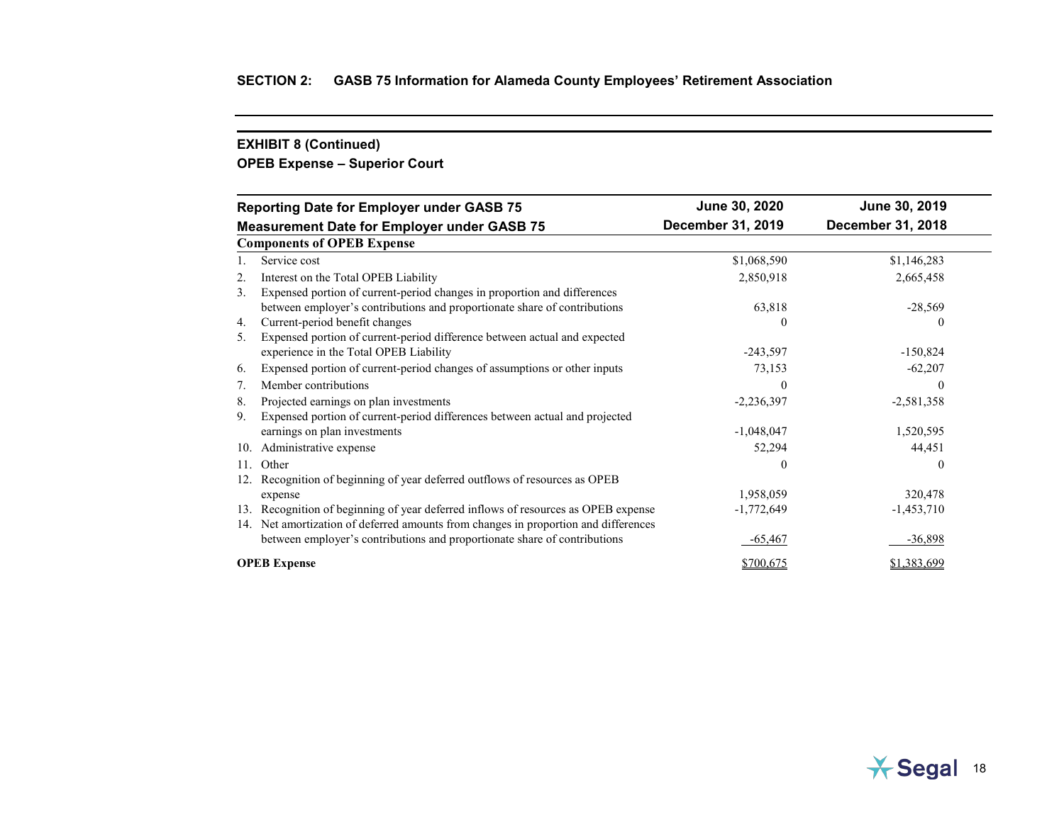## SECTION 2: GASB 75 Information for Alameda County Employees' Retirement Association

### EXHIBIT 8 (Continued)

### OPEB Expense – Superior Court

| Reporting Date for Employer under GASB 75<br>Measurement Date for Employer under GASB 75 | June 30, 2020<br>December 31, 2019 | June 30, 2019<br>December 31, 2018 |
|---|---|---|
| **Components of OPEB Expense** | | |
| 1. Service cost | $1,068,590 | $1,146,283 |
| 2. Interest on the Total OPEB Liability | 2,850,918 | 2,665,458 |
| 3. Expensed portion of current-period changes in proportion and differences between employer's contributions and proportionate share of contributions | 63,818 | -28,569 |
| 4. Current-period benefit changes | 0 | 0 |
| 5. Expensed portion of current-period difference between actual and expected experience in the Total OPEB Liability | -243,597 | -150,824 |
| 6. Expensed portion of current-period changes of assumptions or other inputs | 73,153 | -62,207 |
| 7. Member contributions | 0 | 0 |
| 8. Projected earnings on plan investments | -2,236,397 | -2,581,358 |
| 9. Expensed portion of current-period differences between actual and projected earnings on plan investments | -1,048,047 | 1,520,595 |
| 10. Administrative expense | 52,294 | 44,451 |
| 11. Other | 0 | 0 |
| 12. Recognition of beginning of year deferred outflows of resources as OPEB expense | 1,958,059 | 320,478 |
| 13. Recognition of beginning of year deferred inflows of resources as OPEB expense | -1,772,649 | -1,453,710 |
| 14. Net amortization of deferred amounts from changes in proportion and differences between employer's contributions and proportionate share of contributions | -65,467 | -36,898 |
| **OPEB Expense** | $700,675 | $1,383,699 |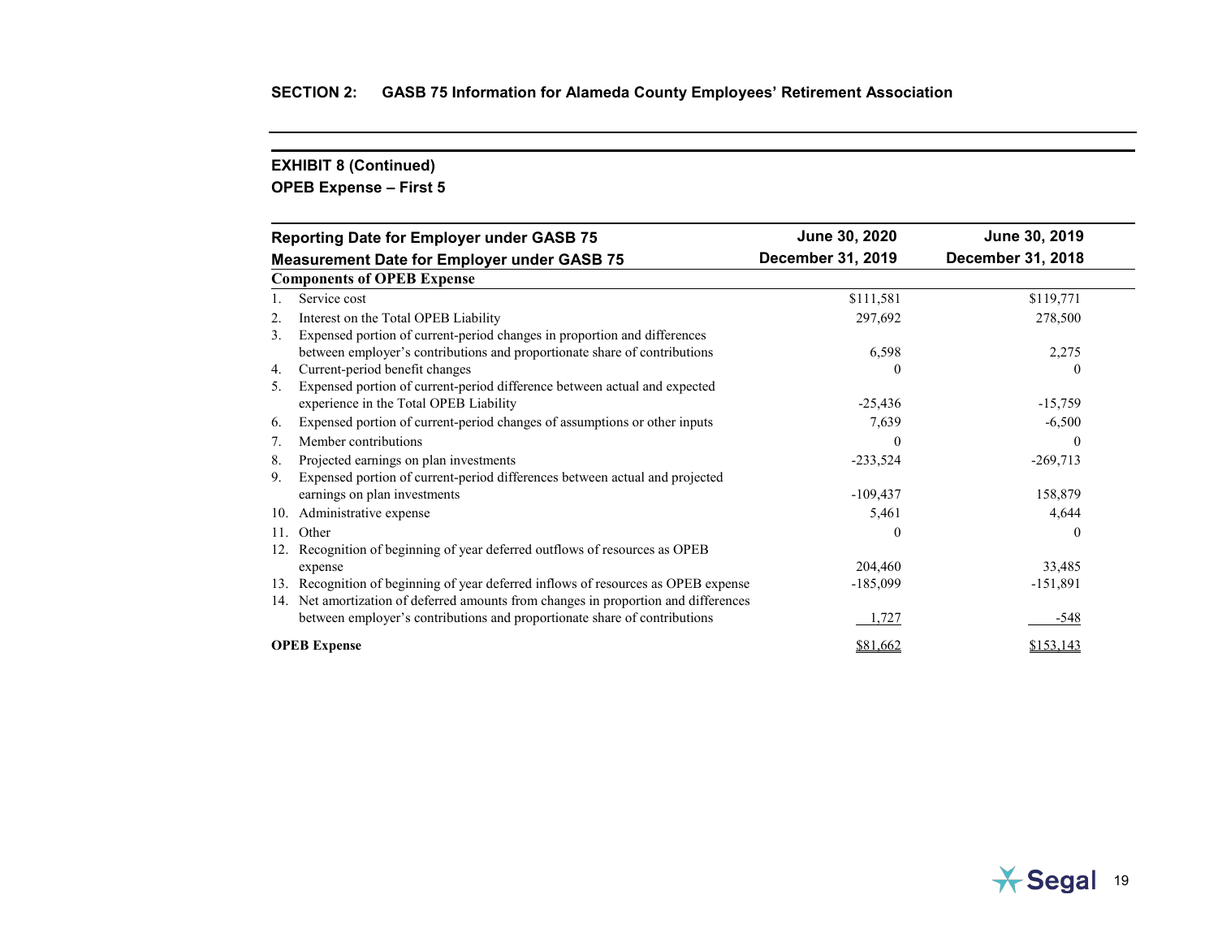## SECTION 2: GASB 75 Information for Alameda County Employees' Retirement Association

### EXHIBIT 8 (Continued)

### OPEB Expense – First 5

| Reporting Date for Employer under GASB 75 | June 30, 2020 | June 30, 2019 |
|---|---|---|
| **Measurement Date for Employer under GASB 75** | **December 31, 2019** | **December 31, 2018** |
| **Components of OPEB Expense** | | |
| 1. Service cost | $111,581 | $119,771 |
| 2. Interest on the Total OPEB Liability | 297,692 | 278,500 |
| 3. Expensed portion of current-period changes in proportion and differences between employer's contributions and proportionate share of contributions | 6,598 | 2,275 |
| 4. Current-period benefit changes | 0 | 0 |
| 5. Expensed portion of current-period difference between actual and expected experience in the Total OPEB Liability | -25,436 | -15,759 |
| 6. Expensed portion of current-period changes of assumptions or other inputs | 7,639 | -6,500 |
| 7. Member contributions | 0 | 0 |
| 8. Projected earnings on plan investments | -233,524 | -269,713 |
| 9. Expensed portion of current-period differences between actual and projected earnings on plan investments | -109,437 | 158,879 |
| 10. Administrative expense | 5,461 | 4,644 |
| 11. Other | 0 | 0 |
| 12. Recognition of beginning of year deferred outflows of resources as OPEB expense | 204,460 | 33,485 |
| 13. Recognition of beginning of year deferred inflows of resources as OPEB expense | -185,099 | -151,891 |
| 14. Net amortization of deferred amounts from changes in proportion and differences between employer's contributions and proportionate share of contributions | 1,727 | -548 |
| **OPEB Expense** | $81,662 | $153,143 |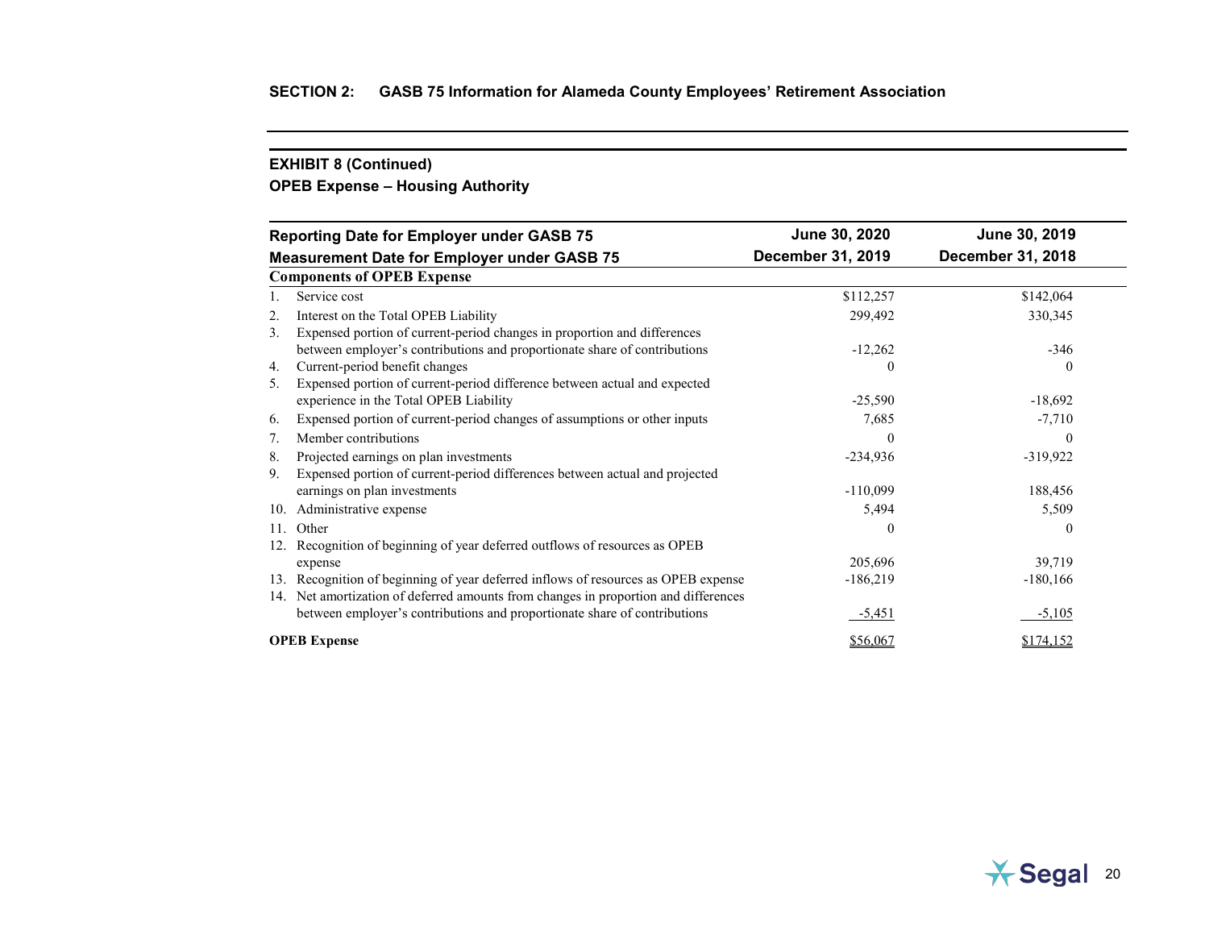## SECTION 2: GASB 75 Information for Alameda County Employees' Retirement Association

### EXHIBIT 8 (Continued)
### OPEB Expense – Housing Authority

| Reporting Date for Employer under GASB 75<br>Measurement Date for Employer under GASB 75 | June 30, 2020<br>December 31, 2019 | June 30, 2019<br>December 31, 2018 |
|---|---|---|
| **Components of OPEB Expense** | | |
| 1. Service cost | $112,257 | $142,064 |
| 2. Interest on the Total OPEB Liability | 299,492 | 330,345 |
| 3. Expensed portion of current-period changes in proportion and differences between employer's contributions and proportionate share of contributions | -12,262 | -346 |
| 4. Current-period benefit changes | 0 | 0 |
| 5. Expensed portion of current-period difference between actual and expected experience in the Total OPEB Liability | -25,590 | -18,692 |
| 6. Expensed portion of current-period changes of assumptions or other inputs | 7,685 | -7,710 |
| 7. Member contributions | 0 | 0 |
| 8. Projected earnings on plan investments | -234,936 | -319,922 |
| 9. Expensed portion of current-period differences between actual and projected earnings on plan investments | -110,099 | 188,456 |
| 10. Administrative expense | 5,494 | 5,509 |
| 11. Other | 0 | 0 |
| 12. Recognition of beginning of year deferred outflows of resources as OPEB expense | 205,696 | 39,719 |
| 13. Recognition of beginning of year deferred inflows of resources as OPEB expense | -186,219 | -180,166 |
| 14. Net amortization of deferred amounts from changes in proportion and differences between employer's contributions and proportionate share of contributions | -5,451 | -5,105 |
| **OPEB Expense** | $56,067 | $174,152 |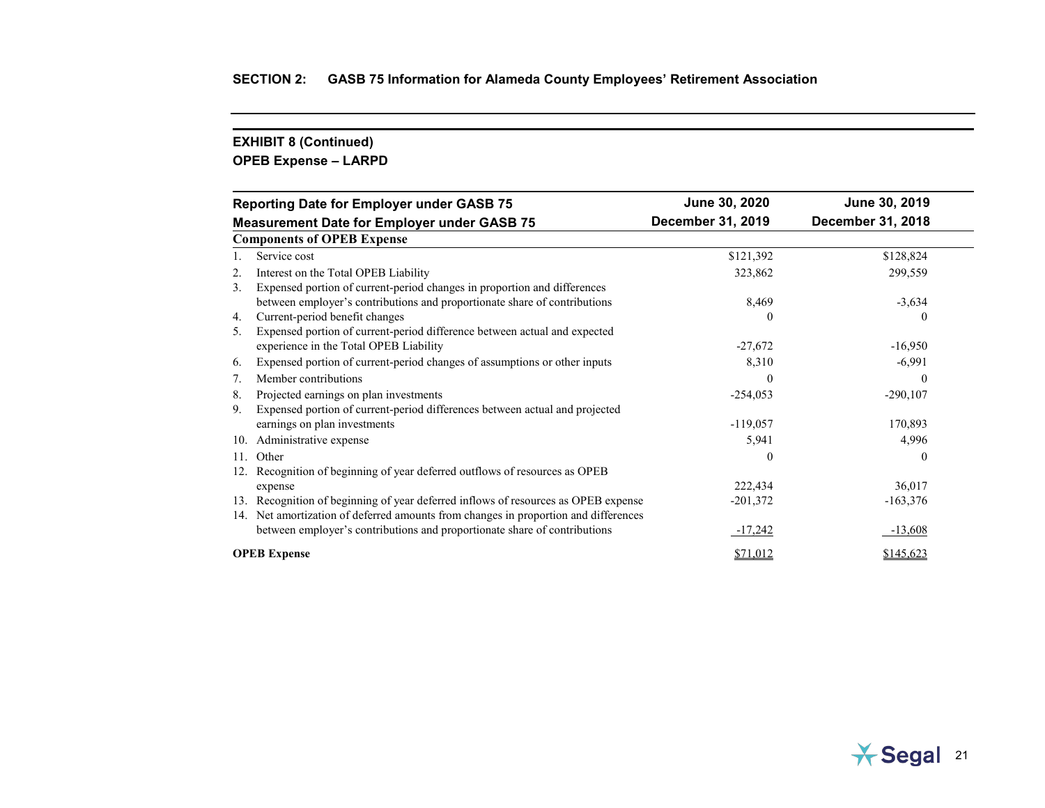## SECTION 2: GASB 75 Information for Alameda County Employees' Retirement Association

### EXHIBIT 8 (Continued)
### OPEB Expense – LARPD

| Reporting Date for Employer under GASB 75 | June 30, 2020 | June 30, 2019 |
|---|---|---|
| **Measurement Date for Employer under GASB 75** | **December 31, 2019** | **December 31, 2018** |
| **Components of OPEB Expense** | | |
| 1. Service cost | $121,392 | $128,824 |
| 2. Interest on the Total OPEB Liability | 323,862 | 299,559 |
| 3. Expensed portion of current-period changes in proportion and differences between employer's contributions and proportionate share of contributions | 8,469 | -3,634 |
| 4. Current-period benefit changes | 0 | 0 |
| 5. Expensed portion of current-period difference between actual and expected experience in the Total OPEB Liability | -27,672 | -16,950 |
| 6. Expensed portion of current-period changes of assumptions or other inputs | 8,310 | -6,991 |
| 7. Member contributions | 0 | 0 |
| 8. Projected earnings on plan investments | -254,053 | -290,107 |
| 9. Expensed portion of current-period differences between actual and projected earnings on plan investments | -119,057 | 170,893 |
| 10. Administrative expense | 5,941 | 4,996 |
| 11. Other | 0 | 0 |
| 12. Recognition of beginning of year deferred outflows of resources as OPEB expense | 222,434 | 36,017 |
| 13. Recognition of beginning of year deferred inflows of resources as OPEB expense | -201,372 | -163,376 |
| 14. Net amortization of deferred amounts from changes in proportion and differences between employer's contributions and proportionate share of contributions | -17,242 | -13,608 |
| **OPEB Expense** | $71,012 | $145,623 |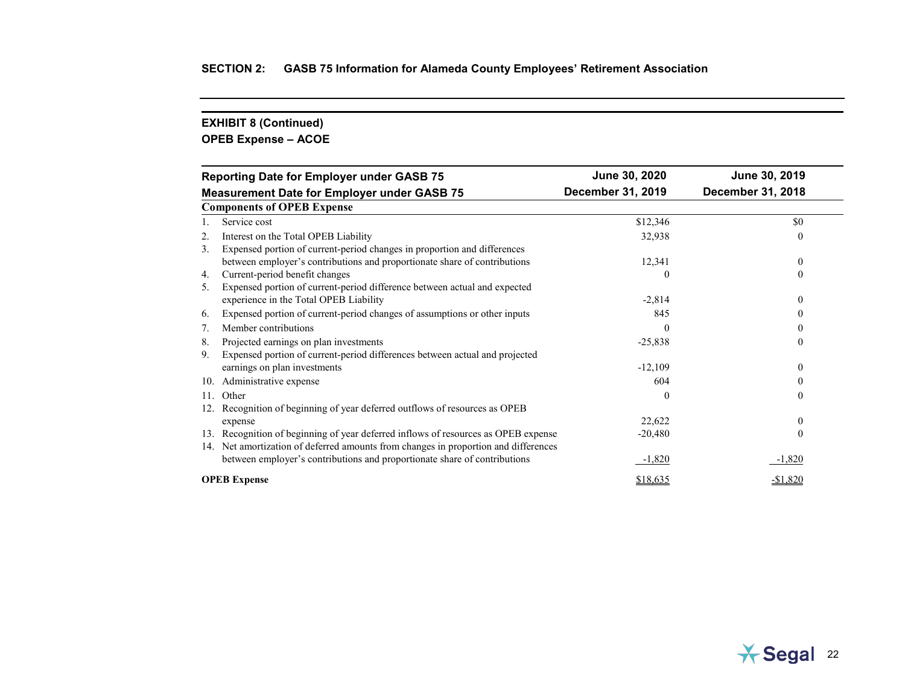## SECTION 2: GASB 75 Information for Alameda County Employees' Retirement Association

### EXHIBIT 8 (Continued)
### OPEB Expense – ACOE

| Reporting Date for Employer under GASB 75<br>Measurement Date for Employer under GASB 75 | June 30, 2020<br>December 31, 2019 | June 30, 2019<br>December 31, 2018 |
|---|---|---|
| **Components of OPEB Expense** | | |
| 1. Service cost | $12,346 | $0 |
| 2. Interest on the Total OPEB Liability | 32,938 | 0 |
| 3. Expensed portion of current-period changes in proportion and differences between employer's contributions and proportionate share of contributions | 12,341 | 0 |
| 4. Current-period benefit changes | 0 | 0 |
| 5. Expensed portion of current-period difference between actual and expected experience in the Total OPEB Liability | -2,814 | 0 |
| 6. Expensed portion of current-period changes of assumptions or other inputs | 845 | 0 |
| 7. Member contributions | 0 | 0 |
| 8. Projected earnings on plan investments | -25,838 | 0 |
| 9. Expensed portion of current-period differences between actual and projected earnings on plan investments | -12,109 | 0 |
| 10. Administrative expense | 604 | 0 |
| 11. Other | 0 | 0 |
| 12. Recognition of beginning of year deferred outflows of resources as OPEB expense | 22,622 | 0 |
| 13. Recognition of beginning of year deferred inflows of resources as OPEB expense | -20,480 | 0 |
| 14. Net amortization of deferred amounts from changes in proportion and differences between employer's contributions and proportionate share of contributions | -1,820 | -1,820 |
| **OPEB Expense** | $18,635 | -$1,820 |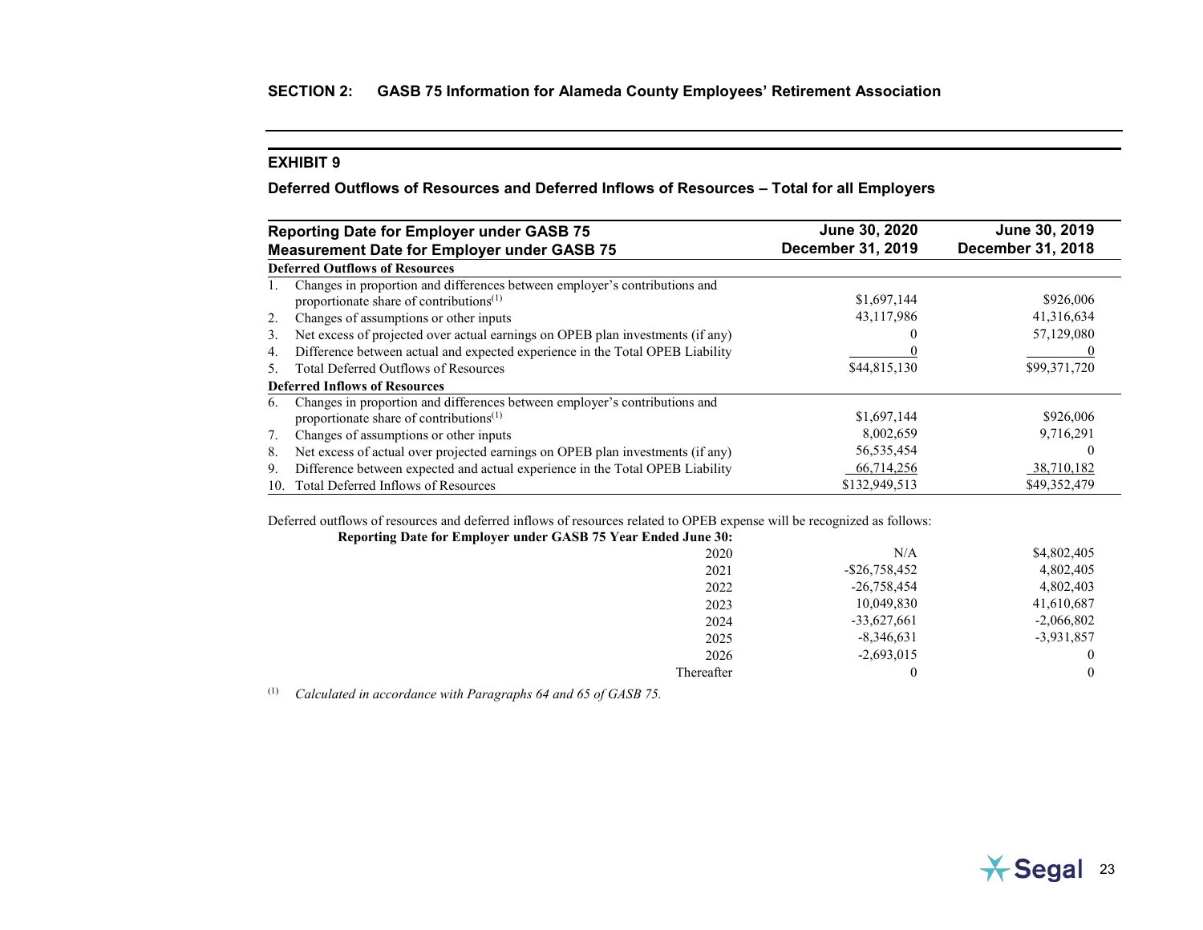## SECTION 2: GASB 75 Information for Alameda County Employees' Retirement Association

### EXHIBIT 9

**Deferred Outflows of Resources and Deferred Inflows of Resources – Total for all Employers**

| Reporting Date for Employer under GASB 75<br>Measurement Date for Employer under GASB 75 | June 30, 2020<br>December 31, 2019 | June 30, 2019<br>December 31, 2018 |
|---|---|---|
| **Deferred Outflows of Resources** | | |
| 1. Changes in proportion and differences between employer's contributions and proportionate share of contributions[1] | $1,697,144 | $926,006 |
| 2. Changes of assumptions or other inputs | 43,117,986 | 41,316,634 |
| 3. Net excess of projected over actual earnings on OPEB plan investments (if any) | 0 | 57,129,080 |
| 4. Difference between actual and expected experience in the Total OPEB Liability | 0 | 0 |
| 5. Total Deferred Outflows of Resources | $44,815,130 | $99,371,720 |
| **Deferred Inflows of Resources** | | |
| 6. Changes in proportion and differences between employer's contributions and proportionate share of contributions[1] | $1,697,144 | $926,006 |
| 7. Changes of assumptions or other inputs | 8,002,659 | 9,716,291 |
| 8. Net excess of actual over projected earnings on OPEB plan investments (if any) | 56,535,454 | 0 |
| 9. Difference between expected and actual experience in the Total OPEB Liability | 66,714,256 | 38,710,182 |
| 10. Total Deferred Inflows of Resources | $132,949,513 | $49,352,479 |

Deferred outflows of resources and deferred inflows of resources related to OPEB expense will be recognized as follows:

| Reporting Date for Employer under GASB 75 Year Ended June 30: | | |
|---|---|---|
| 2020 | N/A | $4,802,405 |
| 2021 | -$26,758,452 | 4,802,405 |
| 2022 | -26,758,454 | 4,802,403 |
| 2023 | 10,049,830 | 41,610,687 |
| 2024 | -33,627,661 | -2,066,802 |
| 2025 | -8,346,631 | -3,931,857 |
| 2026 | -2,693,015 | 0 |
| Thereafter | 0 | 0 |

[1] *Calculated in accordance with Paragraphs 64 and 65 of GASB 75.*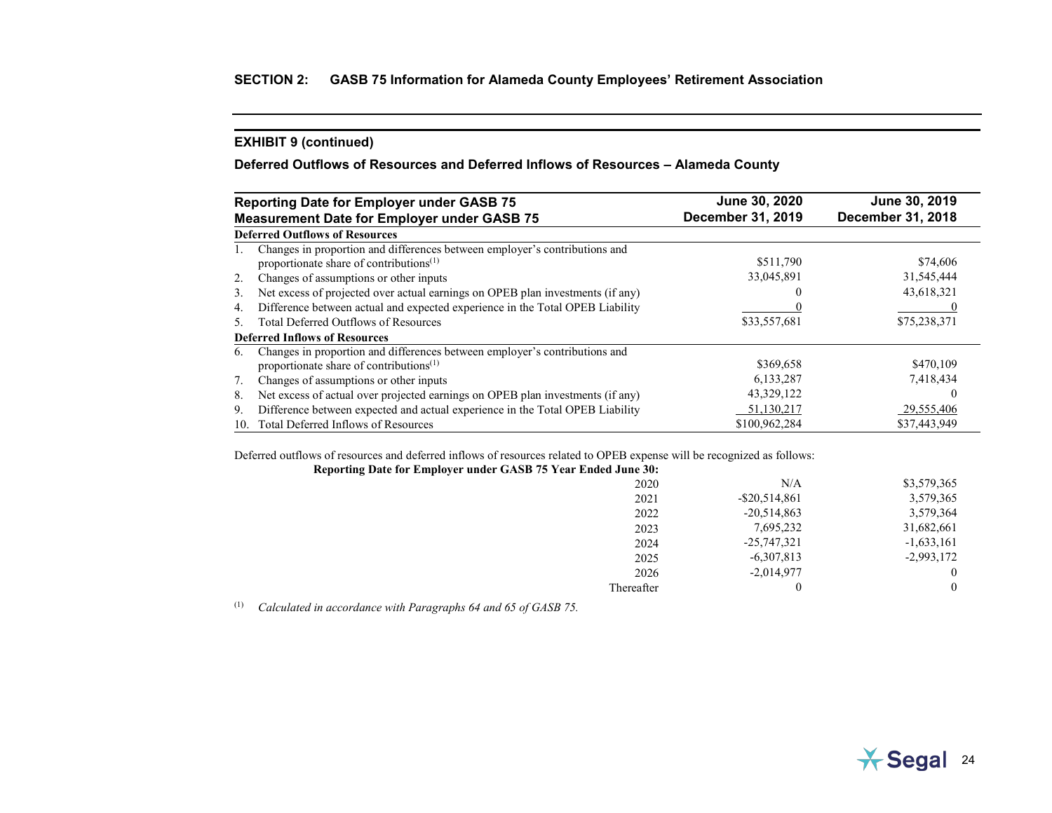## SECTION 2: GASB 75 Information for Alameda County Employees' Retirement Association

### EXHIBIT 9 (continued)

### Deferred Outflows of Resources and Deferred Inflows of Resources – Alameda County

| Reporting Date for Employer under GASB 75<br>Measurement Date for Employer under GASB 75 | June 30, 2020<br>December 31, 2019 | June 30, 2019<br>December 31, 2018 |
|---|---|---|
| **Deferred Outflows of Resources** | | |
| 1. Changes in proportion and differences between employer's contributions and proportionate share of contributions[1] | $511,790 | $74,606 |
| 2. Changes of assumptions or other inputs | 33,045,891 | 31,545,444 |
| 3. Net excess of projected over actual earnings on OPEB plan investments (if any) | 0 | 43,618,321 |
| 4. Difference between actual and expected experience in the Total OPEB Liability | 0 | 0 |
| 5. Total Deferred Outflows of Resources | $33,557,681 | $75,238,371 |
| **Deferred Inflows of Resources** | | |
| 6. Changes in proportion and differences between employer's contributions and proportionate share of contributions[1] | $369,658 | $470,109 |
| 7. Changes of assumptions or other inputs | 6,133,287 | 7,418,434 |
| 8. Net excess of actual over projected earnings on OPEB plan investments (if any) | 43,329,122 | 0 |
| 9. Difference between expected and actual experience in the Total OPEB Liability | 51,130,217 | 29,555,406 |
| 10. Total Deferred Inflows of Resources | $100,962,284 | $37,443,949 |

Deferred outflows of resources and deferred inflows of resources related to OPEB expense will be recognized as follows:

| Reporting Date for Employer under GASB 75 Year Ended June 30: | | |
|---|---|---|
| 2020 | N/A | $3,579,365 |
| 2021 | -$20,514,861 | 3,579,365 |
| 2022 | -20,514,863 | 3,579,364 |
| 2023 | 7,695,232 | 31,682,661 |
| 2024 | -25,747,321 | -1,633,161 |
| 2025 | -6,307,813 | -2,993,172 |
| 2026 | -2,014,977 | 0 |
| Thereafter | 0 | 0 |

[1] *Calculated in accordance with Paragraphs 64 and 65 of GASB 75.*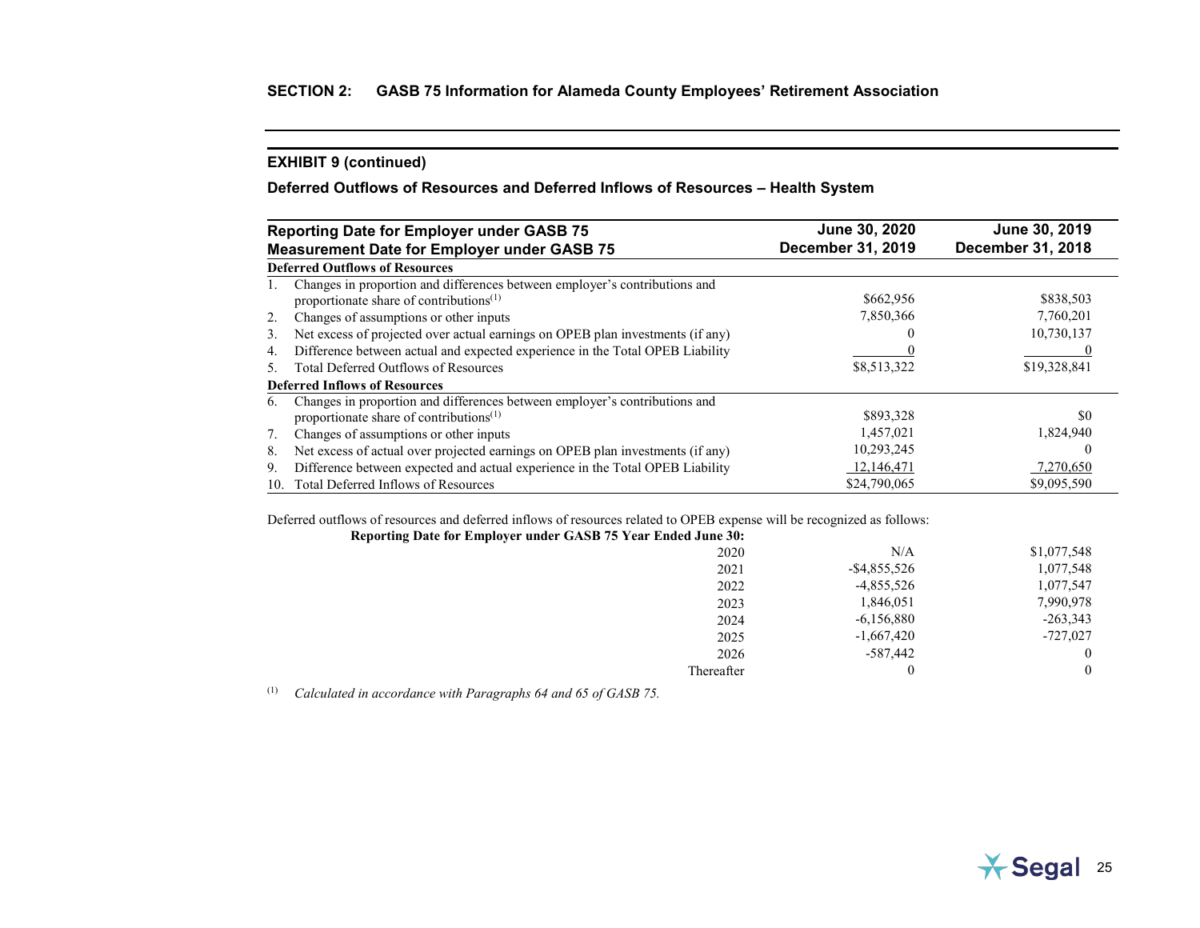## SECTION 2: GASB 75 Information for Alameda County Employees' Retirement Association

### EXHIBIT 9 (continued)

### Deferred Outflows of Resources and Deferred Inflows of Resources – Health System

| Reporting Date for Employer under GASB 75<br>Measurement Date for Employer under GASB 75 | June 30, 2020<br>December 31, 2019 | June 30, 2019<br>December 31, 2018 |
|---|---|---|
| **Deferred Outflows of Resources** | | |
| 1. Changes in proportion and differences between employer's contributions and proportionate share of contributions[1] | $662,956 | $838,503 |
| 2. Changes of assumptions or other inputs | 7,850,366 | 7,760,201 |
| 3. Net excess of projected over actual earnings on OPEB plan investments (if any) | 0 | 10,730,137 |
| 4. Difference between actual and expected experience in the Total OPEB Liability | 0 | 0 |
| 5. Total Deferred Outflows of Resources | $8,513,322 | $19,328,841 |
| **Deferred Inflows of Resources** | | |
| 6. Changes in proportion and differences between employer's contributions and proportionate share of contributions[1] | $893,328 | $0 |
| 7. Changes of assumptions or other inputs | 1,457,021 | 1,824,940 |
| 8. Net excess of actual over projected earnings on OPEB plan investments (if any) | 10,293,245 | 0 |
| 9. Difference between expected and actual experience in the Total OPEB Liability | 12,146,471 | 7,270,650 |
| 10. Total Deferred Inflows of Resources | $24,790,065 | $9,095,590 |

Deferred outflows of resources and deferred inflows of resources related to OPEB expense will be recognized as follows:

| Reporting Date for Employer under GASB 75 Year Ended June 30: | | |
|---|---|---|
| 2020 | N/A | $1,077,548 |
| 2021 | -$4,855,526 | 1,077,548 |
| 2022 | -4,855,526 | 1,077,547 |
| 2023 | 1,846,051 | 7,990,978 |
| 2024 | -6,156,880 | -263,343 |
| 2025 | -1,667,420 | -727,027 |
| 2026 | -587,442 | 0 |
| Thereafter | 0 | 0 |

[1] *Calculated in accordance with Paragraphs 64 and 65 of GASB 75.*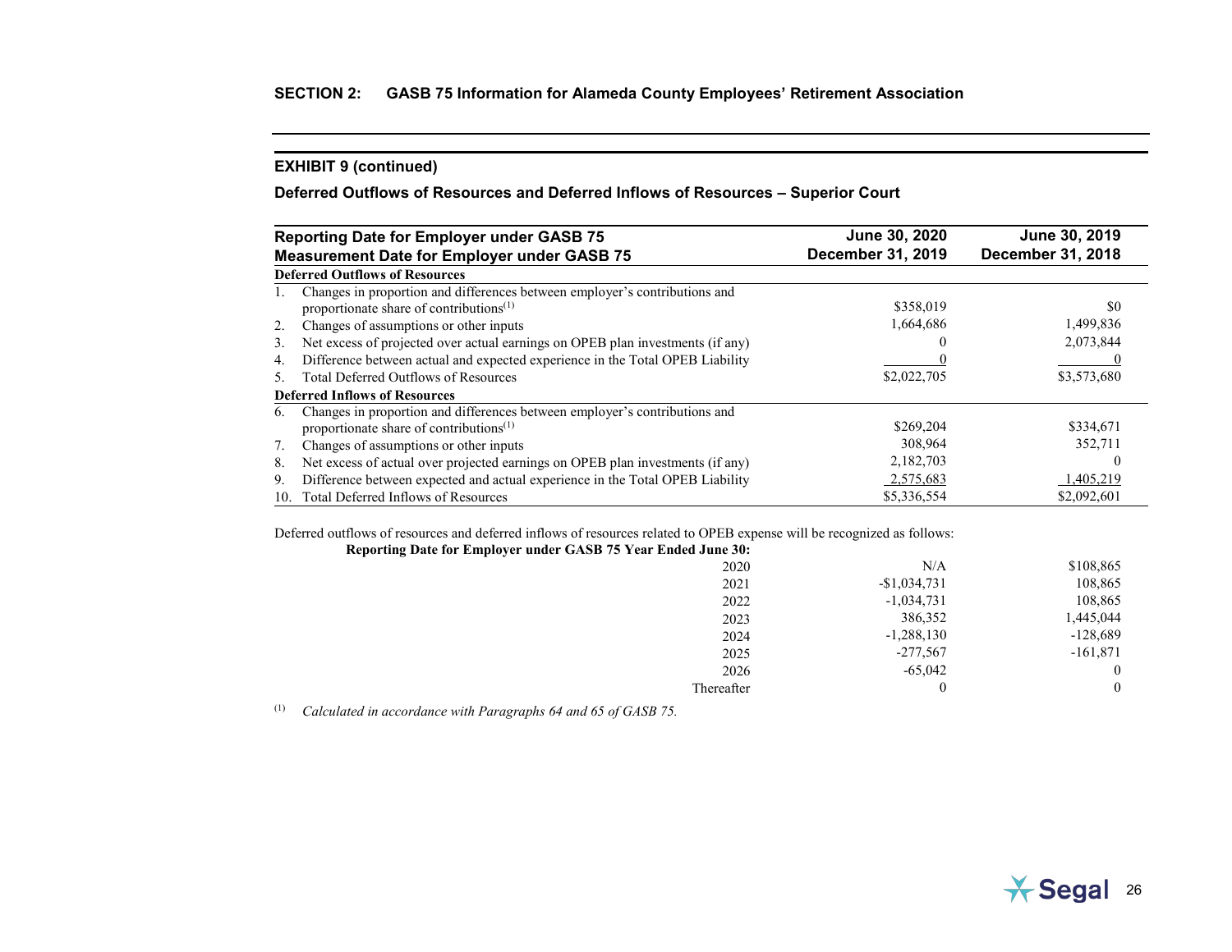## SECTION 2: GASB 75 Information for Alameda County Employees' Retirement Association

### EXHIBIT 9 (continued)

### Deferred Outflows of Resources and Deferred Inflows of Resources – Superior Court

| Reporting Date for Employer under GASB 75<br>Measurement Date for Employer under GASB 75 | June 30, 2020<br>December 31, 2019 | June 30, 2019<br>December 31, 2018 |
|---|---|---|
| **Deferred Outflows of Resources** | | |
| 1. Changes in proportion and differences between employer's contributions and proportionate share of contributions[1] | $358,019 | $0 |
| 2. Changes of assumptions or other inputs | 1,664,686 | 1,499,836 |
| 3. Net excess of projected over actual earnings on OPEB plan investments (if any) | 0 | 2,073,844 |
| 4. Difference between actual and expected experience in the Total OPEB Liability | 0 | 0 |
| 5. Total Deferred Outflows of Resources | $2,022,705 | $3,573,680 |
| **Deferred Inflows of Resources** | | |
| 6. Changes in proportion and differences between employer's contributions and proportionate share of contributions[1] | $269,204 | $334,671 |
| 7. Changes of assumptions or other inputs | 308,964 | 352,711 |
| 8. Net excess of actual over projected earnings on OPEB plan investments (if any) | 2,182,703 | 0 |
| 9. Difference between expected and actual experience in the Total OPEB Liability | 2,575,683 | 1,405,219 |
| 10. Total Deferred Inflows of Resources | $5,336,554 | $2,092,601 |

Deferred outflows of resources and deferred inflows of resources related to OPEB expense will be recognized as follows:

| **Reporting Date for Employer under GASB 75 Year Ended June 30:** | | |
|---|---|---|
| 2020 | N/A | $108,865 |
| 2021 | -$1,034,731 | 108,865 |
| 2022 | -1,034,731 | 108,865 |
| 2023 | 386,352 | 1,445,044 |
| 2024 | -1,288,130 | -128,689 |
| 2025 | -277,567 | -161,871 |
| 2026 | -65,042 | 0 |
| Thereafter | 0 | 0 |

[1] *Calculated in accordance with Paragraphs 64 and 65 of GASB 75.*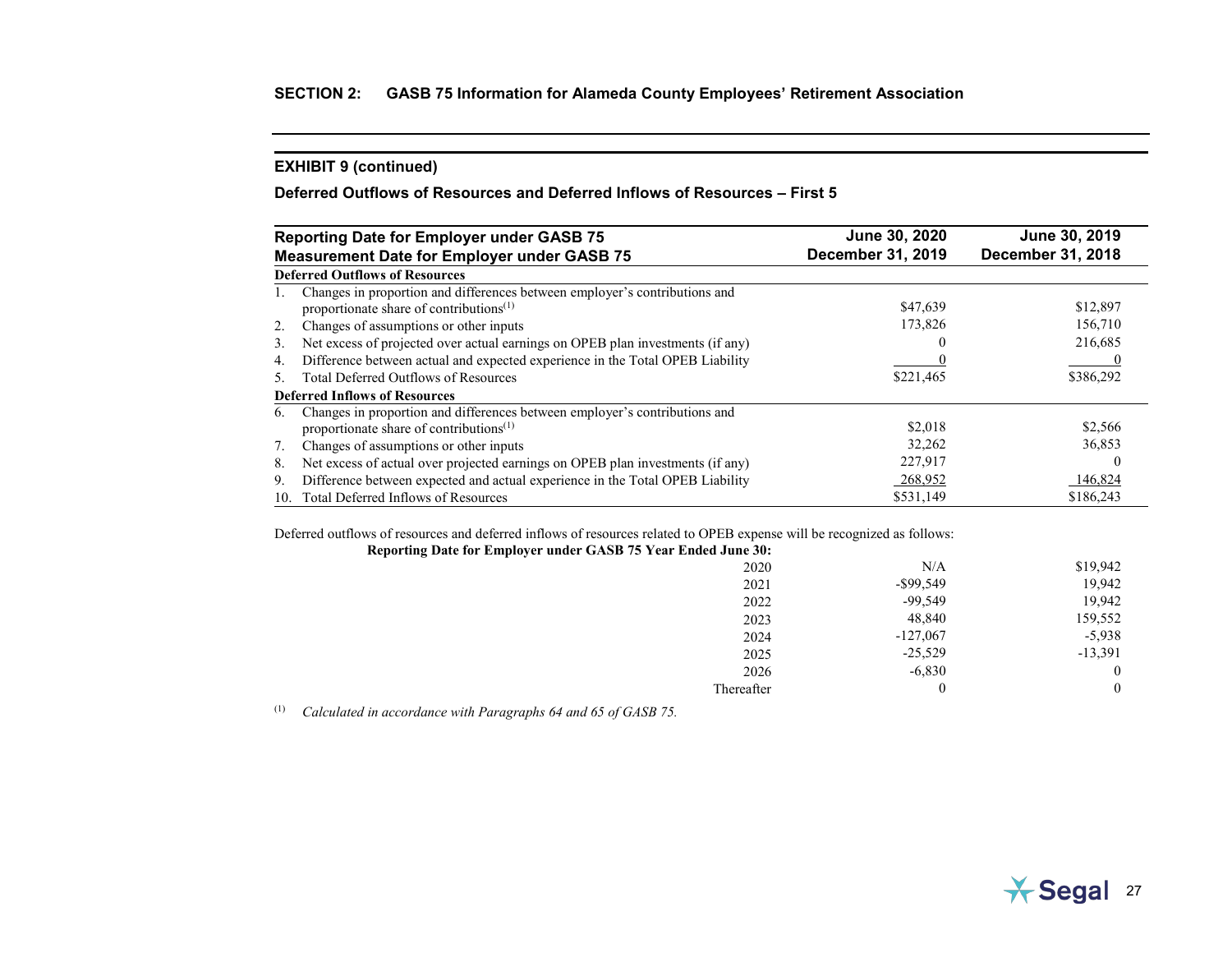## SECTION 2: GASB 75 Information for Alameda County Employees' Retirement Association

### EXHIBIT 9 (continued)

**Deferred Outflows of Resources and Deferred Inflows of Resources – First 5**

| Reporting Date for Employer under GASB 75<br>Measurement Date for Employer under GASB 75 | June 30, 2020<br>December 31, 2019 | June 30, 2019<br>December 31, 2018 |
|---|---|---|
| **Deferred Outflows of Resources** | | |
| 1. Changes in proportion and differences between employer's contributions and proportionate share of contributions[1] | $47,639 | $12,897 |
| 2. Changes of assumptions or other inputs | 173,826 | 156,710 |
| 3. Net excess of projected over actual earnings on OPEB plan investments (if any) | 0 | 216,685 |
| 4. Difference between actual and expected experience in the Total OPEB Liability | 0 | 0 |
| 5. Total Deferred Outflows of Resources | $221,465 | $386,292 |
| **Deferred Inflows of Resources** | | |
| 6. Changes in proportion and differences between employer's contributions and proportionate share of contributions[1] | $2,018 | $2,566 |
| 7. Changes of assumptions or other inputs | 32,262 | 36,853 |
| 8. Net excess of actual over projected earnings on OPEB plan investments (if any) | 227,917 | 0 |
| 9. Difference between expected and actual experience in the Total OPEB Liability | 268,952 | 146,824 |
| 10. Total Deferred Inflows of Resources | $531,149 | $186,243 |

Deferred outflows of resources and deferred inflows of resources related to OPEB expense will be recognized as follows:

| Reporting Date for Employer under GASB 75 Year Ended June 30: | | |
|---|---|---|
| 2020 | N/A | $19,942 |
| 2021 | -$99,549 | 19,942 |
| 2022 | -99,549 | 19,942 |
| 2023 | 48,840 | 159,552 |
| 2024 | -127,067 | -5,938 |
| 2025 | -25,529 | -13,391 |
| 2026 | -6,830 | 0 |
| Thereafter | 0 | 0 |

[1] *Calculated in accordance with Paragraphs 64 and 65 of GASB 75.*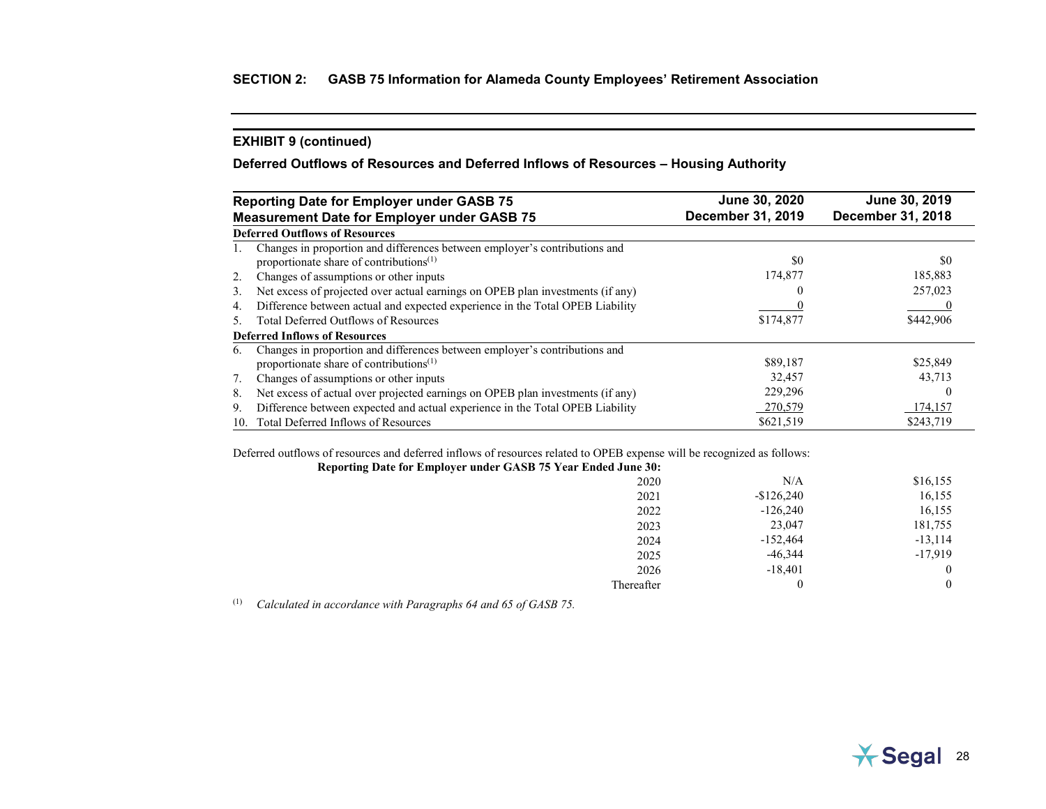## SECTION 2: GASB 75 Information for Alameda County Employees' Retirement Association

### EXHIBIT 9 (continued)

**Deferred Outflows of Resources and Deferred Inflows of Resources – Housing Authority**

| Reporting Date for Employer under GASB 75<br>Measurement Date for Employer under GASB 75 | June 30, 2020<br>December 31, 2019 | June 30, 2019<br>December 31, 2018 |
|---|---|---|
| **Deferred Outflows of Resources** | | |
| 1. Changes in proportion and differences between employer's contributions and proportionate share of contributions[(1)] | $0 | $0 |
| 2. Changes of assumptions or other inputs | 174,877 | 185,883 |
| 3. Net excess of projected over actual earnings on OPEB plan investments (if any) | 0 | 257,023 |
| 4. Difference between actual and expected experience in the Total OPEB Liability | 0 | 0 |
| 5. Total Deferred Outflows of Resources | $174,877 | $442,906 |
| **Deferred Inflows of Resources** | | |
| 6. Changes in proportion and differences between employer's contributions and proportionate share of contributions[(1)] | $89,187 | $25,849 |
| 7. Changes of assumptions or other inputs | 32,457 | 43,713 |
| 8. Net excess of actual over projected earnings on OPEB plan investments (if any) | 229,296 | 0 |
| 9. Difference between expected and actual experience in the Total OPEB Liability | 270,579 | 174,157 |
| 10. Total Deferred Inflows of Resources | $621,519 | $243,719 |

Deferred outflows of resources and deferred inflows of resources related to OPEB expense will be recognized as follows:

| Reporting Date for Employer under GASB 75 Year Ended June 30: | | |
|---|---|---|
| 2020 | N/A | $16,155 |
| 2021 | -$126,240 | 16,155 |
| 2022 | -126,240 | 16,155 |
| 2023 | 23,047 | 181,755 |
| 2024 | -152,464 | -13,114 |
| 2025 | -46,344 | -17,919 |
| 2026 | -18,401 | 0 |
| Thereafter | 0 | 0 |

(1) *Calculated in accordance with Paragraphs 64 and 65 of GASB 75.*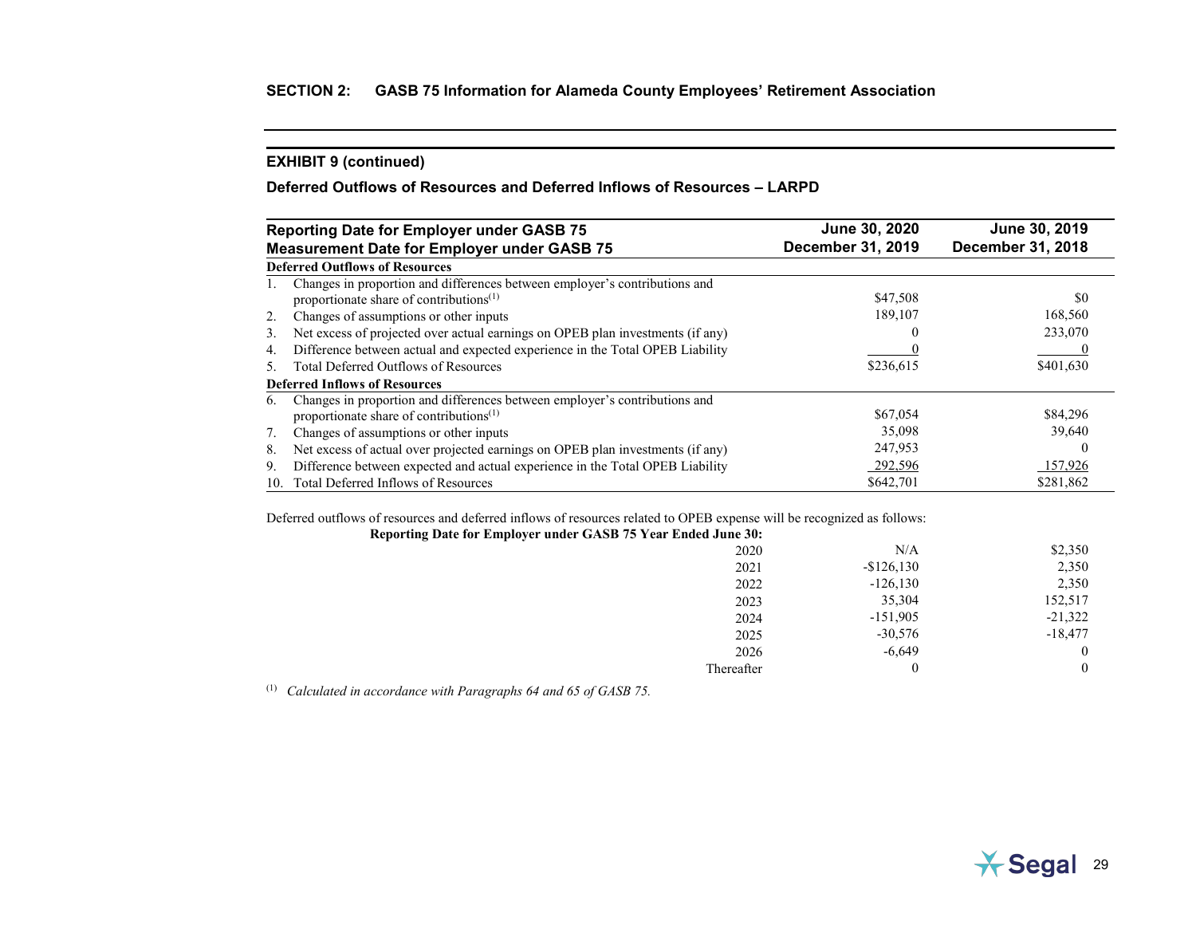## SECTION 2: GASB 75 Information for Alameda County Employees' Retirement Association

### EXHIBIT 9 (continued)

### Deferred Outflows of Resources and Deferred Inflows of Resources – LARPD

| Reporting Date for Employer under GASB 75<br>Measurement Date for Employer under GASB 75 | June 30, 2020<br>December 31, 2019 | June 30, 2019<br>December 31, 2018 |
|---|---|---|
| **Deferred Outflows of Resources** | | |
| 1. Changes in proportion and differences between employer's contributions and proportionate share of contributions[1] | $47,508 | $0 |
| 2. Changes of assumptions or other inputs | 189,107 | 168,560 |
| 3. Net excess of projected over actual earnings on OPEB plan investments (if any) | 0 | 233,070 |
| 4. Difference between actual and expected experience in the Total OPEB Liability | 0 | 0 |
| 5. Total Deferred Outflows of Resources | $236,615 | $401,630 |
| **Deferred Inflows of Resources** | | |
| 6. Changes in proportion and differences between employer's contributions and proportionate share of contributions[1] | $67,054 | $84,296 |
| 7. Changes of assumptions or other inputs | 35,098 | 39,640 |
| 8. Net excess of actual over projected earnings on OPEB plan investments (if any) | 247,953 | 0 |
| 9. Difference between expected and actual experience in the Total OPEB Liability | 292,596 | 157,926 |
| 10. Total Deferred Inflows of Resources | $642,701 | $281,862 |

Deferred outflows of resources and deferred inflows of resources related to OPEB expense will be recognized as follows:

| Reporting Date for Employer under GASB 75 Year Ended June 30: | | |
|---|---|---|
| 2020 | N/A | $2,350 |
| 2021 | -$126,130 | 2,350 |
| 2022 | -126,130 | 2,350 |
| 2023 | 35,304 | 152,517 |
| 2024 | -151,905 | -21,322 |
| 2025 | -30,576 | -18,477 |
| 2026 | -6,649 | 0 |
| Thereafter | 0 | 0 |

[1] *Calculated in accordance with Paragraphs 64 and 65 of GASB 75.*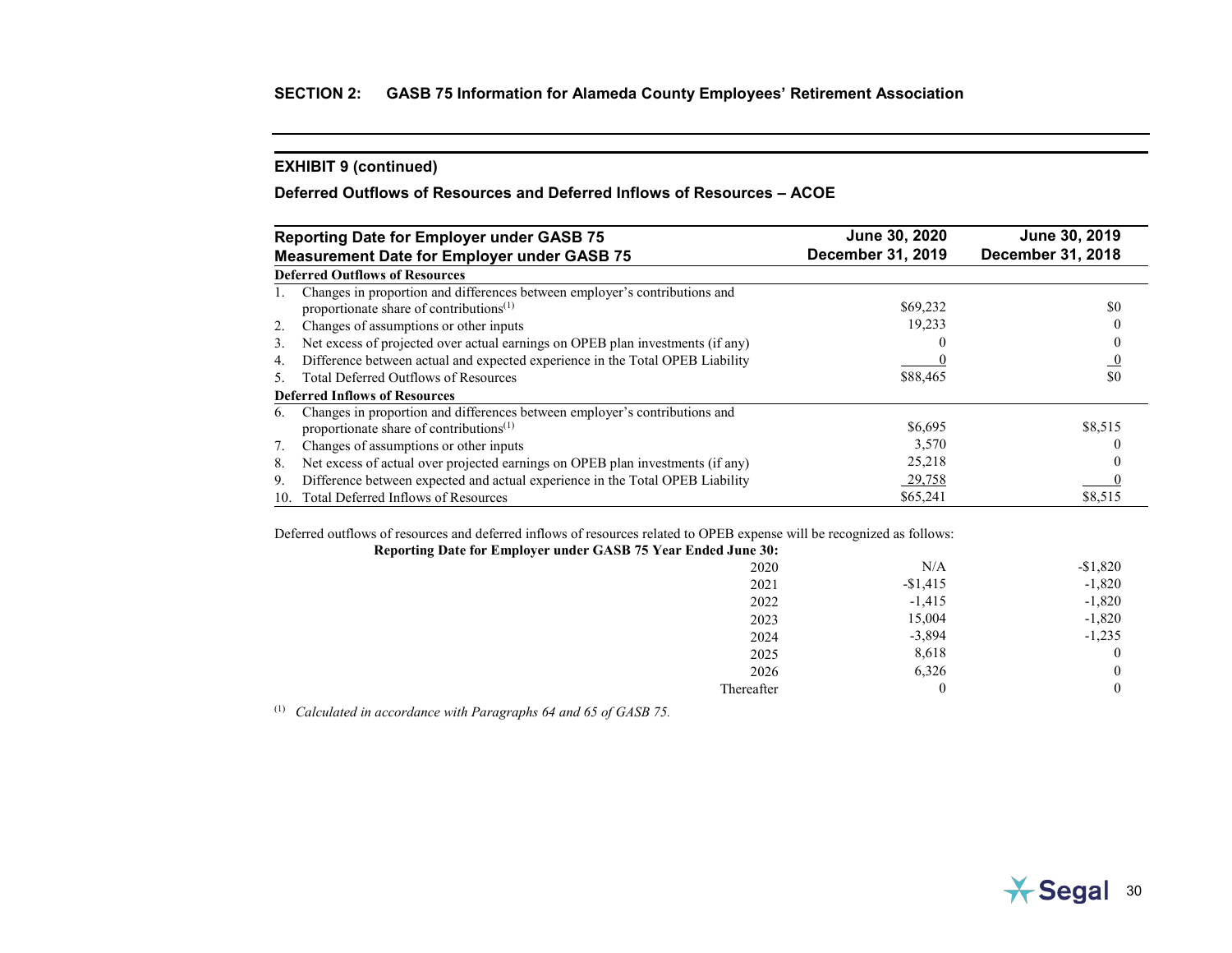**SECTION 2: GASB 75 Information for Alameda County Employees' Retirement Association**

### EXHIBIT 9 (continued)

**Deferred Outflows of Resources and Deferred Inflows of Resources – ACOE**

| Reporting Date for Employer under GASB 75<br>Measurement Date for Employer under GASB 75 | June 30, 2020<br>December 31, 2019 | June 30, 2019<br>December 31, 2018 |
|---|---|---|
| **Deferred Outflows of Resources** | | |
| 1. Changes in proportion and differences between employer's contributions and proportionate share of contributions[1] | $69,232 | $0 |
| 2. Changes of assumptions or other inputs | 19,233 | 0 |
| 3. Net excess of projected over actual earnings on OPEB plan investments (if any) | 0 | 0 |
| 4. Difference between actual and expected experience in the Total OPEB Liability | 0 | 0 |
| 5. Total Deferred Outflows of Resources | $88,465 | $0 |
| **Deferred Inflows of Resources** | | |
| 6. Changes in proportion and differences between employer's contributions and proportionate share of contributions[1] | $6,695 | $8,515 |
| 7. Changes of assumptions or other inputs | 3,570 | 0 |
| 8. Net excess of actual over projected earnings on OPEB plan investments (if any) | 25,218 | 0 |
| 9. Difference between expected and actual experience in the Total OPEB Liability | 29,758 | 0 |
| 10. Total Deferred Inflows of Resources | $65,241 | $8,515 |

Deferred outflows of resources and deferred inflows of resources related to OPEB expense will be recognized as follows:

| Reporting Date for Employer under GASB 75 Year Ended June 30: | | |
|---|---|---|
| 2020 | N/A | -$1,820 |
| 2021 | -$1,415 | -1,820 |
| 2022 | -1,415 | -1,820 |
| 2023 | 15,004 | -1,820 |
| 2024 | -3,894 | -1,235 |
| 2025 | 8,618 | 0 |
| 2026 | 6,326 | 0 |
| Thereafter | 0 | 0 |

[1] *Calculated in accordance with Paragraphs 64 and 65 of GASB 75.*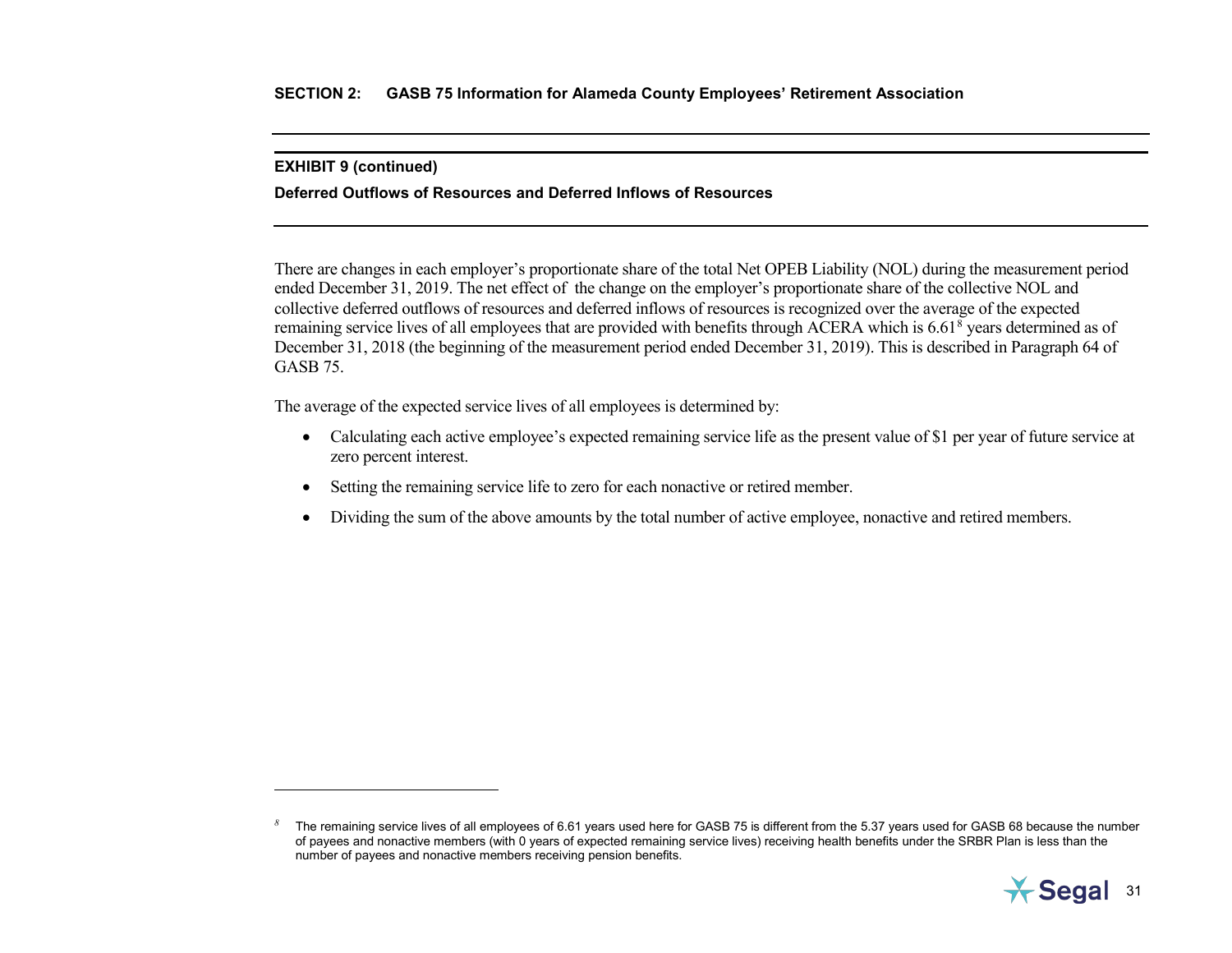**SECTION 2: GASB 75 Information for Alameda County Employees' Retirement Association**

## EXHIBIT 9 (continued)

### Deferred Outflows of Resources and Deferred Inflows of Resources

There are changes in each employer's proportionate share of the total Net OPEB Liability (NOL) during the measurement period ended December 31, 2019. The net effect of the change on the employer's proportionate share of the collective NOL and collective deferred outflows of resources and deferred inflows of resources is recognized over the average of the expected remaining service lives of all employees that are provided with benefits through ACERA which is 6.61[8] years determined as of December 31, 2018 (the beginning of the measurement period ended December 31, 2019). This is described in Paragraph 64 of GASB 75.

The average of the expected service lives of all employees is determined by:

- Calculating each active employee's expected remaining service life as the present value of $1 per year of future service at zero percent interest.
- Setting the remaining service life to zero for each nonactive or retired member.
- Dividing the sum of the above amounts by the total number of active employee, nonactive and retired members.

---

[8] The remaining service lives of all employees of 6.61 years used here for GASB 75 is different from the 5.37 years used for GASB 68 because the number of payees and nonactive members (with 0 years of expected remaining service lives) receiving health benefits under the SRBR Plan is less than the number of payees and nonactive members receiving pension benefits.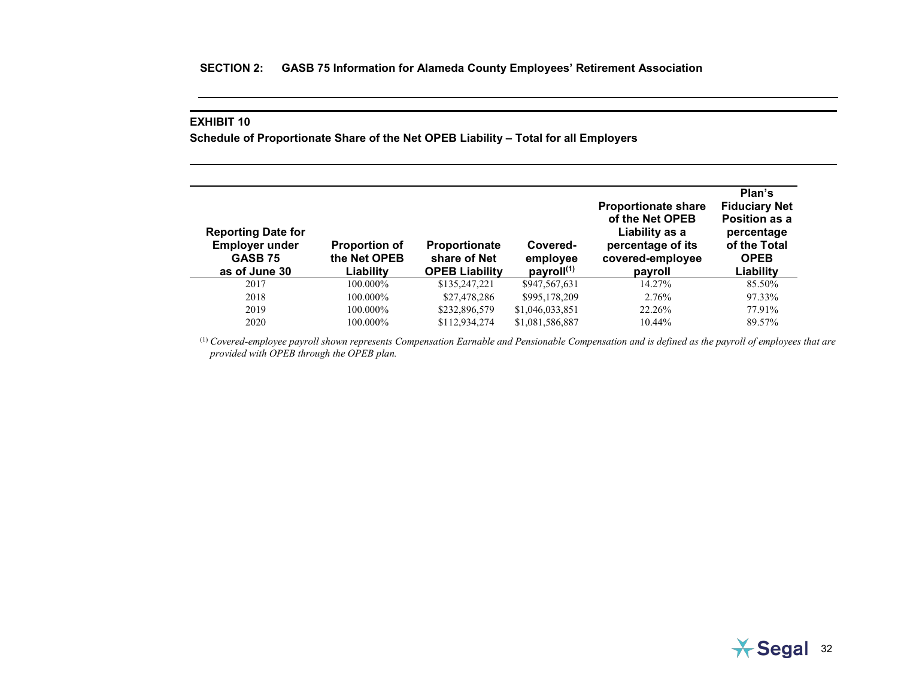## SECTION 2: GASB 75 Information for Alameda County Employees' Retirement Association

### EXHIBIT 10

**Schedule of Proportionate Share of the Net OPEB Liability – Total for all Employers**

| Reporting Date for Employer under GASB 75 as of June 30 | Proportion of the Net OPEB Liability | Proportionate share of Net OPEB Liability | Covered-employee payroll[1] | Proportionate share of the Net OPEB Liability as a percentage of its covered-employee payroll | Plan's Fiduciary Net Position as a percentage of the Total OPEB Liability |
|---|---|---|---|---|---|
| 2017 | 100.000% | $135,247,221 | $947,567,631 | 14.27% | 85.50% |
| 2018 | 100.000% | $27,478,286 | $995,178,209 | 2.76% | 97.33% |
| 2019 | 100.000% | $232,896,579 | $1,046,033,851 | 22.26% | 77.91% |
| 2020 | 100.000% | $112,934,274 | $1,081,586,887 | 10.44% | 89.57% |

[1] *Covered-employee payroll shown represents Compensation Earnable and Pensionable Compensation and is defined as the payroll of employees that are provided with OPEB through the OPEB plan.*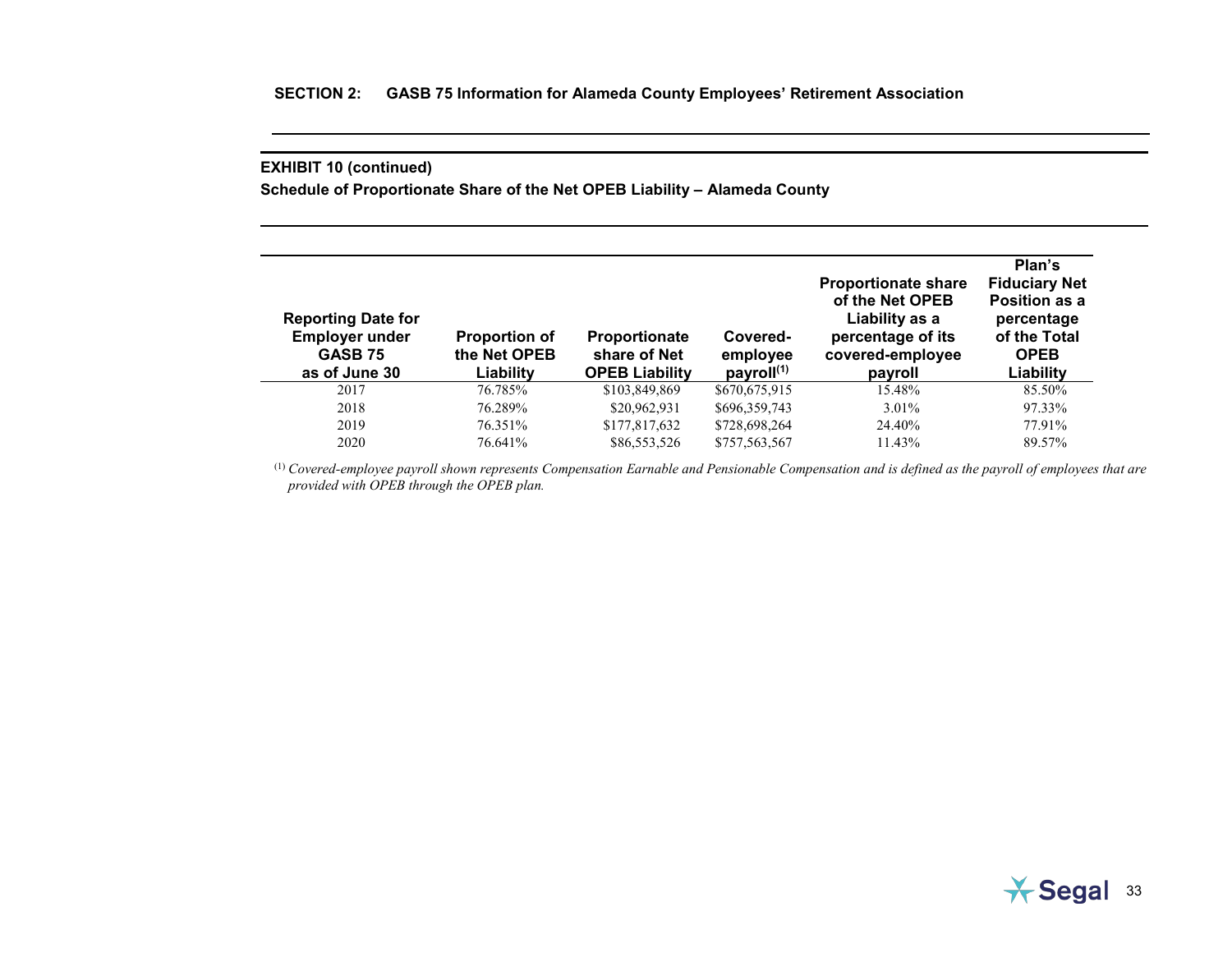## SECTION 2: GASB 75 Information for Alameda County Employees' Retirement Association

### EXHIBIT 10 (continued)

**Schedule of Proportionate Share of the Net OPEB Liability – Alameda County**

| Reporting Date for Employer under GASB 75 as of June 30 | Proportion of the Net OPEB Liability | Proportionate share of Net OPEB Liability | Covered-employee payroll[1] | Proportionate share of the Net OPEB Liability as a percentage of its covered-employee payroll | Plan's Fiduciary Net Position as a percentage of the Total OPEB Liability |
|---|---|---|---|---|---|
| 2017 | 76.785% | $103,849,869 | $670,675,915 | 15.48% | 85.50% |
| 2018 | 76.289% | $20,962,931 | $696,359,743 | 3.01% | 97.33% |
| 2019 | 76.351% | $177,817,632 | $728,698,264 | 24.40% | 77.91% |
| 2020 | 76.641% | $86,553,526 | $757,563,567 | 11.43% | 89.57% |

[1] *Covered-employee payroll shown represents Compensation Earnable and Pensionable Compensation and is defined as the payroll of employees that are provided with OPEB through the OPEB plan.*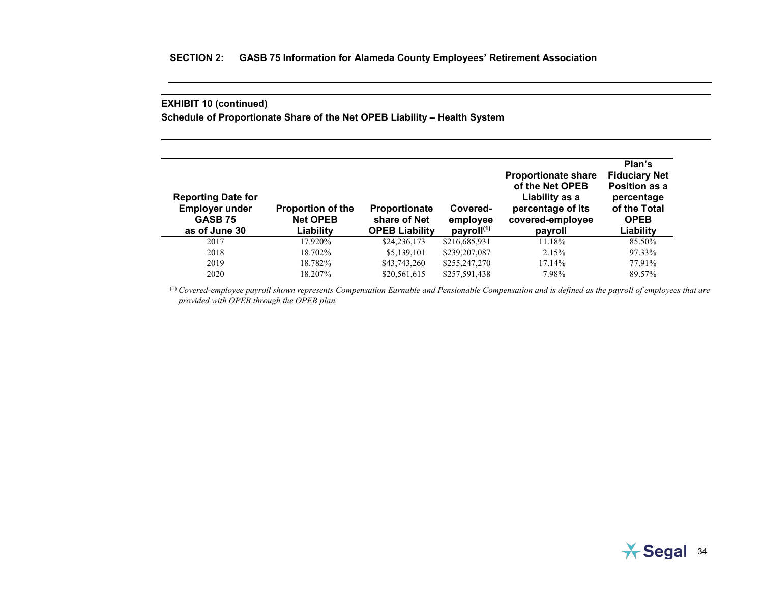**SECTION 2: GASB 75 Information for Alameda County Employees' Retirement Association**

## EXHIBIT 10 (continued)

### Schedule of Proportionate Share of the Net OPEB Liability – Health System

| Reporting Date for Employer under GASB 75 as of June 30 | Proportion of the Net OPEB Liability | Proportionate share of Net OPEB Liability | Covered-employee payroll[1] | Proportionate share of the Net OPEB Liability as a percentage of its covered-employee payroll | Plan's Fiduciary Net Position as a percentage of the Total OPEB Liability |
|---|---|---|---|---|---|
| 2017 | 17.920% | $24,236,173 | $216,685,931 | 11.18% | 85.50% |
| 2018 | 18.702% | $5,139,101 | $239,207,087 | 2.15% | 97.33% |
| 2019 | 18.782% | $43,743,260 | $255,247,270 | 17.14% | 77.91% |
| 2020 | 18.207% | $20,561,615 | $257,591,438 | 7.98% | 89.57% |

[1] *Covered-employee payroll shown represents Compensation Earnable and Pensionable Compensation and is defined as the payroll of employees that are provided with OPEB through the OPEB plan.*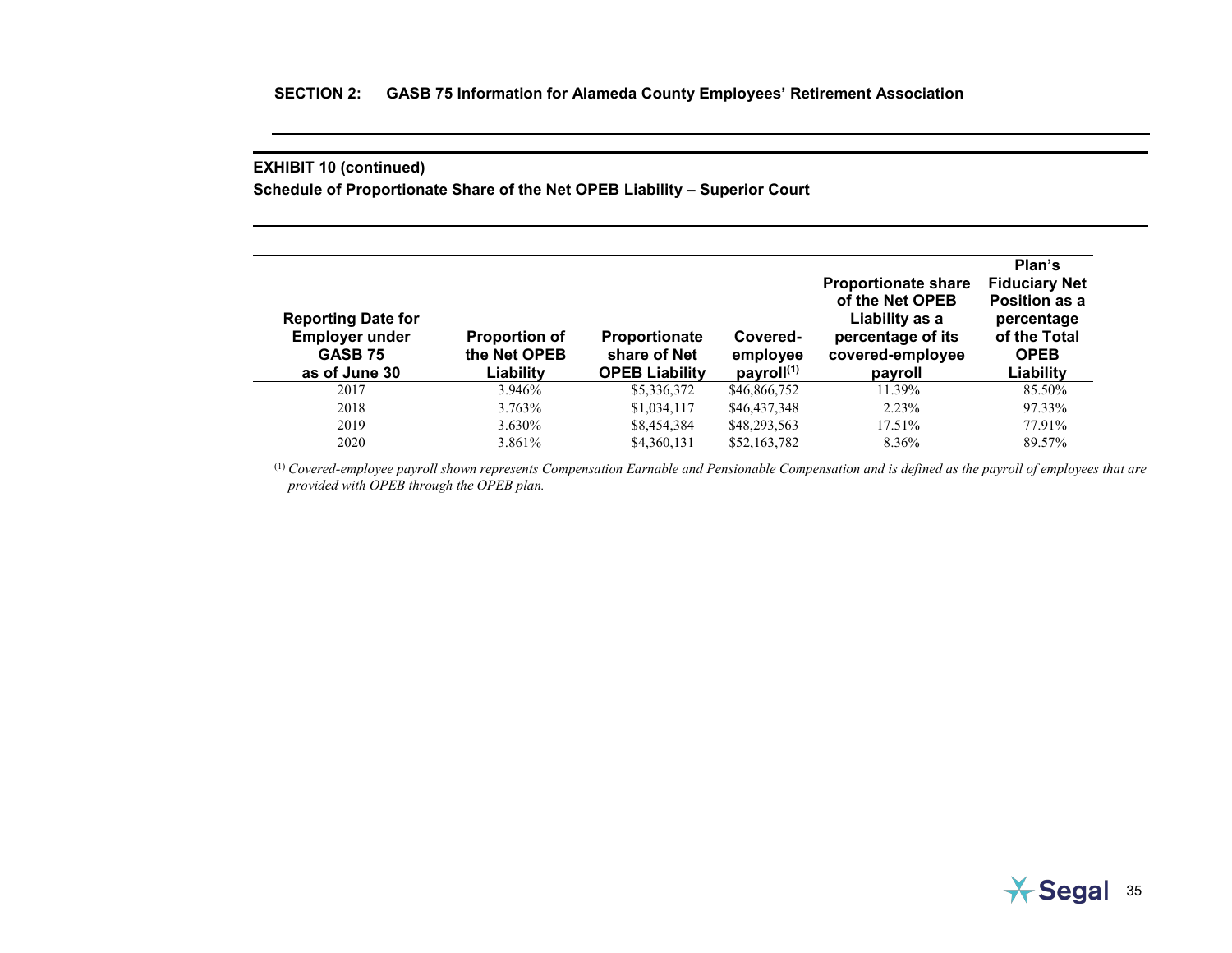## SECTION 2: GASB 75 Information for Alameda County Employees' Retirement Association

### EXHIBIT 10 (continued)

**Schedule of Proportionate Share of the Net OPEB Liability – Superior Court**

| Reporting Date for Employer under GASB 75 as of June 30 | Proportion of the Net OPEB Liability | Proportionate share of Net OPEB Liability | Covered-employee payroll[1] | Proportionate share of the Net OPEB Liability as a percentage of its covered-employee payroll | Plan's Fiduciary Net Position as a percentage of the Total OPEB Liability |
|---|---|---|---|---|---|
| 2017 | 3.946% | $5,336,372 | $46,866,752 | 11.39% | 85.50% |
| 2018 | 3.763% | $1,034,117 | $46,437,348 | 2.23% | 97.33% |
| 2019 | 3.630% | $8,454,384 | $48,293,563 | 17.51% | 77.91% |
| 2020 | 3.861% | $4,360,131 | $52,163,782 | 8.36% | 89.57% |

[1] *Covered-employee payroll shown represents Compensation Earnable and Pensionable Compensation and is defined as the payroll of employees that are provided with OPEB through the OPEB plan.*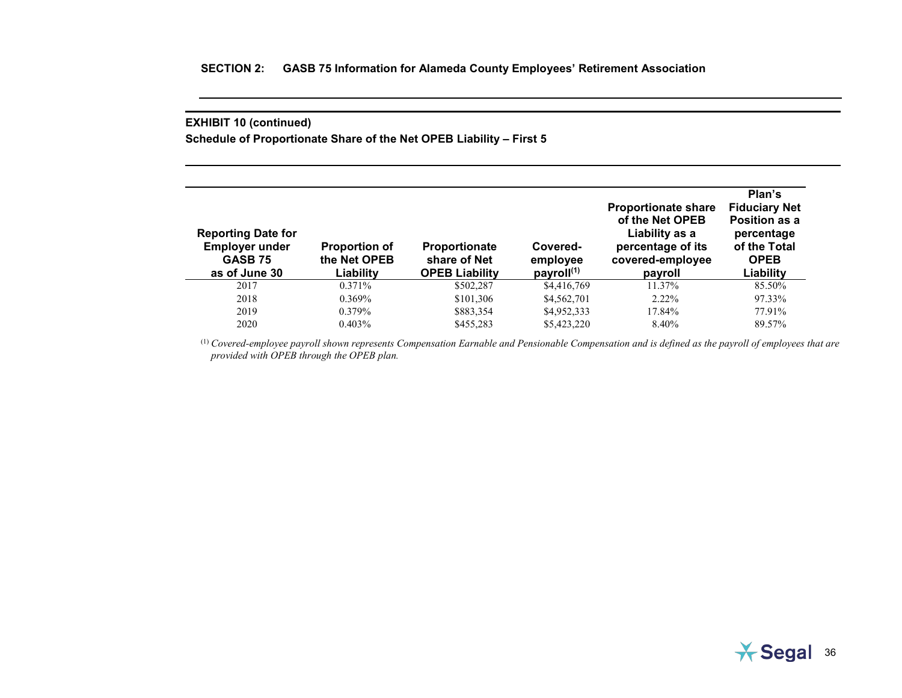## SECTION 2: GASB 75 Information for Alameda County Employees' Retirement Association

**EXHIBIT 10 (continued)**

**Schedule of Proportionate Share of the Net OPEB Liability – First 5**

| Reporting Date for Employer under GASB 75 as of June 30 | Proportion of the Net OPEB Liability | Proportionate share of Net OPEB Liability | Covered-employee payroll[1] | Proportionate share of the Net OPEB Liability as a percentage of its covered-employee payroll | Plan's Fiduciary Net Position as a percentage of the Total OPEB Liability |
|---|---|---|---|---|---|
| 2017 | 0.371% | $502,287 | $4,416,769 | 11.37% | 85.50% |
| 2018 | 0.369% | $101,306 | $4,562,701 | 2.22% | 97.33% |
| 2019 | 0.379% | $883,354 | $4,952,333 | 17.84% | 77.91% |
| 2020 | 0.403% | $455,283 | $5,423,220 | 8.40% | 89.57% |

[1] *Covered-employee payroll shown represents Compensation Earnable and Pensionable Compensation and is defined as the payroll of employees that are provided with OPEB through the OPEB plan.*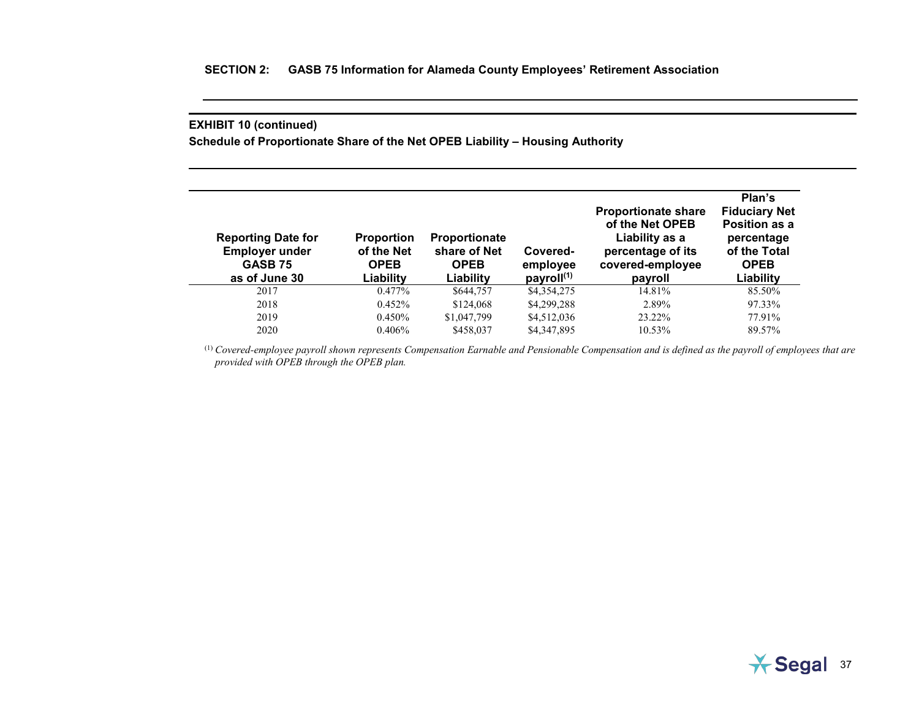**SECTION 2: GASB 75 Information for Alameda County Employees' Retirement Association**

**EXHIBIT 10 (continued)**

**Schedule of Proportionate Share of the Net OPEB Liability – Housing Authority**

| Reporting Date for Employer under GASB 75 as of June 30 | Proportion of the Net OPEB Liability | Proportionate share of Net OPEB Liability | Covered-employee payroll(1) | Proportionate share of the Net OPEB Liability as a percentage of its covered-employee payroll | Plan's Fiduciary Net Position as a percentage of the Total OPEB Liability |
|---|---|---|---|---|---|
| 2017 | 0.477% | $644,757 | $4,354,275 | 14.81% | 85.50% |
| 2018 | 0.452% | $124,068 | $4,299,288 | 2.89% | 97.33% |
| 2019 | 0.450% | $1,047,799 | $4,512,036 | 23.22% | 77.91% |
| 2020 | 0.406% | $458,037 | $4,347,895 | 10.53% | 89.57% |

(1) *Covered-employee payroll shown represents Compensation Earnable and Pensionable Compensation and is defined as the payroll of employees that are provided with OPEB through the OPEB plan.*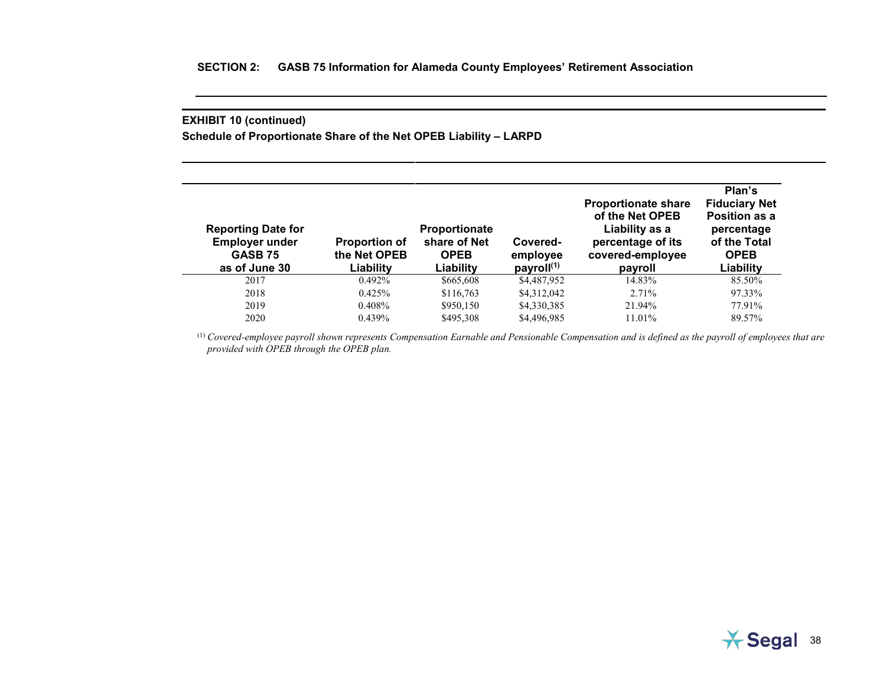**SECTION 2: GASB 75 Information for Alameda County Employees' Retirement Association**

**EXHIBIT 10 (continued)**

**Schedule of Proportionate Share of the Net OPEB Liability – LARPD**

| Reporting Date for Employer under GASB 75 as of June 30 | Proportion of the Net OPEB Liability | Proportionate share of Net OPEB Liability | Covered-employee payroll[(1)] | Proportionate share of the Net OPEB Liability as a percentage of its covered-employee payroll | Plan's Fiduciary Net Position as a percentage of the Total OPEB Liability |
|---|---|---|---|---|---|
| 2017 | 0.492% | $665,608 | $4,487,952 | 14.83% | 85.50% |
| 2018 | 0.425% | $116,763 | $4,312,042 | 2.71% | 97.33% |
| 2019 | 0.408% | $950,150 | $4,330,385 | 21.94% | 77.91% |
| 2020 | 0.439% | $495,308 | $4,496,985 | 11.01% | 89.57% |

[(1)] *Covered-employee payroll shown represents Compensation Earnable and Pensionable Compensation and is defined as the payroll of employees that are provided with OPEB through the OPEB plan.*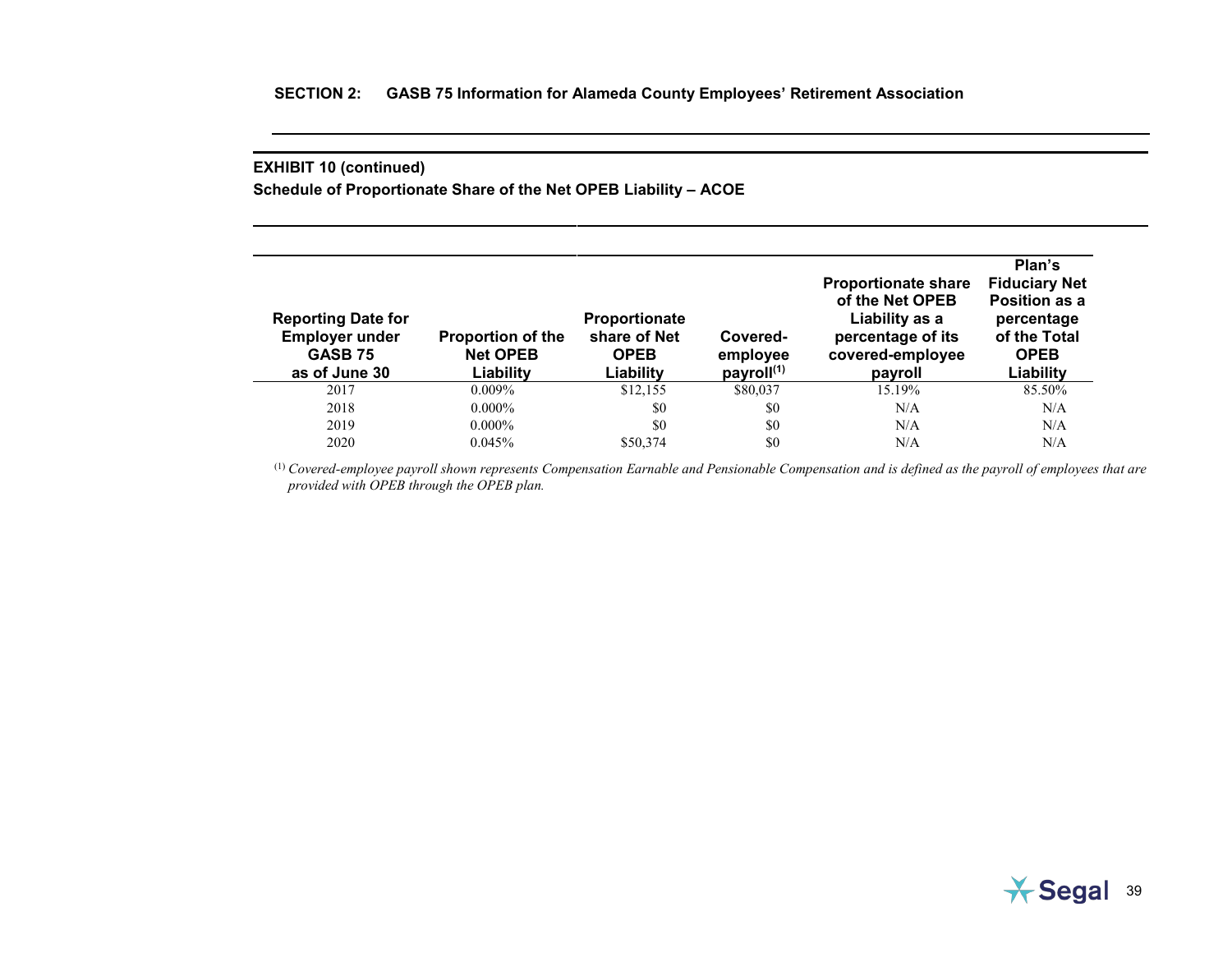**SECTION 2: GASB 75 Information for Alameda County Employees' Retirement Association**

**EXHIBIT 10 (continued)**

**Schedule of Proportionate Share of the Net OPEB Liability – ACOE**

| Reporting Date for Employer under GASB 75 as of June 30 | Proportion of the Net OPEB Liability | Proportionate share of Net OPEB Liability | Covered-employee payroll[1] | Proportionate share of the Net OPEB Liability as a percentage of its covered-employee payroll | Plan's Fiduciary Net Position as a percentage of the Total OPEB Liability |
|---|---|---|---|---|---|
| 2017 | 0.009% | $12,155 | $80,037 | 15.19% | 85.50% |
| 2018 | 0.000% | $0 | $0 | N/A | N/A |
| 2019 | 0.000% | $0 | $0 | N/A | N/A |
| 2020 | 0.045% | $50,374 | $0 | N/A | N/A |

[1] *Covered-employee payroll shown represents Compensation Earnable and Pensionable Compensation and is defined as the payroll of employees that are provided with OPEB through the OPEB plan.*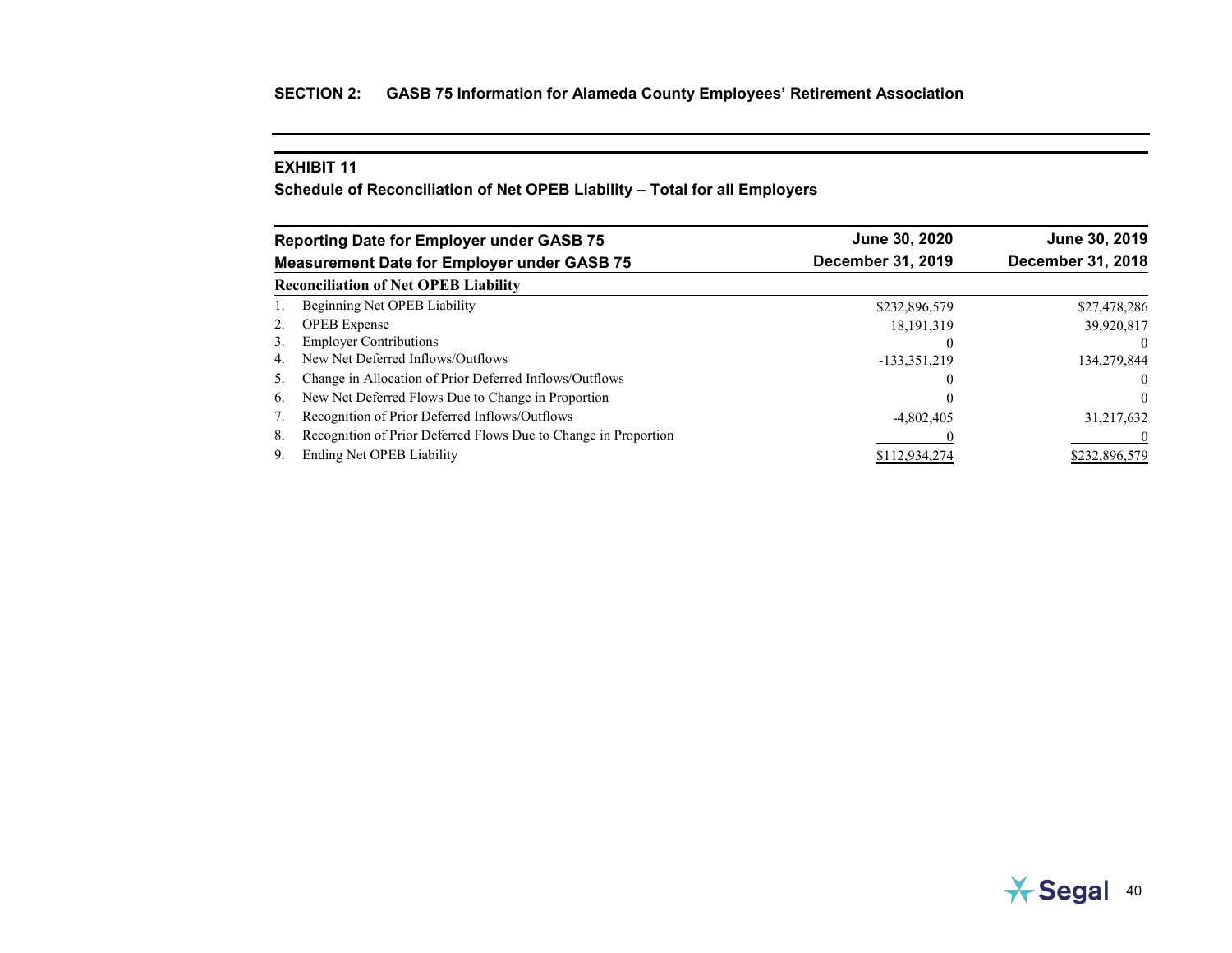## SECTION 2: GASB 75 Information for Alameda County Employees' Retirement Association

### EXHIBIT 11

**Schedule of Reconciliation of Net OPEB Liability – Total for all Employers**

| **Reporting Date for Employer under GASB 75** | **June 30, 2020** | **June 30, 2019** |
|---|---|---|
| **Measurement Date for Employer under GASB 75** | **December 31, 2019** | **December 31, 2018** |
| **Reconciliation of Net OPEB Liability** | | |
| 1. Beginning Net OPEB Liability | $232,896,579 | $27,478,286 |
| 2. OPEB Expense | 18,191,319 | 39,920,817 |
| 3. Employer Contributions | 0 | 0 |
| 4. New Net Deferred Inflows/Outflows | -133,351,219 | 134,279,844 |
| 5. Change in Allocation of Prior Deferred Inflows/Outflows | 0 | 0 |
| 6. New Net Deferred Flows Due to Change in Proportion | 0 | 0 |
| 7. Recognition of Prior Deferred Inflows/Outflows | -4,802,405 | 31,217,632 |
| 8. Recognition of Prior Deferred Flows Due to Change in Proportion | 0 | 0 |
| 9. Ending Net OPEB Liability | $112,934,274 | $232,896,579 |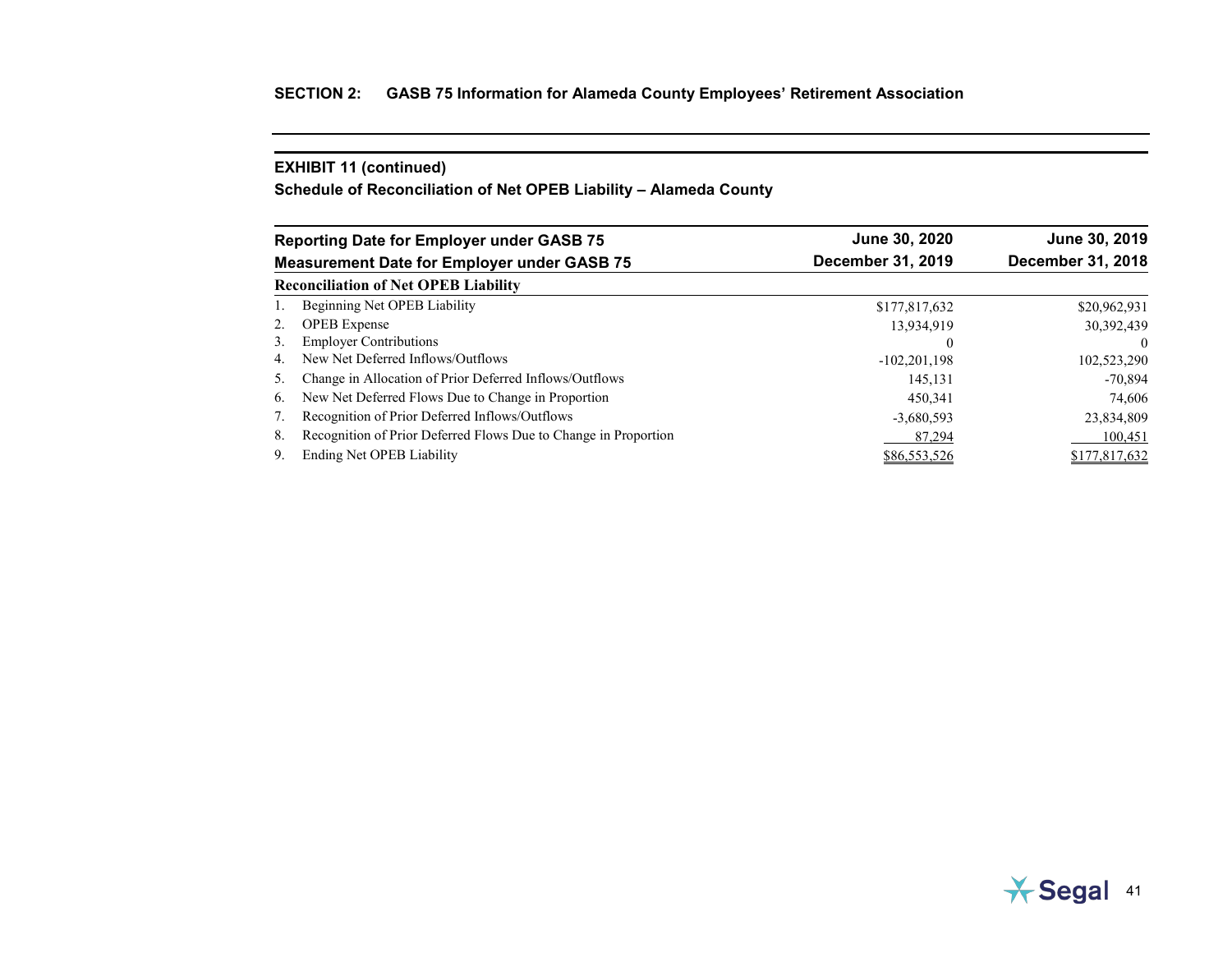## SECTION 2: GASB 75 Information for Alameda County Employees' Retirement Association

### EXHIBIT 11 (continued)

**Schedule of Reconciliation of Net OPEB Liability – Alameda County**

| **Reporting Date for Employer under GASB 75**<br>**Measurement Date for Employer under GASB 75** | **June 30, 2020**<br>**December 31, 2019** | **June 30, 2019**<br>**December 31, 2018** |
|---|---|---|
| **Reconciliation of Net OPEB Liability** | | |
| 1. Beginning Net OPEB Liability | $177,817,632 | $20,962,931 |
| 2. OPEB Expense | 13,934,919 | 30,392,439 |
| 3. Employer Contributions | 0 | 0 |
| 4. New Net Deferred Inflows/Outflows | -102,201,198 | 102,523,290 |
| 5. Change in Allocation of Prior Deferred Inflows/Outflows | 145,131 | -70,894 |
| 6. New Net Deferred Flows Due to Change in Proportion | 450,341 | 74,606 |
| 7. Recognition of Prior Deferred Inflows/Outflows | -3,680,593 | 23,834,809 |
| 8. Recognition of Prior Deferred Flows Due to Change in Proportion | 87,294 | 100,451 |
| 9. Ending Net OPEB Liability | $86,553,526 | $177,817,632 |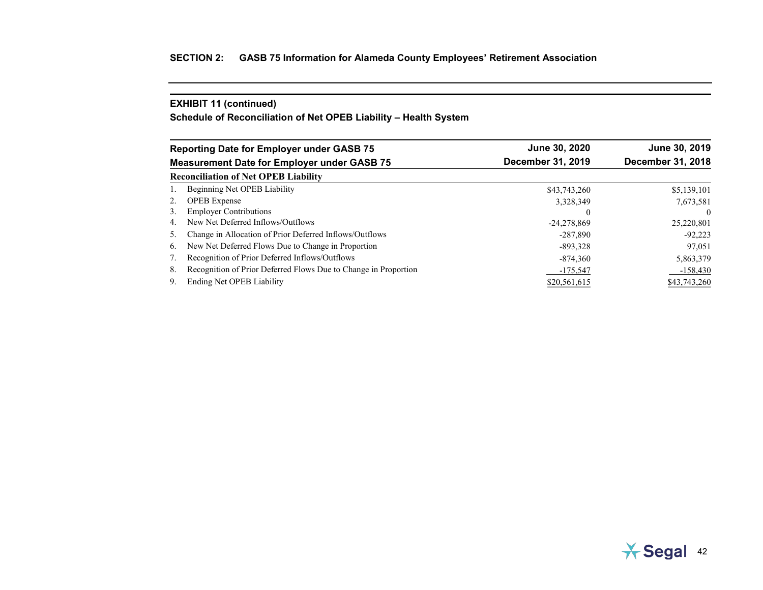## SECTION 2: GASB 75 Information for Alameda County Employees' Retirement Association

### EXHIBIT 11 (continued)

### Schedule of Reconciliation of Net OPEB Liability – Health System

| Reporting Date for Employer under GASB 75 | June 30, 2020 | June 30, 2019 |
|---|---|---|
| **Measurement Date for Employer under GASB 75** | **December 31, 2019** | **December 31, 2018** |
| **Reconciliation of Net OPEB Liability** | | |
| 1. Beginning Net OPEB Liability | $43,743,260 | $5,139,101 |
| 2. OPEB Expense | 3,328,349 | 7,673,581 |
| 3. Employer Contributions | 0 | 0 |
| 4. New Net Deferred Inflows/Outflows | -24,278,869 | 25,220,801 |
| 5. Change in Allocation of Prior Deferred Inflows/Outflows | -287,890 | -92,223 |
| 6. New Net Deferred Flows Due to Change in Proportion | -893,328 | 97,051 |
| 7. Recognition of Prior Deferred Inflows/Outflows | -874,360 | 5,863,379 |
| 8. Recognition of Prior Deferred Flows Due to Change in Proportion | -175,547 | -158,430 |
| 9. Ending Net OPEB Liability | $20,561,615 | $43,743,260 |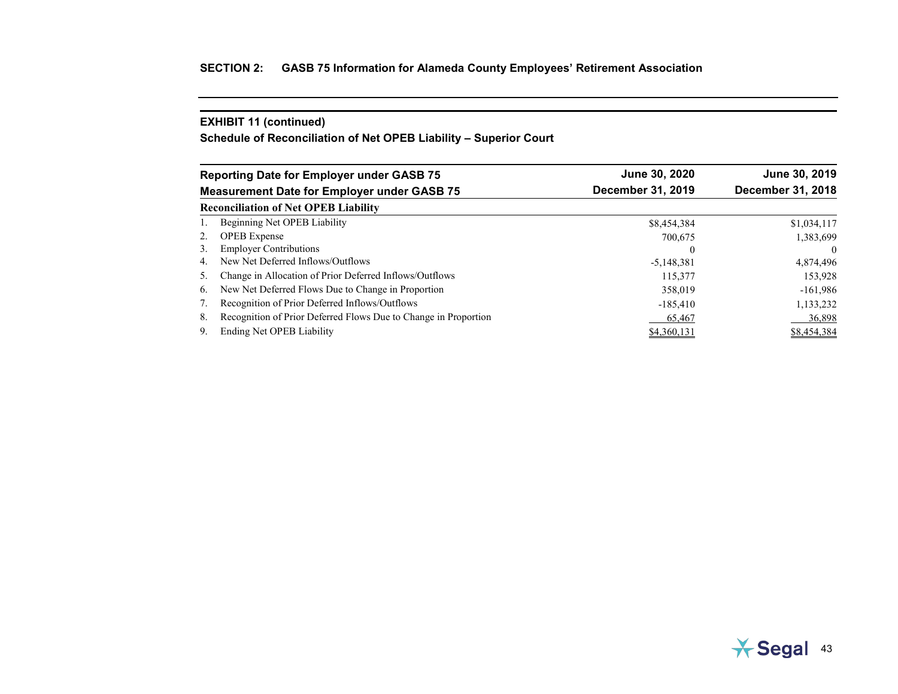## SECTION 2: GASB 75 Information for Alameda County Employees' Retirement Association

### EXHIBIT 11 (continued)

### Schedule of Reconciliation of Net OPEB Liability – Superior Court

| Reporting Date for Employer under GASB 75<br>Measurement Date for Employer under GASB 75 | June 30, 2020<br>December 31, 2019 | June 30, 2019<br>December 31, 2018 |
|---|---|---|
| **Reconciliation of Net OPEB Liability** | | |
| 1. Beginning Net OPEB Liability | $8,454,384 | $1,034,117 |
| 2. OPEB Expense | 700,675 | 1,383,699 |
| 3. Employer Contributions | 0 | 0 |
| 4. New Net Deferred Inflows/Outflows | -5,148,381 | 4,874,496 |
| 5. Change in Allocation of Prior Deferred Inflows/Outflows | 115,377 | 153,928 |
| 6. New Net Deferred Flows Due to Change in Proportion | 358,019 | -161,986 |
| 7. Recognition of Prior Deferred Inflows/Outflows | -185,410 | 1,133,232 |
| 8. Recognition of Prior Deferred Flows Due to Change in Proportion | 65,467 | 36,898 |
| 9. Ending Net OPEB Liability | $4,360,131 | $8,454,384 |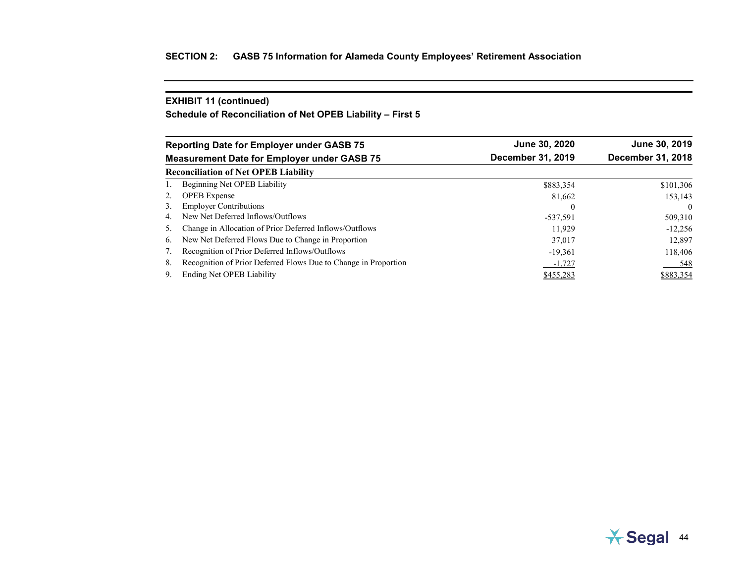## SECTION 2: GASB 75 Information for Alameda County Employees' Retirement Association

### EXHIBIT 11 (continued)

**Schedule of Reconciliation of Net OPEB Liability – First 5**

| Reporting Date for Employer under GASB 75 | June 30, 2020 | June 30, 2019 |
|---|---|---|
| **Measurement Date for Employer under GASB 75** | **December 31, 2019** | **December 31, 2018** |
| **Reconciliation of Net OPEB Liability** | | |
| 1. Beginning Net OPEB Liability | $883,354 | $101,306 |
| 2. OPEB Expense | 81,662 | 153,143 |
| 3. Employer Contributions | 0 | 0 |
| 4. New Net Deferred Inflows/Outflows | -537,591 | 509,310 |
| 5. Change in Allocation of Prior Deferred Inflows/Outflows | 11,929 | -12,256 |
| 6. New Net Deferred Flows Due to Change in Proportion | 37,017 | 12,897 |
| 7. Recognition of Prior Deferred Inflows/Outflows | -19,361 | 118,406 |
| 8. Recognition of Prior Deferred Flows Due to Change in Proportion | -1,727 | 548 |
| 9. Ending Net OPEB Liability | $455,283 | $883,354 |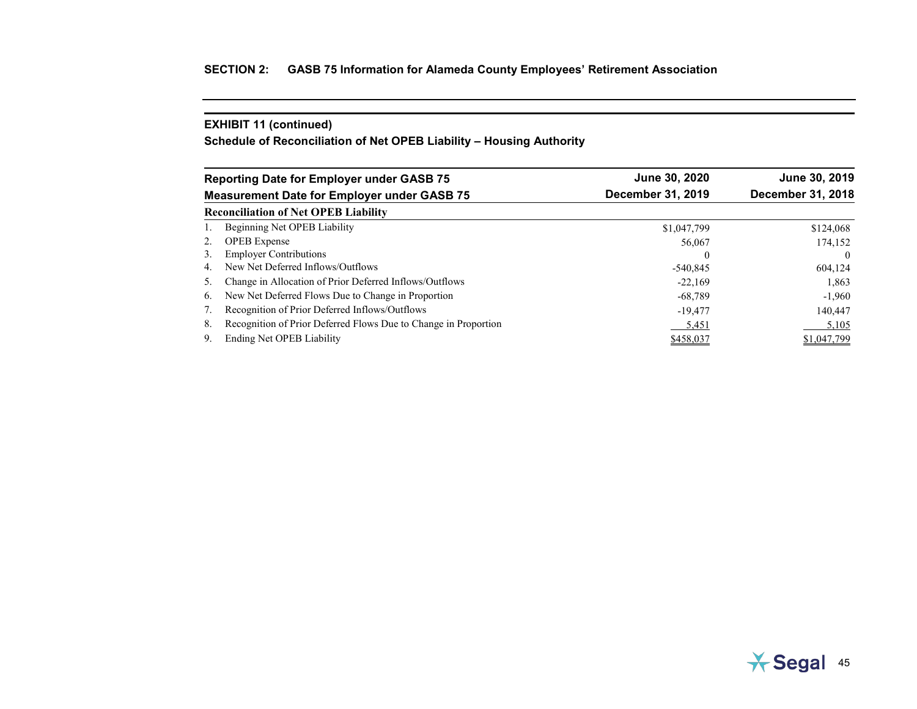## SECTION 2: GASB 75 Information for Alameda County Employees' Retirement Association

### EXHIBIT 11 (continued)

### Schedule of Reconciliation of Net OPEB Liability – Housing Authority

| Reporting Date for Employer under GASB 75 | June 30, 2020 | June 30, 2019 |
|---|---|---|
| **Measurement Date for Employer under GASB 75** | **December 31, 2019** | **December 31, 2018** |
| **Reconciliation of Net OPEB Liability** | | |
| 1. Beginning Net OPEB Liability | $1,047,799 | $124,068 |
| 2. OPEB Expense | 56,067 | 174,152 |
| 3. Employer Contributions | 0 | 0 |
| 4. New Net Deferred Inflows/Outflows | -540,845 | 604,124 |
| 5. Change in Allocation of Prior Deferred Inflows/Outflows | -22,169 | 1,863 |
| 6. New Net Deferred Flows Due to Change in Proportion | -68,789 | -1,960 |
| 7. Recognition of Prior Deferred Inflows/Outflows | -19,477 | 140,447 |
| 8. Recognition of Prior Deferred Flows Due to Change in Proportion | 5,451 | 5,105 |
| 9. Ending Net OPEB Liability | $458,037 | $1,047,799 |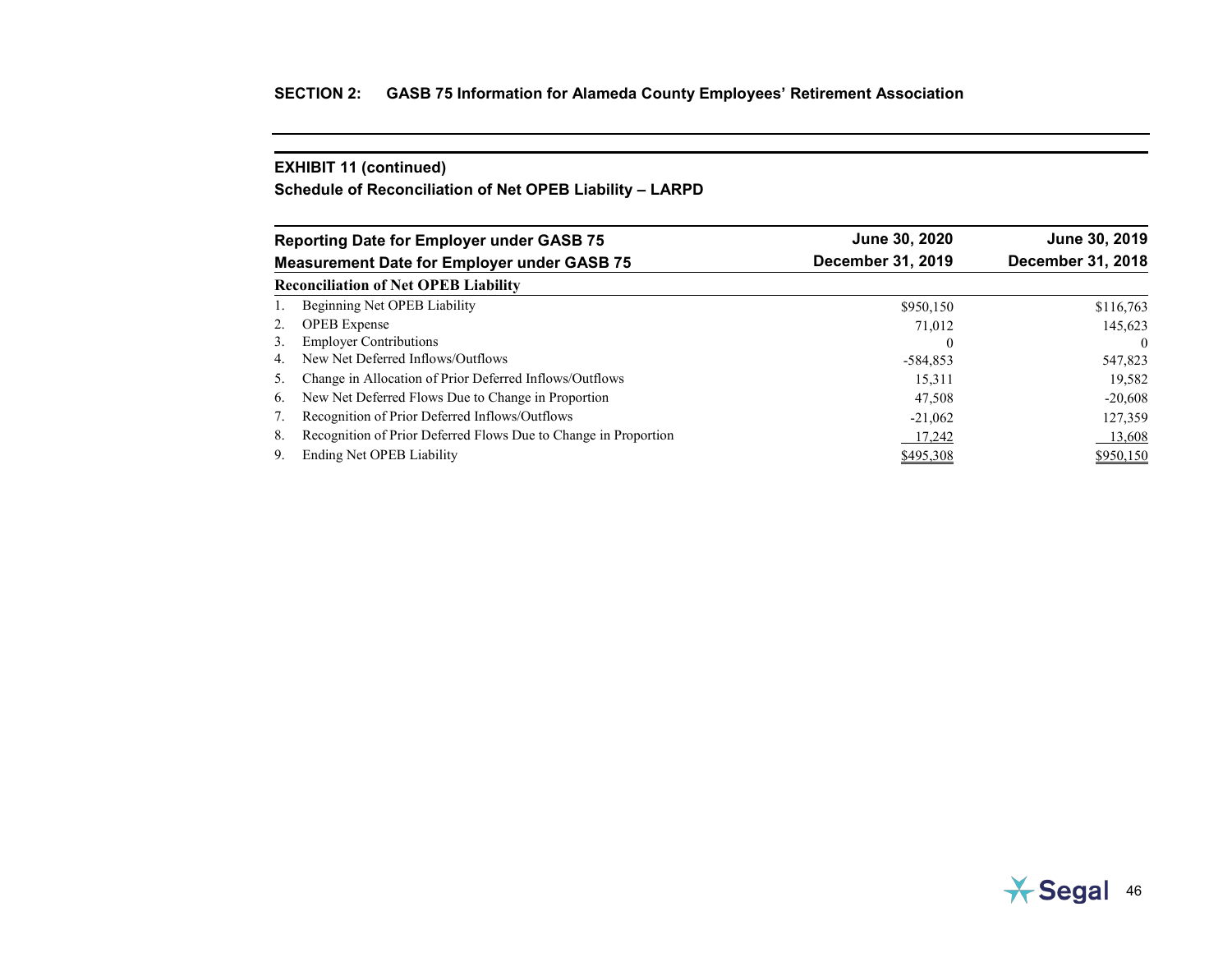## SECTION 2: GASB 75 Information for Alameda County Employees' Retirement Association

### EXHIBIT 11 (continued)

### Schedule of Reconciliation of Net OPEB Liability – LARPD

| Reporting Date for Employer under GASB 75 | June 30, 2020 | June 30, 2019 |
|---|---|---|
| **Measurement Date for Employer under GASB 75** | **December 31, 2019** | **December 31, 2018** |
| **Reconciliation of Net OPEB Liability** | | |
| 1. Beginning Net OPEB Liability | $950,150 | $116,763 |
| 2. OPEB Expense | 71,012 | 145,623 |
| 3. Employer Contributions | 0 | 0 |
| 4. New Net Deferred Inflows/Outflows | -584,853 | 547,823 |
| 5. Change in Allocation of Prior Deferred Inflows/Outflows | 15,311 | 19,582 |
| 6. New Net Deferred Flows Due to Change in Proportion | 47,508 | -20,608 |
| 7. Recognition of Prior Deferred Inflows/Outflows | -21,062 | 127,359 |
| 8. Recognition of Prior Deferred Flows Due to Change in Proportion | 17,242 | 13,608 |
| 9. Ending Net OPEB Liability | $495,308 | $950,150 |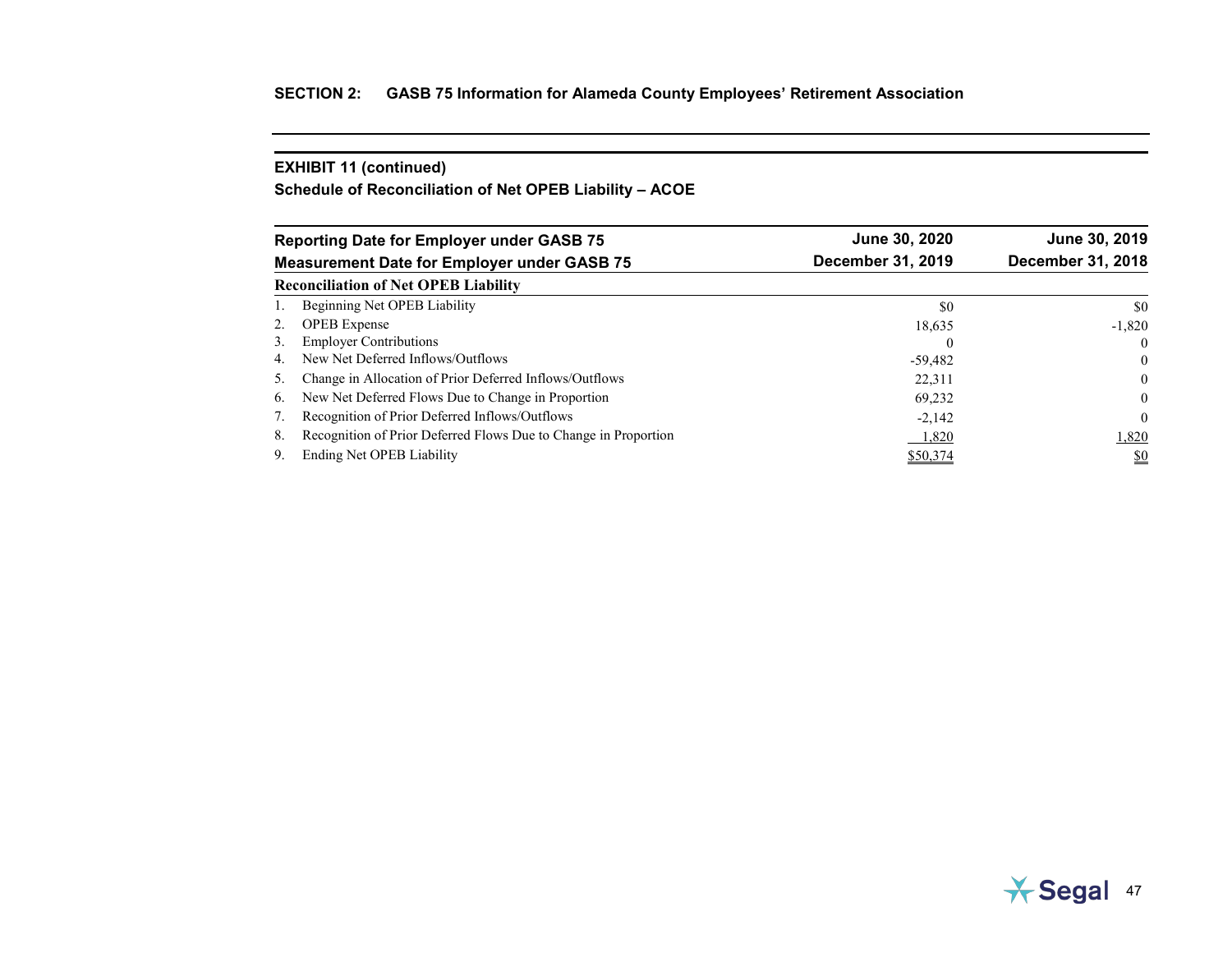**SECTION 2: GASB 75 Information for Alameda County Employees' Retirement Association**

**EXHIBIT 11 (continued)**

**Schedule of Reconciliation of Net OPEB Liability – ACOE**

| Reporting Date for Employer under GASB 75 | June 30, 2020 | June 30, 2019 |
|---|---|---|
| Measurement Date for Employer under GASB 75 | December 31, 2019 | December 31, 2018 |
| **Reconciliation of Net OPEB Liability** | | |
| 1. Beginning Net OPEB Liability | $0 | $0 |
| 2. OPEB Expense | 18,635 | -1,820 |
| 3. Employer Contributions | 0 | 0 |
| 4. New Net Deferred Inflows/Outflows | -59,482 | 0 |
| 5. Change in Allocation of Prior Deferred Inflows/Outflows | 22,311 | 0 |
| 6. New Net Deferred Flows Due to Change in Proportion | 69,232 | 0 |
| 7. Recognition of Prior Deferred Inflows/Outflows | -2,142 | 0 |
| 8. Recognition of Prior Deferred Flows Due to Change in Proportion | 1,820 | 1,820 |
| 9. Ending Net OPEB Liability | $50,374 | $0 |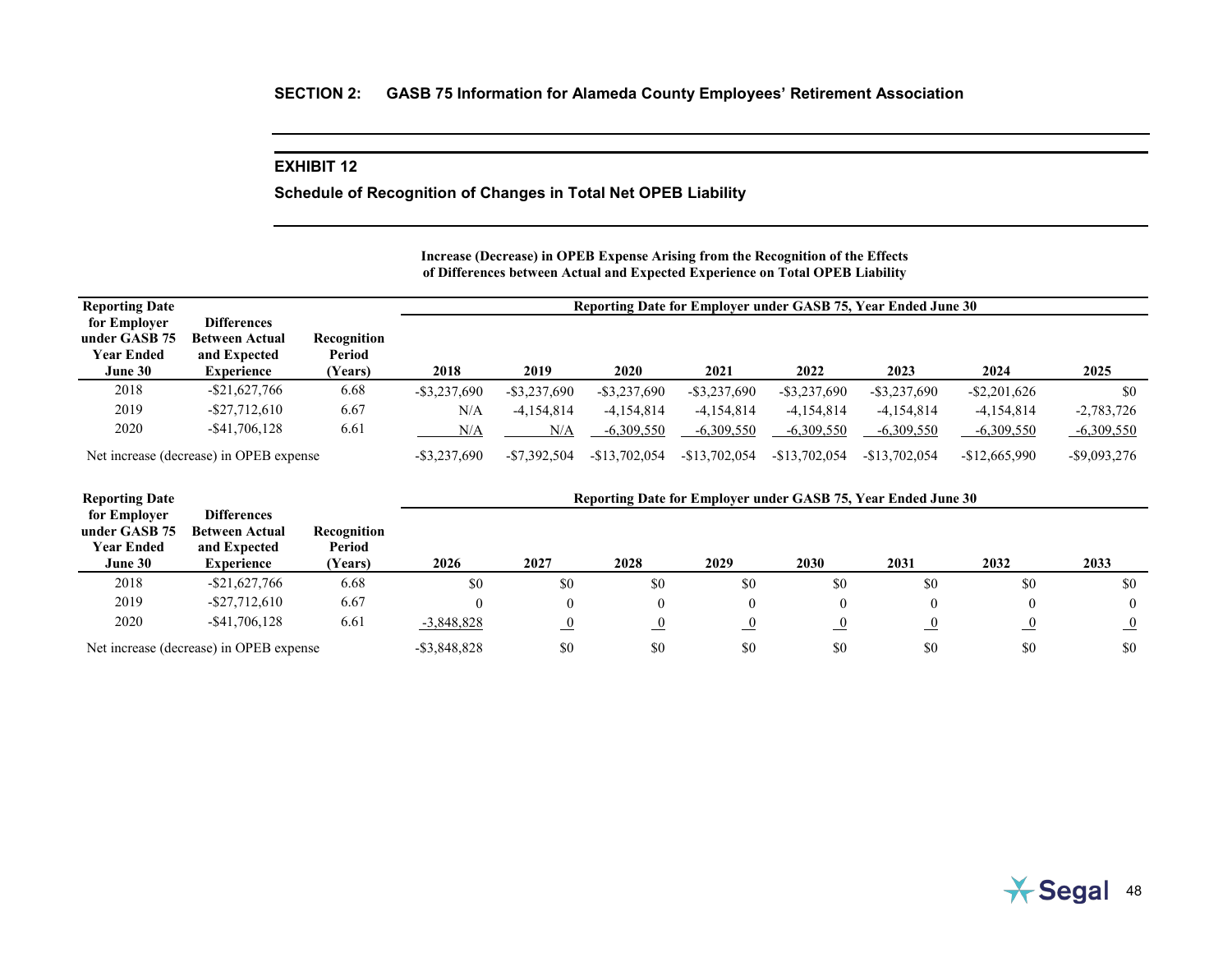## SECTION 2: GASB 75 Information for Alameda County Employees' Retirement Association

### EXHIBIT 12

**Schedule of Recognition of Changes in Total Net OPEB Liability**

**Increase (Decrease) in OPEB Expense Arising from the Recognition of the Effects of Differences between Actual and Expected Experience on Total OPEB Liability**

| Reporting Date for Employer under GASB 75 Year Ended June 30 | Differences Between Actual and Expected Experience | Recognition Period (Years) | Reporting Date for Employer under GASB 75, Year Ended June 30 | | | | | | | |
|---|---|---|---|---|---|---|---|---|---|---|
| | | | 2018 | 2019 | 2020 | 2021 | 2022 | 2023 | 2024 | 2025 |
| 2018 | -$21,627,766 | 6.68 | -$3,237,690 | -$3,237,690 | -$3,237,690 | -$3,237,690 | -$3,237,690 | -$3,237,690 | -$2,201,626 | $0 |
| 2019 | -$27,712,610 | 6.67 | N/A | -4,154,814 | -4,154,814 | -4,154,814 | -4,154,814 | -4,154,814 | -4,154,814 | -2,783,726 |
| 2020 | -$41,706,128 | 6.61 | N/A | N/A | -6,309,550 | -6,309,550 | -6,309,550 | -6,309,550 | -6,309,550 | -6,309,550 |
| Net increase (decrease) in OPEB expense | | | -$3,237,690 | -$7,392,504 | -$13,702,054 | -$13,702,054 | -$13,702,054 | -$13,702,054 | -$12,665,990 | -$9,093,276 |

| Reporting Date for Employer under GASB 75 Year Ended June 30 | Differences Between Actual and Expected Experience | Recognition Period (Years) | Reporting Date for Employer under GASB 75, Year Ended June 30 | | | | | | | |
|---|---|---|---|---|---|---|---|---|---|---|
| | | | 2026 | 2027 | 2028 | 2029 | 2030 | 2031 | 2032 | 2033 |
| 2018 | -$21,627,766 | 6.68 | $0 | $0 | $0 | $0 | $0 | $0 | $0 | $0 |
| 2019 | -$27,712,610 | 6.67 | 0 | 0 | 0 | 0 | 0 | 0 | 0 | 0 |
| 2020 | -$41,706,128 | 6.61 | -3,848,828 | 0 | 0 | 0 | 0 | 0 | 0 | 0 |
| Net increase (decrease) in OPEB expense | | | -$3,848,828 | $0 | $0 | $0 | $0 | $0 | $0 | $0 |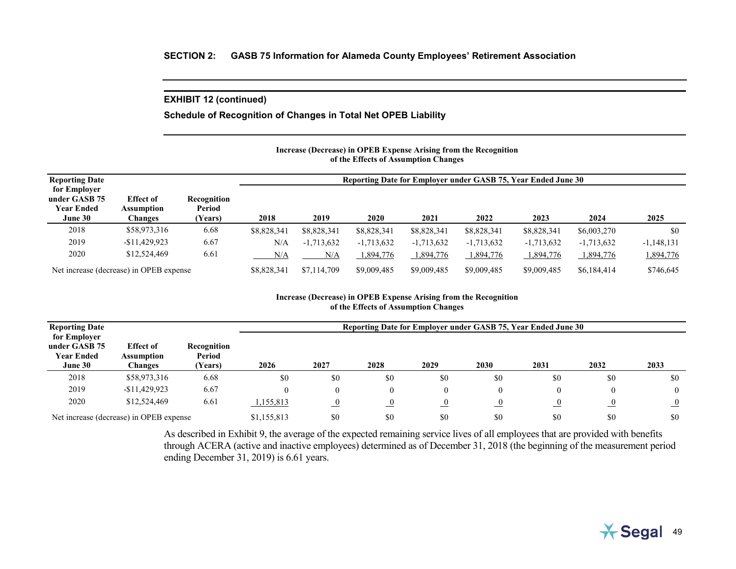## SECTION 2: GASB 75 Information for Alameda County Employees' Retirement Association

### EXHIBIT 12 (continued)

### Schedule of Recognition of Changes in Total Net OPEB Liability

**Increase (Decrease) in OPEB Expense Arising from the Recognition of the Effects of Assumption Changes**

| Reporting Date for Employer under GASB 75 Year Ended June 30 | Effect of Assumption Changes | Recognition Period (Years) | Reporting Date for Employer under GASB 75, Year Ended June 30 | | | | | | | |
|---|---|---|---|---|---|---|---|---|---|---|
| | | | 2018 | 2019 | 2020 | 2021 | 2022 | 2023 | 2024 | 2025 |
| 2018 | $58,973,316 | 6.68 | $8,828,341 | $8,828,341 | $8,828,341 | $8,828,341 | $8,828,341 | $8,828,341 | $6,003,270 | $0 |
| 2019 | -$11,429,923 | 6.67 | N/A | -1,713,632 | -1,713,632 | -1,713,632 | -1,713,632 | -1,713,632 | -1,713,632 | -1,148,131 |
| 2020 | $12,524,469 | 6.61 | N/A | N/A | 1,894,776 | 1,894,776 | 1,894,776 | 1,894,776 | 1,894,776 | 1,894,776 |
| Net increase (decrease) in OPEB expense | | | $8,828,341 | $7,114,709 | $9,009,485 | $9,009,485 | $9,009,485 | $9,009,485 | $6,184,414 | $746,645 |

**Increase (Decrease) in OPEB Expense Arising from the Recognition of the Effects of Assumption Changes**

| Reporting Date for Employer under GASB 75 Year Ended June 30 | Effect of Assumption Changes | Recognition Period (Years) | Reporting Date for Employer under GASB 75, Year Ended June 30 | | | | | | | |
|---|---|---|---|---|---|---|---|---|---|---|
| | | | 2026 | 2027 | 2028 | 2029 | 2030 | 2031 | 2032 | 2033 |
| 2018 | $58,973,316 | 6.68 | $0 | $0 | $0 | $0 | $0 | $0 | $0 | $0 |
| 2019 | -$11,429,923 | 6.67 | 0 | 0 | 0 | 0 | 0 | 0 | 0 | 0 |
| 2020 | $12,524,469 | 6.61 | 1,155,813 | 0 | 0 | 0 | 0 | 0 | 0 | 0 |
| Net increase (decrease) in OPEB expense | | | $1,155,813 | $0 | $0 | $0 | $0 | $0 | $0 | $0 |

As described in Exhibit 9, the average of the expected remaining service lives of all employees that are provided with benefits through ACERA (active and inactive employees) determined as of December 31, 2018 (the beginning of the measurement period ending December 31, 2019) is 6.61 years.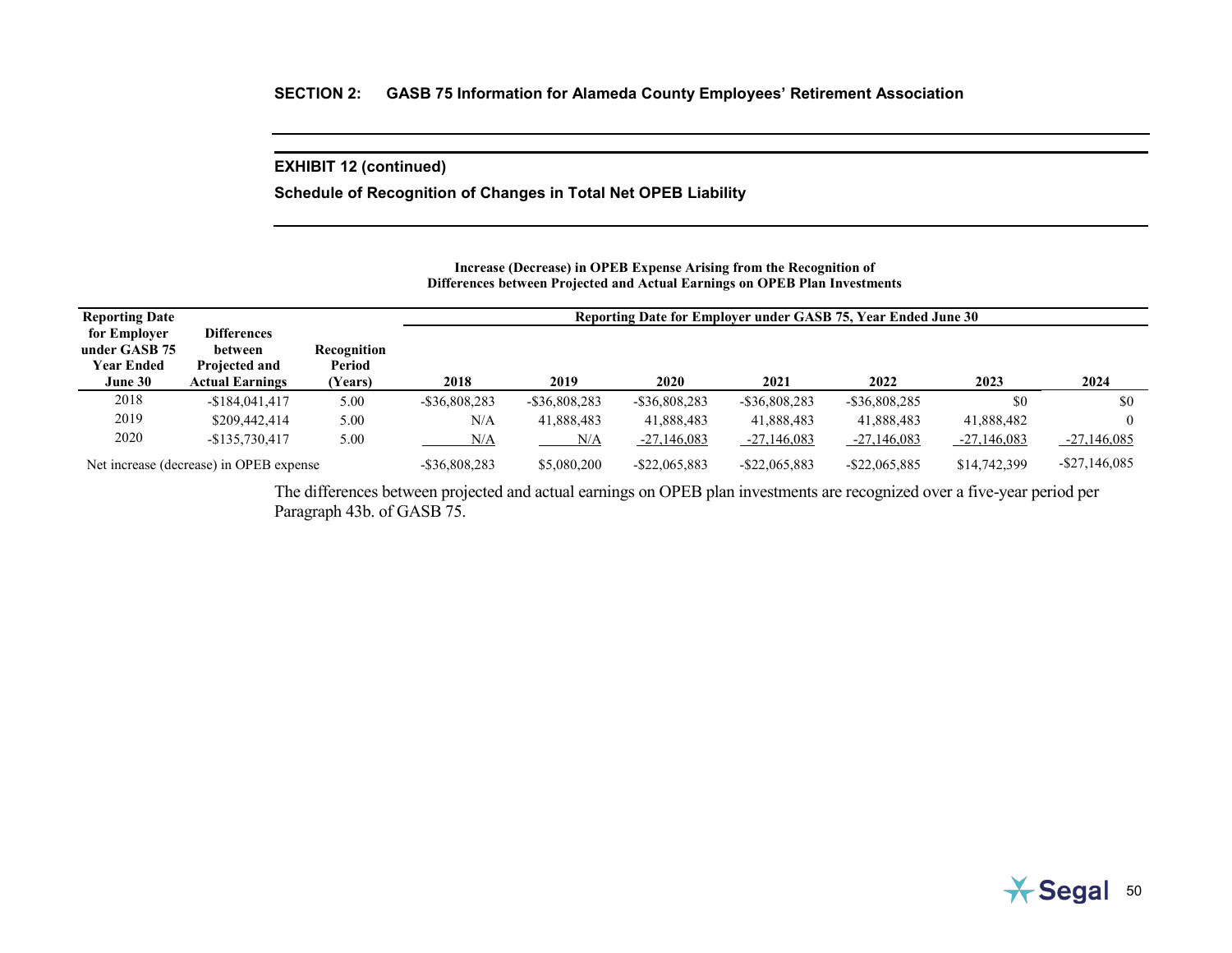**SECTION 2: GASB 75 Information for Alameda County Employees' Retirement Association**

**EXHIBIT 12 (continued)**

**Schedule of Recognition of Changes in Total Net OPEB Liability**

**Increase (Decrease) in OPEB Expense Arising from the Recognition of Differences between Projected and Actual Earnings on OPEB Plan Investments**

| Reporting Date for Employer under GASB 75 Year Ended June 30 | Differences between Projected and Actual Earnings | Recognition Period (Years) | Reporting Date for Employer under GASB 75, Year Ended June 30 | | | | | | |
|---|---|---|---|---|---|---|---|---|---|
| | | | 2018 | 2019 | 2020 | 2021 | 2022 | 2023 | 2024 |
| 2018 | -$184,041,417 | 5.00 | -$36,808,283 | -$36,808,283 | -$36,808,283 | -$36,808,283 | -$36,808,285 | $0 | $0 |
| 2019 | $209,442,414 | 5.00 | N/A | 41,888,483 | 41,888,483 | 41,888,483 | 41,888,483 | 41,888,482 | 0 |
| 2020 | -$135,730,417 | 5.00 | N/A | N/A | -27,146,083 | -27,146,083 | -27,146,083 | -27,146,083 | -27,146,085 |
| Net increase (decrease) in OPEB expense | | | -$36,808,283 | $5,080,200 | -$22,065,883 | -$22,065,883 | -$22,065,885 | $14,742,399 | -$27,146,085 |

The differences between projected and actual earnings on OPEB plan investments are recognized over a five-year period per Paragraph 43b. of GASB 75.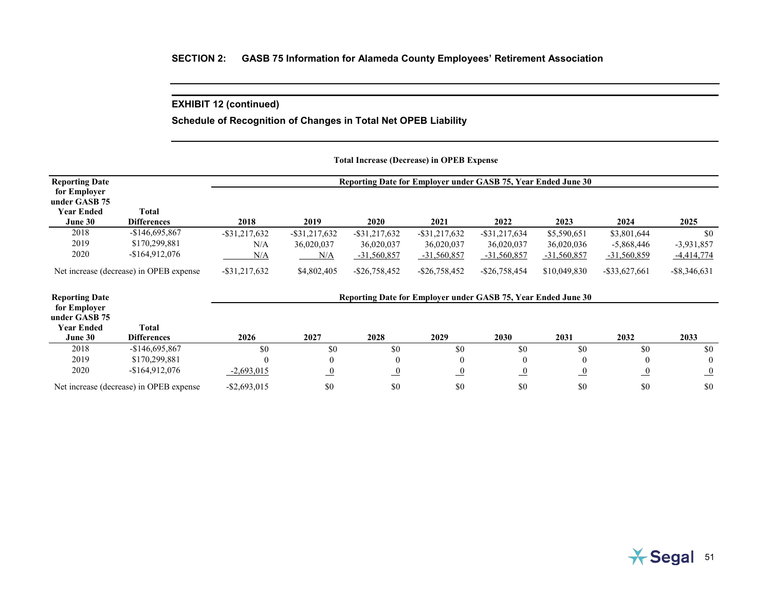## SECTION 2: GASB 75 Information for Alameda County Employees' Retirement Association

### EXHIBIT 12 (continued)

### Schedule of Recognition of Changes in Total Net OPEB Liability

**Total Increase (Decrease) in OPEB Expense**

| Reporting Date for Employer under GASB 75 Year Ended June 30 | Total Differences | Reporting Date for Employer under GASB 75, Year Ended June 30 | | | | | | | |
|---|---|---|---|---|---|---|---|---|---|
| | | 2018 | 2019 | 2020 | 2021 | 2022 | 2023 | 2024 | 2025 |
| 2018 | -$146,695,867 | -$31,217,632 | -$31,217,632 | -$31,217,632 | -$31,217,632 | -$31,217,634 | $5,590,651 | $3,801,644 | $0 |
| 2019 | $170,299,881 | N/A | 36,020,037 | 36,020,037 | 36,020,037 | 36,020,037 | 36,020,036 | -5,868,446 | -3,931,857 |
| 2020 | -$164,912,076 | N/A | N/A | -31,560,857 | -31,560,857 | -31,560,857 | -31,560,857 | -31,560,859 | -4,414,774 |
| Net increase (decrease) in OPEB expense | | -$31,217,632 | $4,802,405 | -$26,758,452 | -$26,758,452 | -$26,758,454 | $10,049,830 | -$33,627,661 | -$8,346,631 |

| Reporting Date for Employer under GASB 75 Year Ended June 30 | Total Differences | Reporting Date for Employer under GASB 75, Year Ended June 30 | | | | | | | |
|---|---|---|---|---|---|---|---|---|---|
| | | 2026 | 2027 | 2028 | 2029 | 2030 | 2031 | 2032 | 2033 |
| 2018 | -$146,695,867 | $0 | $0 | $0 | $0 | $0 | $0 | $0 | $0 |
| 2019 | $170,299,881 | 0 | 0 | 0 | 0 | 0 | 0 | 0 | 0 |
| 2020 | -$164,912,076 | -2,693,015 | 0 | 0 | 0 | 0 | 0 | 0 | 0 |
| Net increase (decrease) in OPEB expense | | -$2,693,015 | $0 | $0 | $0 | $0 | $0 | $0 | $0 |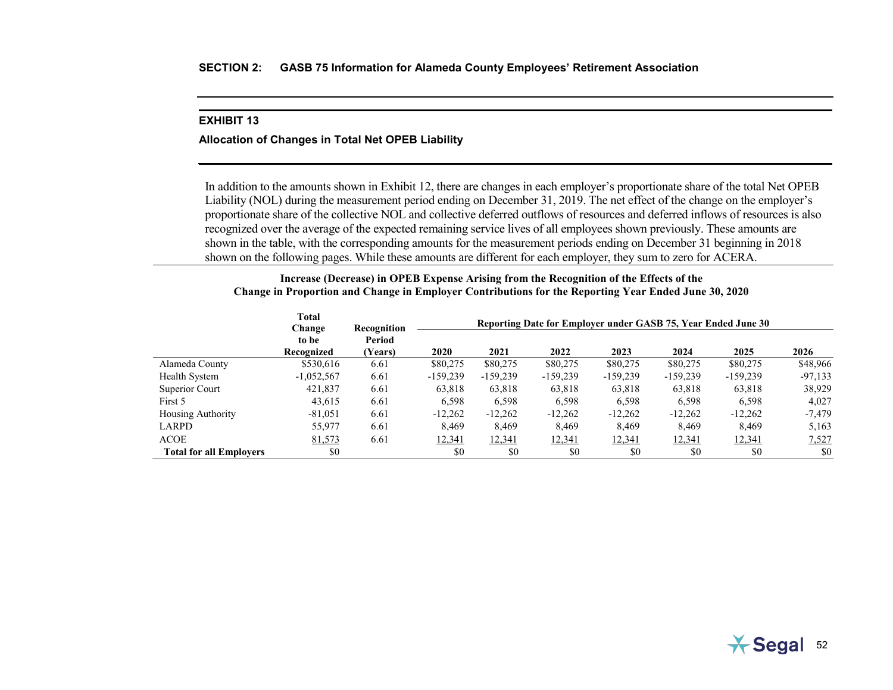**SECTION 2: GASB 75 Information for Alameda County Employees' Retirement Association**

## EXHIBIT 13

### Allocation of Changes in Total Net OPEB Liability

In addition to the amounts shown in Exhibit 12, there are changes in each employer's proportionate share of the total Net OPEB Liability (NOL) during the measurement period ending on December 31, 2019. The net effect of the change on the employer's proportionate share of the collective NOL and collective deferred outflows of resources and deferred inflows of resources is also recognized over the average of the expected remaining service lives of all employees shown previously. These amounts are shown in the table, with the corresponding amounts for the measurement periods ending on December 31 beginning in 2018 shown on the following pages. While these amounts are different for each employer, they sum to zero for ACERA.

**Increase (Decrease) in OPEB Expense Arising from the Recognition of the Effects of the Change in Proportion and Change in Employer Contributions for the Reporting Year Ended June 30, 2020**

| | Total Change to be Recognized | Recognition Period (Years) | Reporting Date for Employer under GASB 75, Year Ended June 30 | | | | | | |
|---|---|---|---|---|---|---|---|---|---|
| | | | 2020 | 2021 | 2022 | 2023 | 2024 | 2025 | 2026 |
| Alameda County | $530,616 | 6.61 | $80,275 | $80,275 | $80,275 | $80,275 | $80,275 | $80,275 | $48,966 |
| Health System | -1,052,567 | 6.61 | -159,239 | -159,239 | -159,239 | -159,239 | -159,239 | -159,239 | -97,133 |
| Superior Court | 421,837 | 6.61 | 63,818 | 63,818 | 63,818 | 63,818 | 63,818 | 63,818 | 38,929 |
| First 5 | 43,615 | 6.61 | 6,598 | 6,598 | 6,598 | 6,598 | 6,598 | 6,598 | 4,027 |
| Housing Authority | -81,051 | 6.61 | -12,262 | -12,262 | -12,262 | -12,262 | -12,262 | -12,262 | -7,479 |
| LARPD | 55,977 | 6.61 | 8,469 | 8,469 | 8,469 | 8,469 | 8,469 | 8,469 | 5,163 |
| ACOE | 81,573 | 6.61 | 12,341 | 12,341 | 12,341 | 12,341 | 12,341 | 12,341 | 7,527 |
| **Total for all Employers** | $0 | | $0 | $0 | $0 | $0 | $0 | $0 | $0 |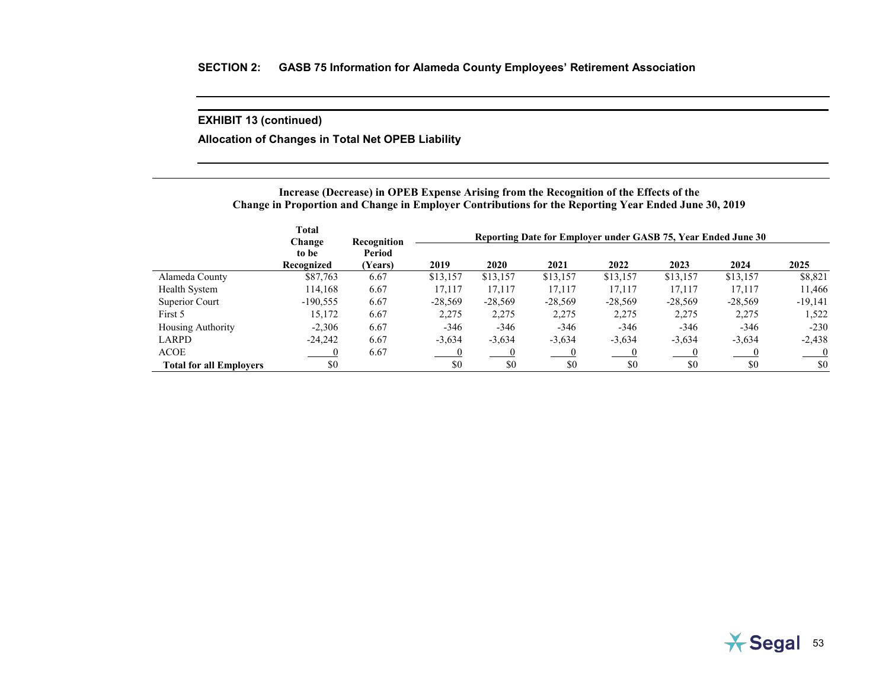## SECTION 2: GASB 75 Information for Alameda County Employees' Retirement Association

### EXHIBIT 13 (continued)

### Allocation of Changes in Total Net OPEB Liability

**Increase (Decrease) in OPEB Expense Arising from the Recognition of the Effects of the Change in Proportion and Change in Employer Contributions for the Reporting Year Ended June 30, 2019**

| | Total Change to be Recognized | Recognition Period (Years) | Reporting Date for Employer under GASB 75, Year Ended June 30 | | | | | | |
|---|---|---|---|---|---|---|---|---|---|
| | | | 2019 | 2020 | 2021 | 2022 | 2023 | 2024 | 2025 |
| Alameda County | $87,763 | 6.67 | $13,157 | $13,157 | $13,157 | $13,157 | $13,157 | $13,157 | $8,821 |
| Health System | 114,168 | 6.67 | 17,117 | 17,117 | 17,117 | 17,117 | 17,117 | 17,117 | 11,466 |
| Superior Court | -190,555 | 6.67 | -28,569 | -28,569 | -28,569 | -28,569 | -28,569 | -28,569 | -19,141 |
| First 5 | 15,172 | 6.67 | 2,275 | 2,275 | 2,275 | 2,275 | 2,275 | 2,275 | 1,522 |
| Housing Authority | -2,306 | 6.67 | -346 | -346 | -346 | -346 | -346 | -346 | -230 |
| LARPD | -24,242 | 6.67 | -3,634 | -3,634 | -3,634 | -3,634 | -3,634 | -3,634 | -2,438 |
| ACOE | 0 | 6.67 | 0 | 0 | 0 | 0 | 0 | 0 | 0 |
| **Total for all Employers** | $0 | | $0 | $0 | $0 | $0 | $0 | $0 | $0 |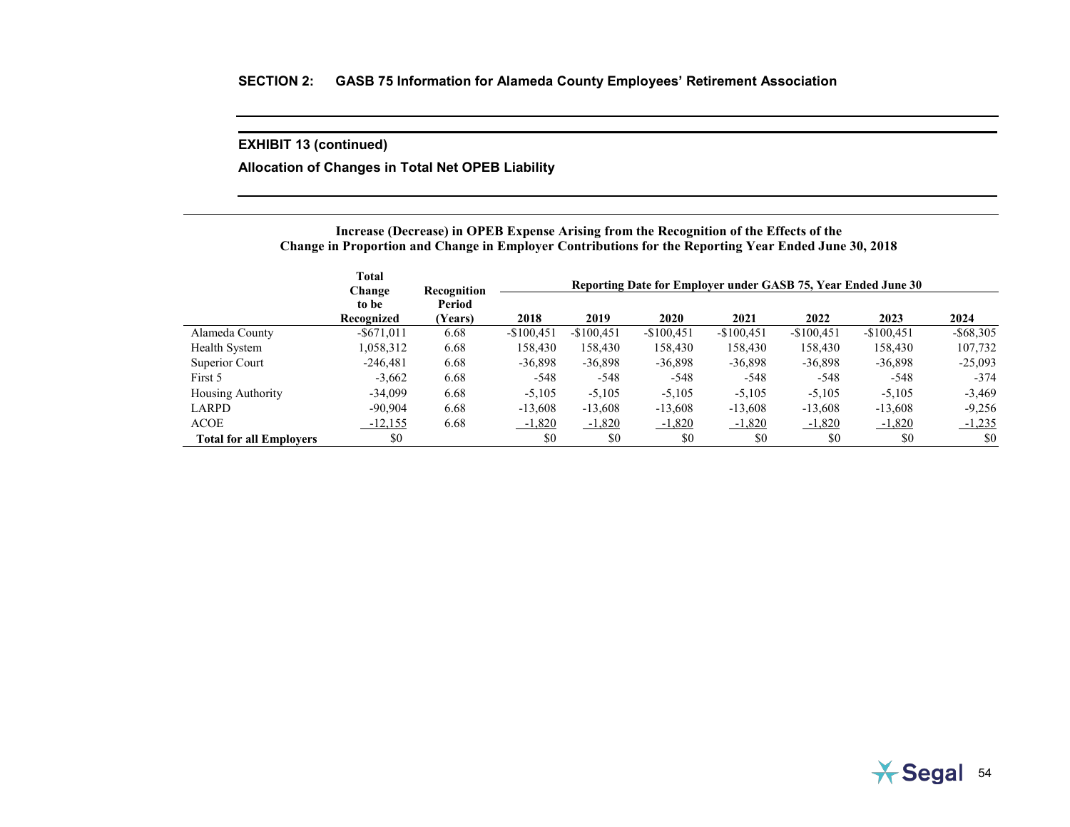## SECTION 2: GASB 75 Information for Alameda County Employees' Retirement Association

### EXHIBIT 13 (continued)

### Allocation of Changes in Total Net OPEB Liability

**Increase (Decrease) in OPEB Expense Arising from the Recognition of the Effects of the Change in Proportion and Change in Employer Contributions for the Reporting Year Ended June 30, 2018**

| | Total Change to be Recognized | Recognition Period (Years) | Reporting Date for Employer under GASB 75, Year Ended June 30 | | | | | | |
|---|---|---|---|---|---|---|---|---|---|
| | | | 2018 | 2019 | 2020 | 2021 | 2022 | 2023 | 2024 |
| Alameda County | -$671,011 | 6.68 | -$100,451 | -$100,451 | -$100,451 | -$100,451 | -$100,451 | -$100,451 | -$68,305 |
| Health System | 1,058,312 | 6.68 | 158,430 | 158,430 | 158,430 | 158,430 | 158,430 | 158,430 | 107,732 |
| Superior Court | -246,481 | 6.68 | -36,898 | -36,898 | -36,898 | -36,898 | -36,898 | -36,898 | -25,093 |
| First 5 | -3,662 | 6.68 | -548 | -548 | -548 | -548 | -548 | -548 | -374 |
| Housing Authority | -34,099 | 6.68 | -5,105 | -5,105 | -5,105 | -5,105 | -5,105 | -5,105 | -3,469 |
| LARPD | -90,904 | 6.68 | -13,608 | -13,608 | -13,608 | -13,608 | -13,608 | -13,608 | -9,256 |
| ACOE | -12,155 | 6.68 | -1,820 | -1,820 | -1,820 | -1,820 | -1,820 | -1,820 | -1,235 |
| **Total for all Employers** | $0 | | $0 | $0 | $0 | $0 | $0 | $0 | $0 |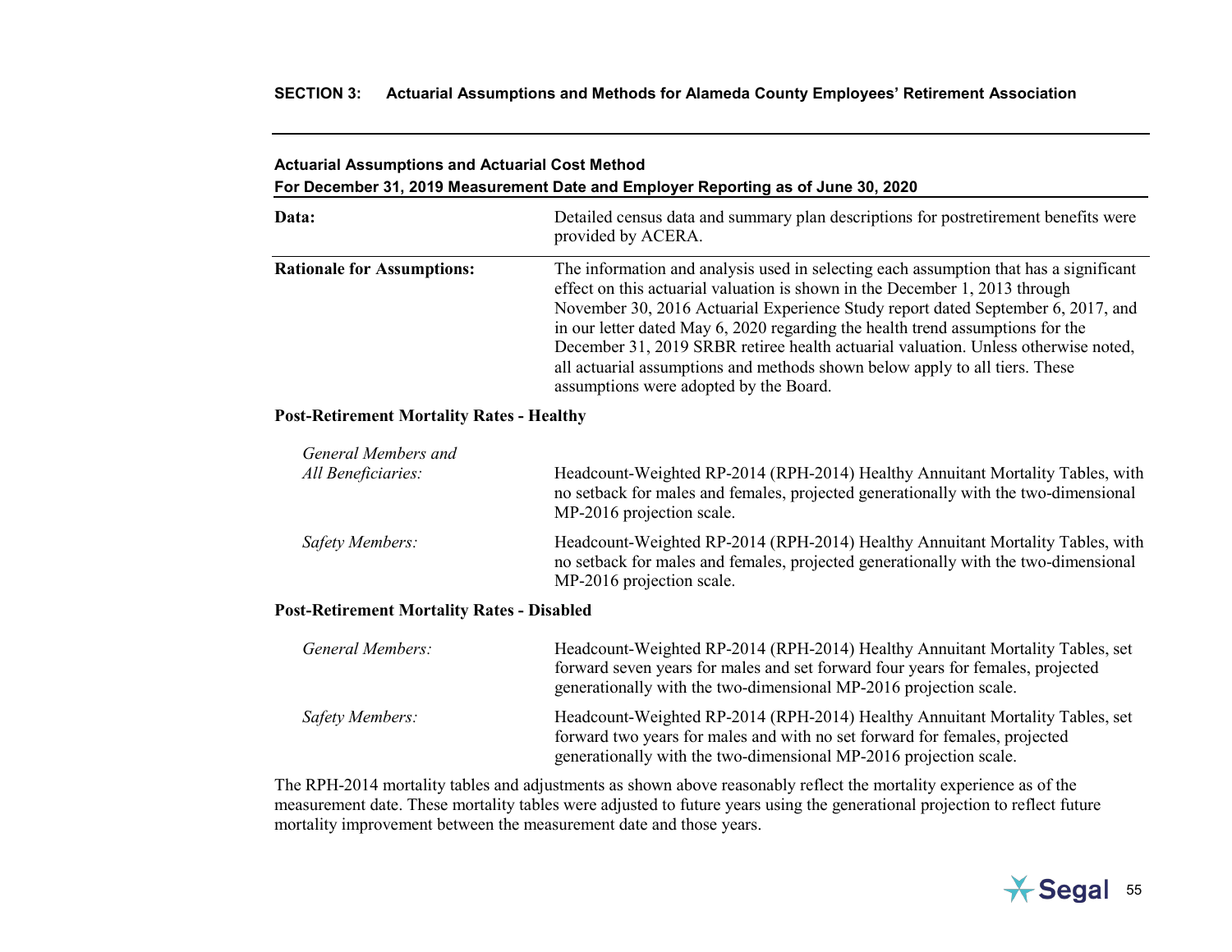## Actuarial Assumptions and Actuarial Cost Method

**For December 31, 2019 Measurement Date and Employer Reporting as of June 30, 2020**

| | |
|---|---|
| **Data:** | Detailed census data and summary plan descriptions for postretirement benefits were provided by ACERA. |
| **Rationale for Assumptions:** | The information and analysis used in selecting each assumption that has a significant effect on this actuarial valuation is shown in the December 1, 2013 through November 30, 2016 Actuarial Experience Study report dated September 6, 2017, and in our letter dated May 6, 2020 regarding the health trend assumptions for the December 31, 2019 SRBR retiree health actuarial valuation. Unless otherwise noted, all actuarial assumptions and methods shown below apply to all tiers. These assumptions were adopted by the Board. |

**Post-Retirement Mortality Rates - Healthy**

| | |
|---|---|
| *General Members and All Beneficiaries:* | Headcount-Weighted RP-2014 (RPH-2014) Healthy Annuitant Mortality Tables, with no setback for males and females, projected generationally with the two-dimensional MP-2016 projection scale. |
| *Safety Members:* | Headcount-Weighted RP-2014 (RPH-2014) Healthy Annuitant Mortality Tables, with no setback for males and females, projected generationally with the two-dimensional MP-2016 projection scale. |

**Post-Retirement Mortality Rates - Disabled**

| | |
|---|---|
| *General Members:* | Headcount-Weighted RP-2014 (RPH-2014) Healthy Annuitant Mortality Tables, set forward seven years for males and set forward four years for females, projected generationally with the two-dimensional MP-2016 projection scale. |
| *Safety Members:* | Headcount-Weighted RP-2014 (RPH-2014) Healthy Annuitant Mortality Tables, set forward two years for males and with no set forward for females, projected generationally with the two-dimensional MP-2016 projection scale. |

The RPH-2014 mortality tables and adjustments as shown above reasonably reflect the mortality experience as of the measurement date. These mortality tables were adjusted to future years using the generational projection to reflect future mortality improvement between the measurement date and those years.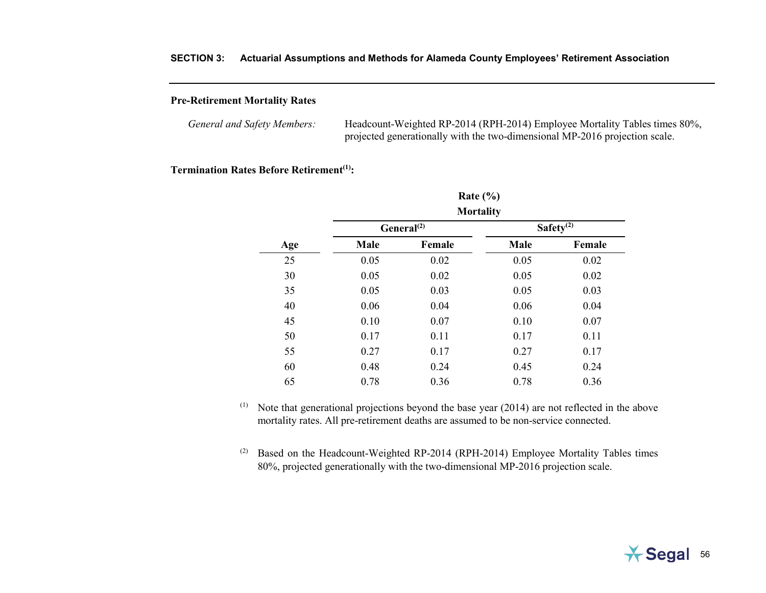### Pre-Retirement Mortality Rates

*General and Safety Members:* Headcount-Weighted RP-2014 (RPH-2014) Employee Mortality Tables times 80%, projected generationally with the two-dimensional MP-2016 projection scale.

### Termination Rates Before Retirement[1]:

| | Rate (%) Mortality | | | |
|---|---|---|---|---|
| | General[2] | | Safety[2] | |
| Age | Male | Female | Male | Female |
| 25 | 0.05 | 0.02 | 0.05 | 0.02 |
| 30 | 0.05 | 0.02 | 0.05 | 0.02 |
| 35 | 0.05 | 0.03 | 0.05 | 0.03 |
| 40 | 0.06 | 0.04 | 0.06 | 0.04 |
| 45 | 0.10 | 0.07 | 0.10 | 0.07 |
| 50 | 0.17 | 0.11 | 0.17 | 0.11 |
| 55 | 0.27 | 0.17 | 0.27 | 0.17 |
| 60 | 0.48 | 0.24 | 0.45 | 0.24 |
| 65 | 0.78 | 0.36 | 0.78 | 0.36 |

(1) Note that generational projections beyond the base year (2014) are not reflected in the above mortality rates. All pre-retirement deaths are assumed to be non-service connected.

(2) Based on the Headcount-Weighted RP-2014 (RPH-2014) Employee Mortality Tables times 80%, projected generationally with the two-dimensional MP-2016 projection scale.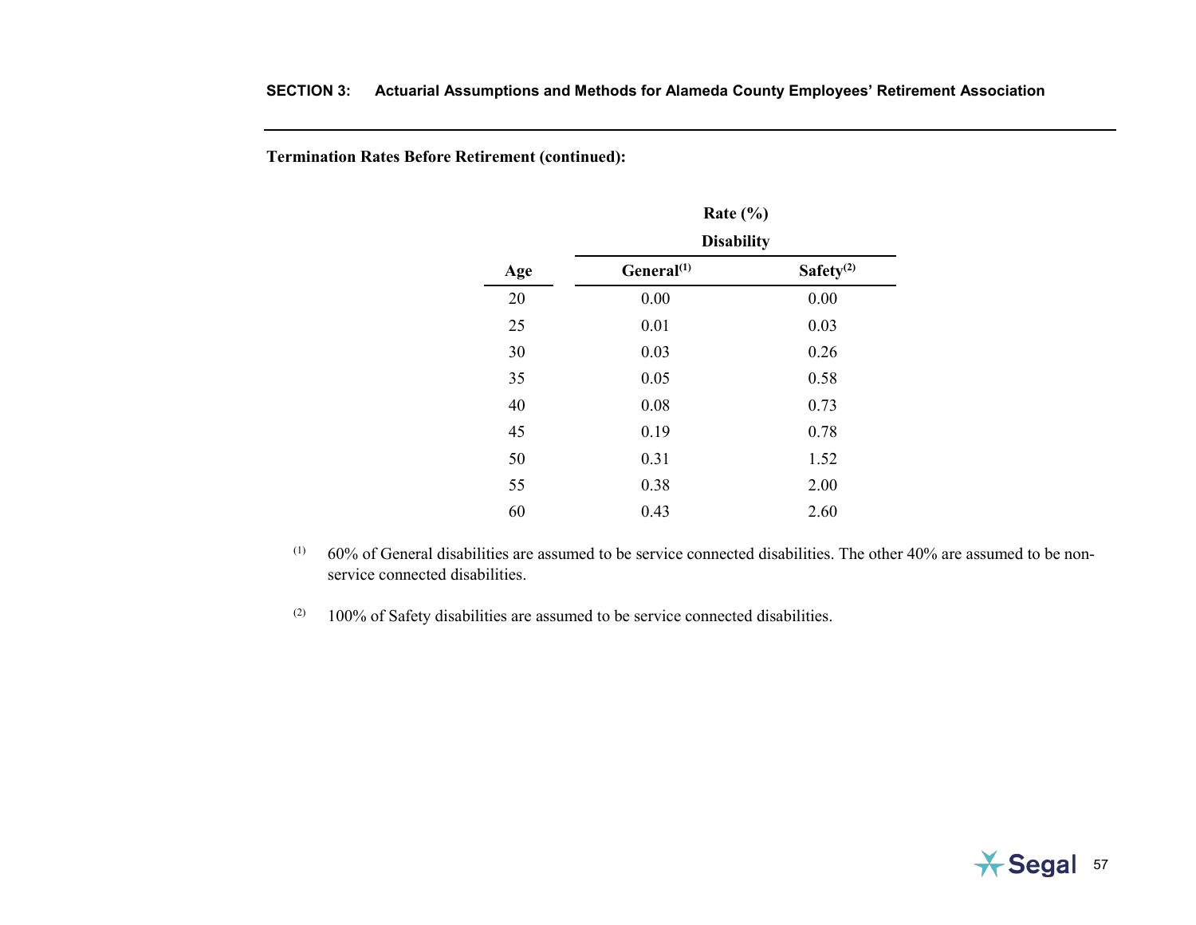**Termination Rates Before Retirement (continued):**

| Age | Rate (%) Disability General[1] | Rate (%) Disability Safety[2] |
|---|---|---|
| 20 | 0.00 | 0.00 |
| 25 | 0.01 | 0.03 |
| 30 | 0.03 | 0.26 |
| 35 | 0.05 | 0.58 |
| 40 | 0.08 | 0.73 |
| 45 | 0.19 | 0.78 |
| 50 | 0.31 | 1.52 |
| 55 | 0.38 | 2.00 |
| 60 | 0.43 | 2.60 |

[1] 60% of General disabilities are assumed to be service connected disabilities. The other 40% are assumed to be non-service connected disabilities.

[2] 100% of Safety disabilities are assumed to be service connected disabilities.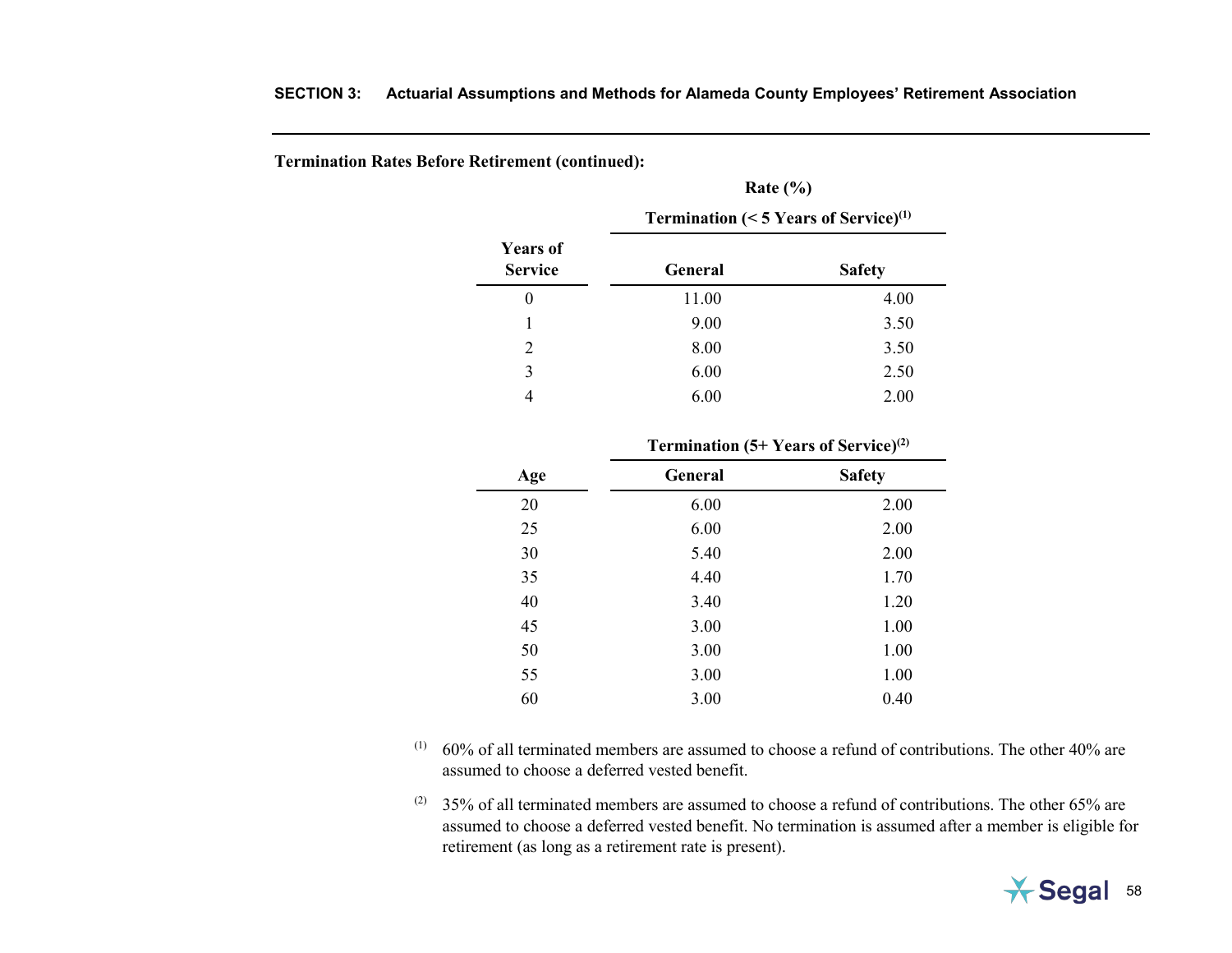**Termination Rates Before Retirement (continued):**

| | Rate (%) | |
|---|---|---|
| | Termination (< 5 Years of Service)[1] | |
| Years of Service | General | Safety |
| 0 | 11.00 | 4.00 |
| 1 | 9.00 | 3.50 |
| 2 | 8.00 | 3.50 |
| 3 | 6.00 | 2.50 |
| 4 | 6.00 | 2.00 |

| | Termination (5+ Years of Service)[2] | |
|---|---|---|
| Age | General | Safety |
| 20 | 6.00 | 2.00 |
| 25 | 6.00 | 2.00 |
| 30 | 5.40 | 2.00 |
| 35 | 4.40 | 1.70 |
| 40 | 3.40 | 1.20 |
| 45 | 3.00 | 1.00 |
| 50 | 3.00 | 1.00 |
| 55 | 3.00 | 1.00 |
| 60 | 3.00 | 0.40 |

(1) 60% of all terminated members are assumed to choose a refund of contributions. The other 40% are assumed to choose a deferred vested benefit.

(2) 35% of all terminated members are assumed to choose a refund of contributions. The other 65% are assumed to choose a deferred vested benefit. No termination is assumed after a member is eligible for retirement (as long as a retirement rate is present).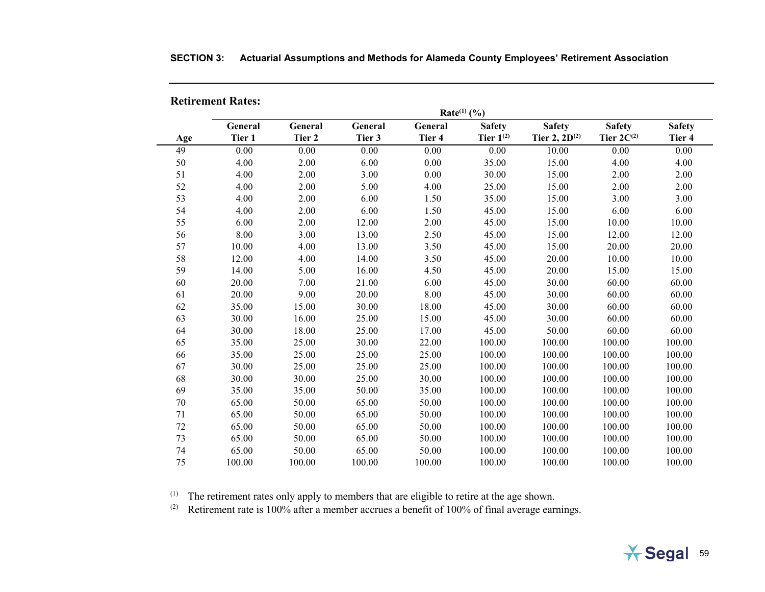**Retirement Rates:**

| Age | Rate[1] (%) General Tier 1 | General Tier 2 | General Tier 3 | General Tier 4 | Safety Tier 1[2] | Safety Tier 2, 2D[2] | Safety Tier 2C[2] | Safety Tier 4 |
|---|---|---|---|---|---|---|---|---|
| 49 | 0.00 | 0.00 | 0.00 | 0.00 | 0.00 | 10.00 | 0.00 | 0.00 |
| 50 | 4.00 | 2.00 | 6.00 | 0.00 | 35.00 | 15.00 | 4.00 | 4.00 |
| 51 | 4.00 | 2.00 | 3.00 | 0.00 | 30.00 | 15.00 | 2.00 | 2.00 |
| 52 | 4.00 | 2.00 | 5.00 | 4.00 | 25.00 | 15.00 | 2.00 | 2.00 |
| 53 | 4.00 | 2.00 | 6.00 | 1.50 | 35.00 | 15.00 | 3.00 | 3.00 |
| 54 | 4.00 | 2.00 | 6.00 | 1.50 | 45.00 | 15.00 | 6.00 | 6.00 |
| 55 | 6.00 | 2.00 | 12.00 | 2.00 | 45.00 | 15.00 | 10.00 | 10.00 |
| 56 | 8.00 | 3.00 | 13.00 | 2.50 | 45.00 | 15.00 | 12.00 | 12.00 |
| 57 | 10.00 | 4.00 | 13.00 | 3.50 | 45.00 | 15.00 | 20.00 | 20.00 |
| 58 | 12.00 | 4.00 | 14.00 | 3.50 | 45.00 | 20.00 | 10.00 | 10.00 |
| 59 | 14.00 | 5.00 | 16.00 | 4.50 | 45.00 | 20.00 | 15.00 | 15.00 |
| 60 | 20.00 | 7.00 | 21.00 | 6.00 | 45.00 | 30.00 | 60.00 | 60.00 |
| 61 | 20.00 | 9.00 | 20.00 | 8.00 | 45.00 | 30.00 | 60.00 | 60.00 |
| 62 | 35.00 | 15.00 | 30.00 | 18.00 | 45.00 | 30.00 | 60.00 | 60.00 |
| 63 | 30.00 | 16.00 | 25.00 | 15.00 | 45.00 | 30.00 | 60.00 | 60.00 |
| 64 | 30.00 | 18.00 | 25.00 | 17.00 | 45.00 | 50.00 | 60.00 | 60.00 |
| 65 | 35.00 | 25.00 | 30.00 | 22.00 | 100.00 | 100.00 | 100.00 | 100.00 |
| 66 | 35.00 | 25.00 | 25.00 | 25.00 | 100.00 | 100.00 | 100.00 | 100.00 |
| 67 | 30.00 | 25.00 | 25.00 | 25.00 | 100.00 | 100.00 | 100.00 | 100.00 |
| 68 | 30.00 | 30.00 | 25.00 | 30.00 | 100.00 | 100.00 | 100.00 | 100.00 |
| 69 | 35.00 | 35.00 | 50.00 | 35.00 | 100.00 | 100.00 | 100.00 | 100.00 |
| 70 | 65.00 | 50.00 | 65.00 | 50.00 | 100.00 | 100.00 | 100.00 | 100.00 |
| 71 | 65.00 | 50.00 | 65.00 | 50.00 | 100.00 | 100.00 | 100.00 | 100.00 |
| 72 | 65.00 | 50.00 | 65.00 | 50.00 | 100.00 | 100.00 | 100.00 | 100.00 |
| 73 | 65.00 | 50.00 | 65.00 | 50.00 | 100.00 | 100.00 | 100.00 | 100.00 |
| 74 | 65.00 | 50.00 | 65.00 | 50.00 | 100.00 | 100.00 | 100.00 | 100.00 |
| 75 | 100.00 | 100.00 | 100.00 | 100.00 | 100.00 | 100.00 | 100.00 | 100.00 |

[1] The retirement rates only apply to members that are eligible to retire at the age shown.

[2] Retirement rate is 100% after a member accrues a benefit of 100% of final average earnings.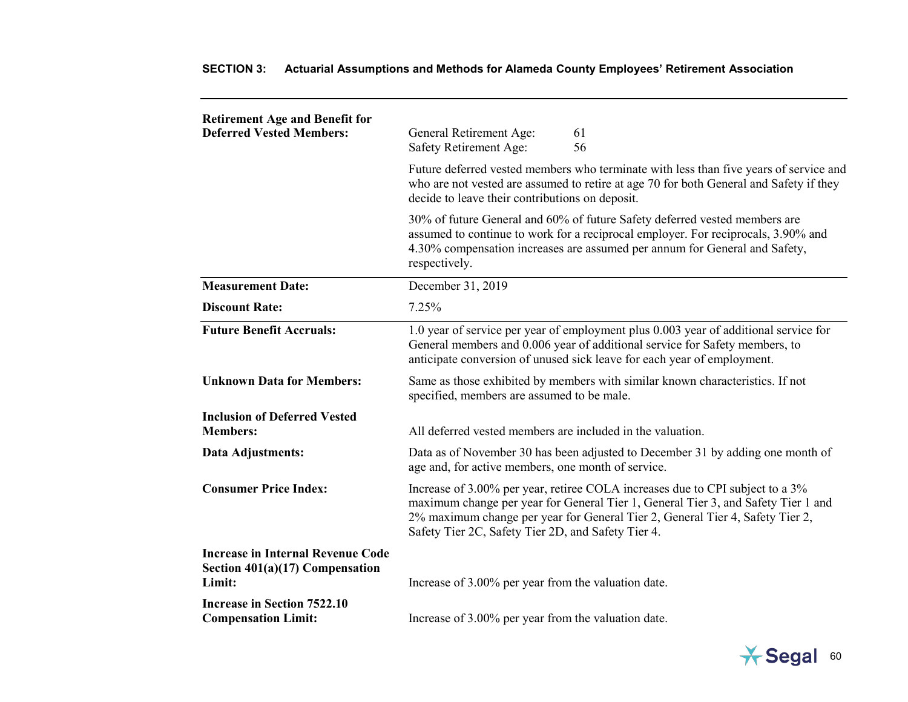| | |
|---|---|
| **Retirement Age and Benefit for Deferred Vested Members:** | General Retirement Age: 61<br>Safety Retirement Age: 56<br><br>Future deferred vested members who terminate with less than five years of service and who are not vested are assumed to retire at age 70 for both General and Safety if they decide to leave their contributions on deposit.<br><br>30% of future General and 60% of future Safety deferred vested members are assumed to continue to work for a reciprocal employer. For reciprocals, 3.90% and 4.30% compensation increases are assumed per annum for General and Safety, respectively. |
| **Measurement Date:** | December 31, 2019 |
| **Discount Rate:** | 7.25% |
| **Future Benefit Accruals:** | 1.0 year of service per year of employment plus 0.003 year of additional service for General members and 0.006 year of additional service for Safety members, to anticipate conversion of unused sick leave for each year of employment. |
| **Unknown Data for Members:** | Same as those exhibited by members with similar known characteristics. If not specified, members are assumed to be male. |
| **Inclusion of Deferred Vested Members:** | All deferred vested members are included in the valuation. |
| **Data Adjustments:** | Data as of November 30 has been adjusted to December 31 by adding one month of age and, for active members, one month of service. |
| **Consumer Price Index:** | Increase of 3.00% per year, retiree COLA increases due to CPI subject to a 3% maximum change per year for General Tier 1, General Tier 3, and Safety Tier 1 and 2% maximum change per year for General Tier 2, General Tier 4, Safety Tier 2, Safety Tier 2C, Safety Tier 2D, and Safety Tier 4. |
| **Increase in Internal Revenue Code Section 401(a)(17) Compensation Limit:** | Increase of 3.00% per year from the valuation date. |
| **Increase in Section 7522.10 Compensation Limit:** | Increase of 3.00% per year from the valuation date. |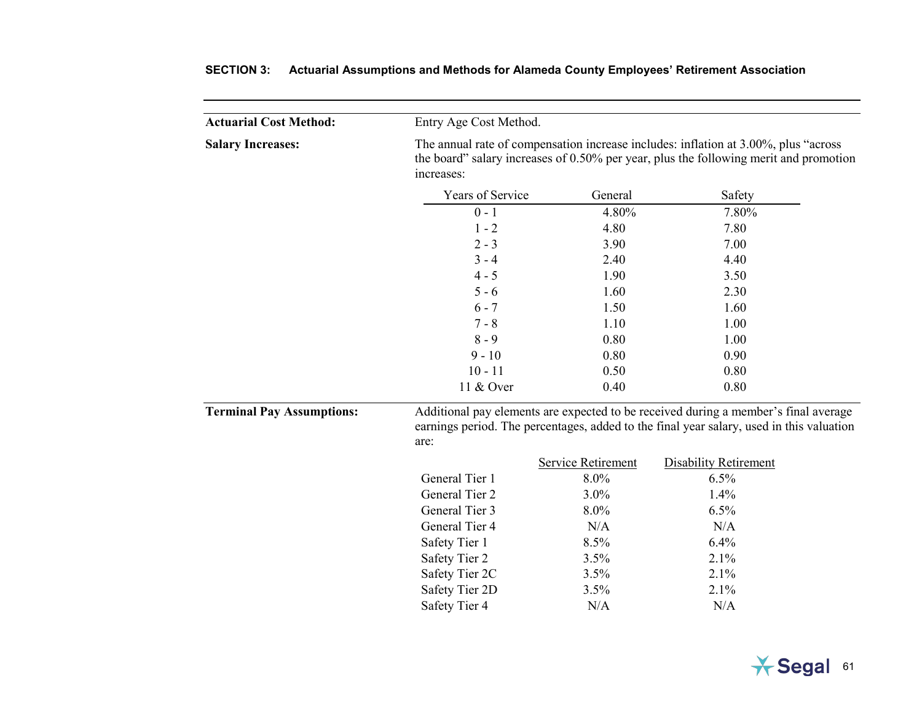## SECTION 3: Actuarial Assumptions and Methods for Alameda County Employees' Retirement Association

**Actuarial Cost Method:**

Entry Age Cost Method.

**Salary Increases:**

The annual rate of compensation increase includes: inflation at 3.00%, plus "across the board" salary increases of 0.50% per year, plus the following merit and promotion increases:

| Years of Service | General | Safety |
|---|---|---|
| 0 - 1 | 4.80% | 7.80% |
| 1 - 2 | 4.80 | 7.80 |
| 2 - 3 | 3.90 | 7.00 |
| 3 - 4 | 2.40 | 4.40 |
| 4 - 5 | 1.90 | 3.50 |
| 5 - 6 | 1.60 | 2.30 |
| 6 - 7 | 1.50 | 1.60 |
| 7 - 8 | 1.10 | 1.00 |
| 8 - 9 | 0.80 | 1.00 |
| 9 - 10 | 0.80 | 0.90 |
| 10 - 11 | 0.50 | 0.80 |
| 11 & Over | 0.40 | 0.80 |

**Terminal Pay Assumptions:**

Additional pay elements are expected to be received during a member's final average earnings period. The percentages, added to the final year salary, used in this valuation are:

| | Service Retirement | Disability Retirement |
|---|---|---|
| General Tier 1 | 8.0% | 6.5% |
| General Tier 2 | 3.0% | 1.4% |
| General Tier 3 | 8.0% | 6.5% |
| General Tier 4 | N/A | N/A |
| Safety Tier 1 | 8.5% | 6.4% |
| Safety Tier 2 | 3.5% | 2.1% |
| Safety Tier 2C | 3.5% | 2.1% |
| Safety Tier 2D | 3.5% | 2.1% |
| Safety Tier 4 | N/A | N/A |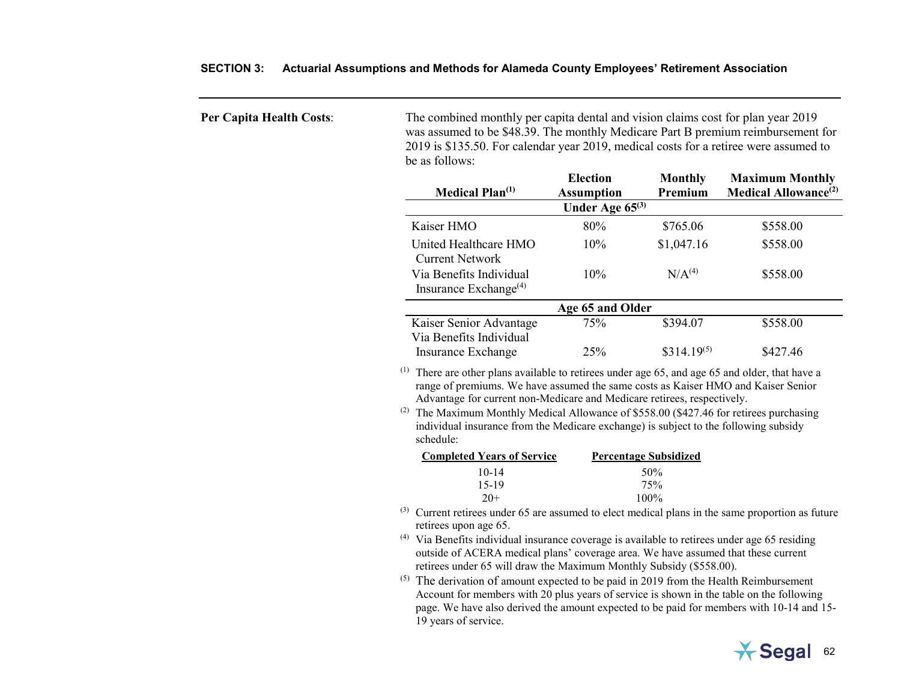**Per Capita Health Costs**:

The combined monthly per capita dental and vision claims cost for plan year 2019 was assumed to be $48.39. The monthly Medicare Part B premium reimbursement for 2019 is $135.50. For calendar year 2019, medical costs for a retiree were assumed to be as follows:

| Medical Plan[1] | Election Assumption | Monthly Premium | Maximum Monthly Medical Allowance[2] |
|---|---|---|---|
| | **Under Age 65[3]** | | |
| Kaiser HMO | 80% | $765.06 | $558.00 |
| United Healthcare HMO Current Network | 10% | $1,047.16 | $558.00 |
| Via Benefits Individual Insurance Exchange[4] | 10% | N/A[4] | $558.00 |
| | **Age 65 and Older** | | |
| Kaiser Senior Advantage | 75% | $394.07 | $558.00 |
| Via Benefits Individual Insurance Exchange | 25% | $314.19[5] | $427.46 |

[1] There are other plans available to retirees under age 65, and age 65 and older, that have a range of premiums. We have assumed the same costs as Kaiser HMO and Kaiser Senior Advantage for current non-Medicare and Medicare retirees, respectively.

[2] The Maximum Monthly Medical Allowance of $558.00 ($427.46 for retirees purchasing individual insurance from the Medicare exchange) is subject to the following subsidy schedule:

| Completed Years of Service | Percentage Subsidized |
|---|---|
| 10-14 | 50% |
| 15-19 | 75% |
| 20+ | 100% |

[3] Current retirees under 65 are assumed to elect medical plans in the same proportion as future retirees upon age 65.

[4] Via Benefits individual insurance coverage is available to retirees under age 65 residing outside of ACERA medical plans' coverage area. We have assumed that these current retirees under 65 will draw the Maximum Monthly Subsidy ($558.00).

[5] The derivation of amount expected to be paid in 2019 from the Health Reimbursement Account for members with 20 plus years of service is shown in the table on the following page. We have also derived the amount expected to be paid for members with 10-14 and 15-19 years of service.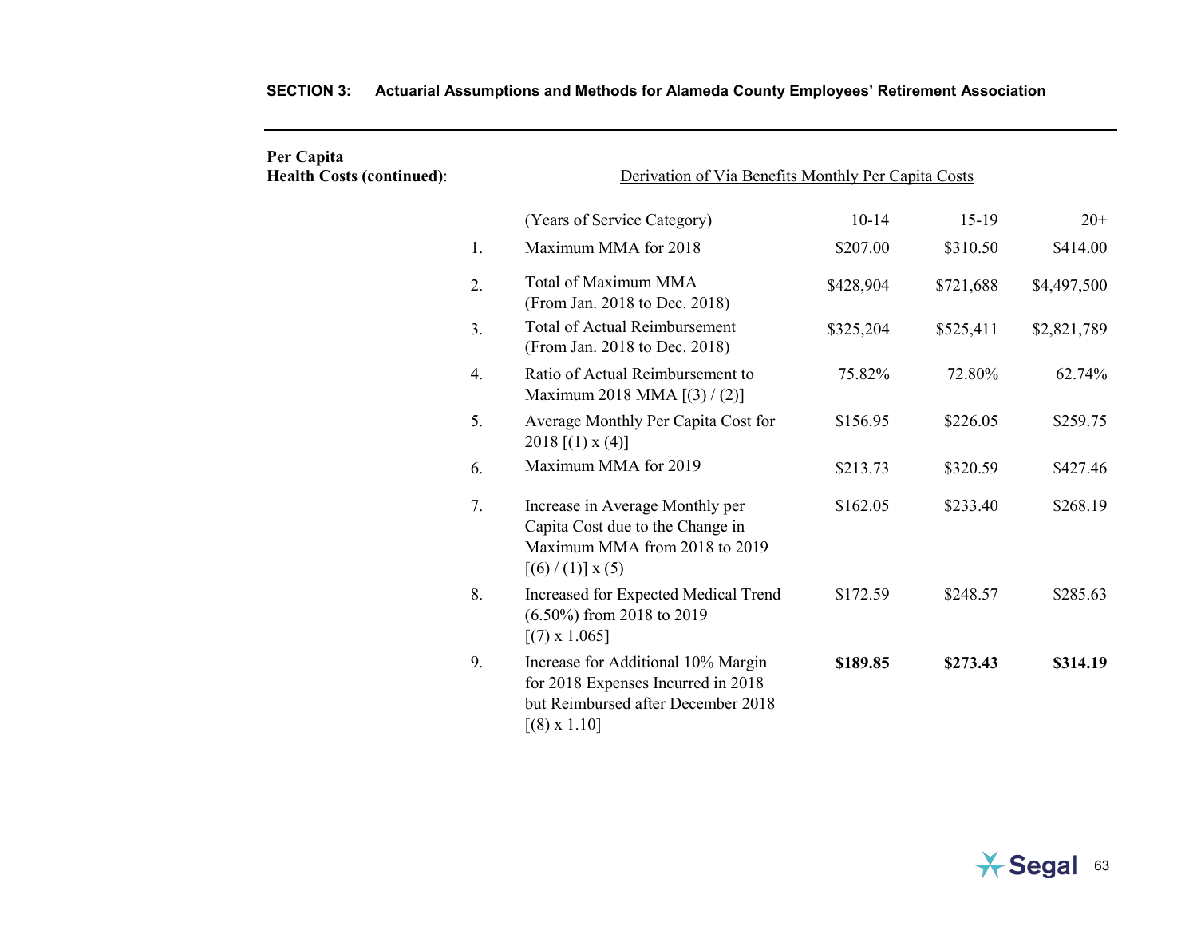**SECTION 3: Actuarial Assumptions and Methods for Alameda County Employees' Retirement Association**

**Per Capita Health Costs (continued)**:

Derivation of Via Benefits Monthly Per Capita Costs

| | (Years of Service Category) | 10-14 | 15-19 | 20+ |
|---|---|---|---|---|
| 1. | Maximum MMA for 2018 | $207.00 | $310.50 | $414.00 |
| 2. | Total of Maximum MMA (From Jan. 2018 to Dec. 2018) | $428,904 | $721,688 | $4,497,500 |
| 3. | Total of Actual Reimbursement (From Jan. 2018 to Dec. 2018) | $325,204 | $525,411 | $2,821,789 |
| 4. | Ratio of Actual Reimbursement to Maximum 2018 MMA [(3) / (2)] | 75.82% | 72.80% | 62.74% |
| 5. | Average Monthly Per Capita Cost for 2018 [(1) x (4)] | $156.95 | $226.05 | $259.75 |
| 6. | Maximum MMA for 2019 | $213.73 | $320.59 | $427.46 |
| 7. | Increase in Average Monthly per Capita Cost due to the Change in Maximum MMA from 2018 to 2019 [(6) / (1)] x (5) | $162.05 | $233.40 | $268.19 |
| 8. | Increased for Expected Medical Trend (6.50%) from 2018 to 2019 [(7) x 1.065] | $172.59 | $248.57 | $285.63 |
| 9. | Increase for Additional 10% Margin for 2018 Expenses Incurred in 2018 but Reimbursed after December 2018 [(8) x 1.10] | **$189.85** | **$273.43** | **$314.19** |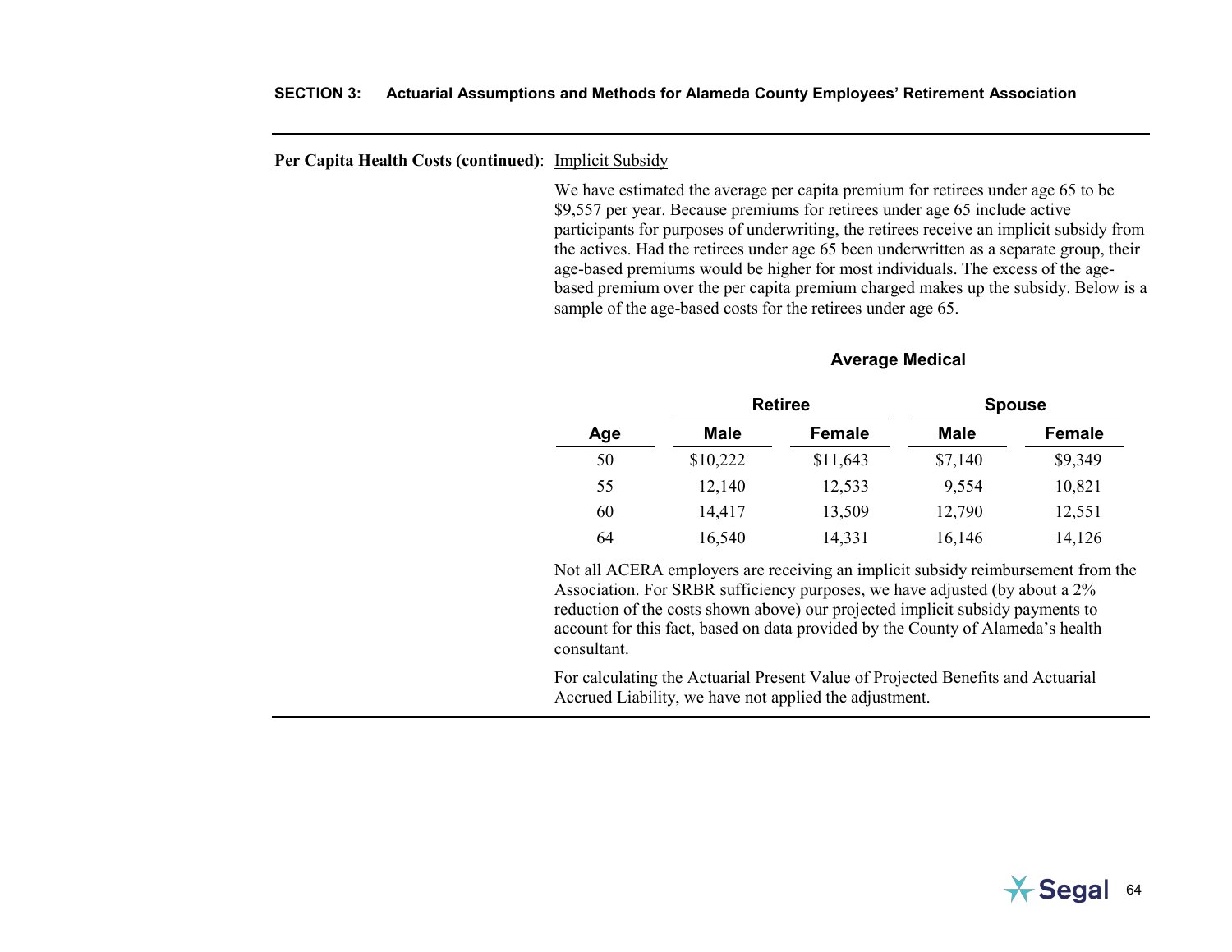**Per Capita Health Costs (continued)**: Implicit Subsidy

We have estimated the average per capita premium for retirees under age 65 to be $9,557 per year. Because premiums for retirees under age 65 include active participants for purposes of underwriting, the retirees receive an implicit subsidy from the actives. Had the retirees under age 65 been underwritten as a separate group, their age-based premiums would be higher for most individuals. The excess of the age-based premium over the per capita premium charged makes up the subsidy. Below is a sample of the age-based costs for the retirees under age 65.

**Average Medical**

| | Retiree | | Spouse | |
|---|---|---|---|---|
| **Age** | **Male** | **Female** | **Male** | **Female** |
| 50 | $10,222 | $11,643 | $7,140 | $9,349 |
| 55 | 12,140 | 12,533 | 9,554 | 10,821 |
| 60 | 14,417 | 13,509 | 12,790 | 12,551 |
| 64 | 16,540 | 14,331 | 16,146 | 14,126 |

Not all ACERA employers are receiving an implicit subsidy reimbursement from the Association. For SRBR sufficiency purposes, we have adjusted (by about a 2% reduction of the costs shown above) our projected implicit subsidy payments to account for this fact, based on data provided by the County of Alameda's health consultant.

For calculating the Actuarial Present Value of Projected Benefits and Actuarial Accrued Liability, we have not applied the adjustment.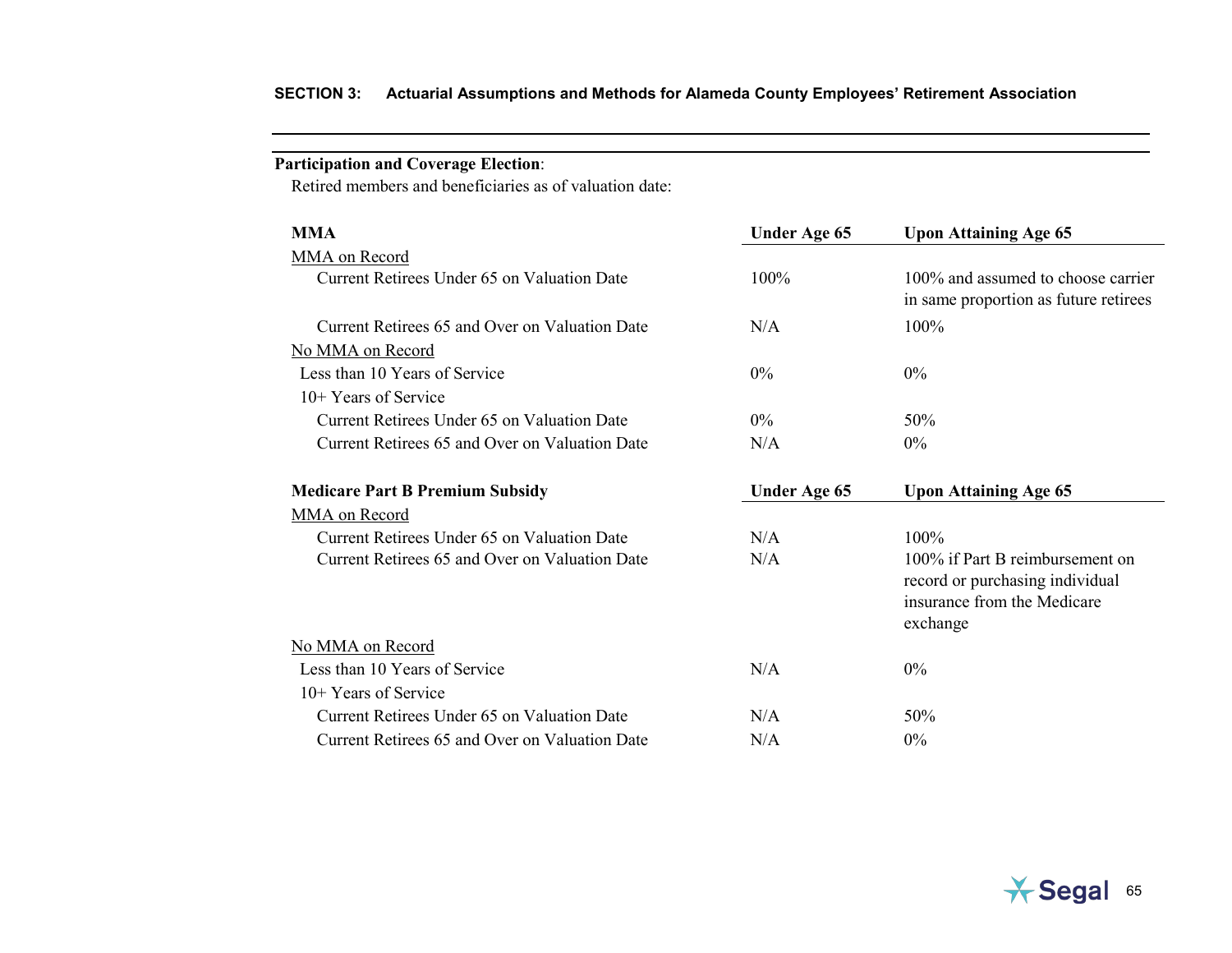**Participation and Coverage Election**:

Retired members and beneficiaries as of valuation date:

| **MMA** | **Under Age 65** | **Upon Attaining Age 65** |
|---|---|---|
| MMA on Record | | |
| Current Retirees Under 65 on Valuation Date | 100% | 100% and assumed to choose carrier in same proportion as future retirees |
| Current Retirees 65 and Over on Valuation Date | N/A | 100% |
| No MMA on Record | | |
| Less than 10 Years of Service | 0% | 0% |
| 10+ Years of Service | | |
| Current Retirees Under 65 on Valuation Date | 0% | 50% |
| Current Retirees 65 and Over on Valuation Date | N/A | 0% |

| **Medicare Part B Premium Subsidy** | **Under Age 65** | **Upon Attaining Age 65** |
|---|---|---|
| MMA on Record | | |
| Current Retirees Under 65 on Valuation Date | N/A | 100% |
| Current Retirees 65 and Over on Valuation Date | N/A | 100% if Part B reimbursement on record or purchasing individual insurance from the Medicare exchange |
| No MMA on Record | | |
| Less than 10 Years of Service | N/A | 0% |
| 10+ Years of Service | | |
| Current Retirees Under 65 on Valuation Date | N/A | 50% |
| Current Retirees 65 and Over on Valuation Date | N/A | 0% |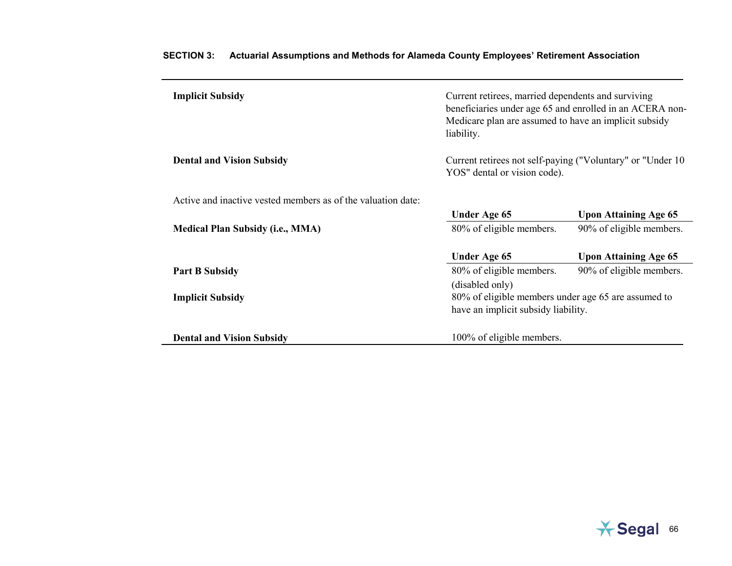| | | |
|---|---|---|
| **Implicit Subsidy** | Current retirees, married dependents and surviving beneficiaries under age 65 and enrolled in an ACERA non-Medicare plan are assumed to have an implicit subsidy liability. | |
| **Dental and Vision Subsidy** | Current retirees not self-paying ("Voluntary" or "Under 10 YOS" dental or vision code). | |

Active and inactive vested members as of the valuation date:

| | Under Age 65 | Upon Attaining Age 65 |
|---|---|---|
| **Medical Plan Subsidy (i.e., MMA)** | 80% of eligible members. | 90% of eligible members. |

| | Under Age 65 | Upon Attaining Age 65 |
|---|---|---|
| **Part B Subsidy** | 80% of eligible members. (disabled only) | 90% of eligible members. |
| **Implicit Subsidy** | 80% of eligible members under age 65 are assumed to have an implicit subsidy liability. | |
| **Dental and Vision Subsidy** | 100% of eligible members. | |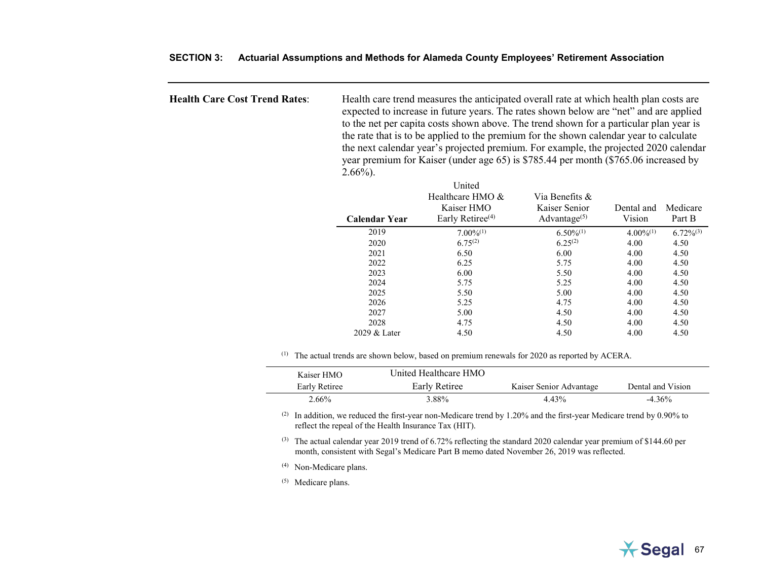**Health Care Cost Trend Rates**: Health care trend measures the anticipated overall rate at which health plan costs are expected to increase in future years. The rates shown below are "net" and are applied to the net per capita costs shown above. The trend shown for a particular plan year is the rate that is to be applied to the premium for the shown calendar year to calculate the next calendar year's projected premium. For example, the projected 2020 calendar year premium for Kaiser (under age 65) is $785.44 per month ($765.06 increased by 2.66%).

| **Calendar Year** | United Healthcare HMO & Kaiser HMO Early Retiree[4] | Via Benefits & Kaiser Senior Advantage[5] | Dental and Vision | Medicare Part B |
|---|---|---|---|---|
| 2019 | 7.00%[1] | 6.50%[1] | 4.00%[1] | 6.72%[3] |
| 2020 | 6.75[2] | 6.25[2] | 4.00 | 4.50 |
| 2021 | 6.50 | 6.00 | 4.00 | 4.50 |
| 2022 | 6.25 | 5.75 | 4.00 | 4.50 |
| 2023 | 6.00 | 5.50 | 4.00 | 4.50 |
| 2024 | 5.75 | 5.25 | 4.00 | 4.50 |
| 2025 | 5.50 | 5.00 | 4.00 | 4.50 |
| 2026 | 5.25 | 4.75 | 4.00 | 4.50 |
| 2027 | 5.00 | 4.50 | 4.00 | 4.50 |
| 2028 | 4.75 | 4.50 | 4.00 | 4.50 |
| 2029 & Later | 4.50 | 4.50 | 4.00 | 4.50 |

[1] The actual trends are shown below, based on premium renewals for 2020 as reported by ACERA.

| Kaiser HMO Early Retiree | United Healthcare HMO Early Retiree | Kaiser Senior Advantage | Dental and Vision |
|---|---|---|---|
| 2.66% | 3.88% | 4.43% | -4.36% |

[2] In addition, we reduced the first-year non-Medicare trend by 1.20% and the first-year Medicare trend by 0.90% to reflect the repeal of the Health Insurance Tax (HIT).

[3] The actual calendar year 2019 trend of 6.72% reflecting the standard 2020 calendar year premium of $144.60 per month, consistent with Segal's Medicare Part B memo dated November 26, 2019 was reflected.

[4] Non-Medicare plans.

[5] Medicare plans.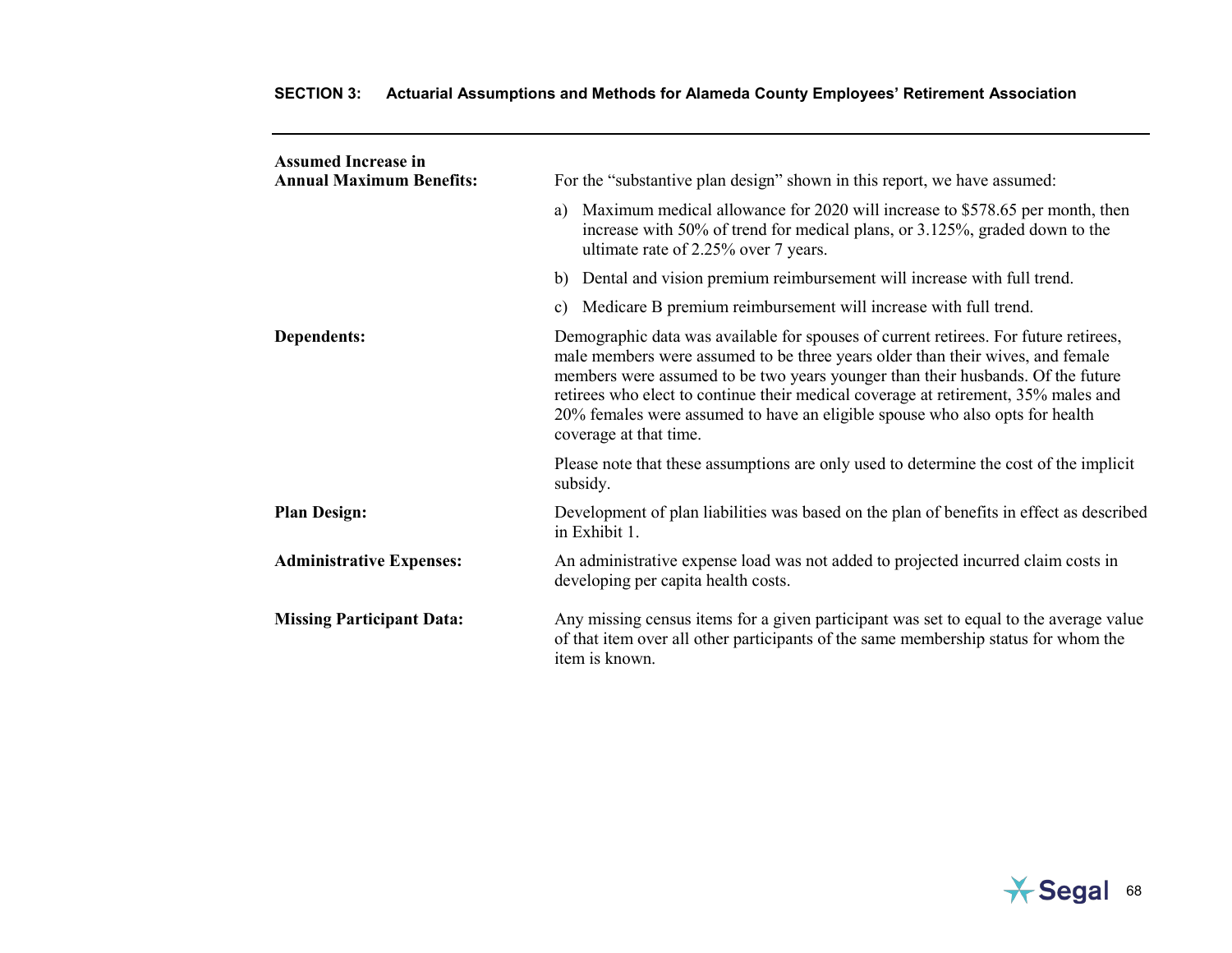**Assumed Increase in Annual Maximum Benefits:**

For the "substantive plan design" shown in this report, we have assumed:

a) Maximum medical allowance for 2020 will increase to $578.65 per month, then increase with 50% of trend for medical plans, or 3.125%, graded down to the ultimate rate of 2.25% over 7 years.

b) Dental and vision premium reimbursement will increase with full trend.

c) Medicare B premium reimbursement will increase with full trend.

**Dependents:**

Demographic data was available for spouses of current retirees. For future retirees, male members were assumed to be three years older than their wives, and female members were assumed to be two years younger than their husbands. Of the future retirees who elect to continue their medical coverage at retirement, 35% males and 20% females were assumed to have an eligible spouse who also opts for health coverage at that time.

Please note that these assumptions are only used to determine the cost of the implicit subsidy.

**Plan Design:**

Development of plan liabilities was based on the plan of benefits in effect as described in Exhibit 1.

**Administrative Expenses:**

An administrative expense load was not added to projected incurred claim costs in developing per capita health costs.

**Missing Participant Data:**

Any missing census items for a given participant was set to equal to the average value of that item over all other participants of the same membership status for whom the item is known.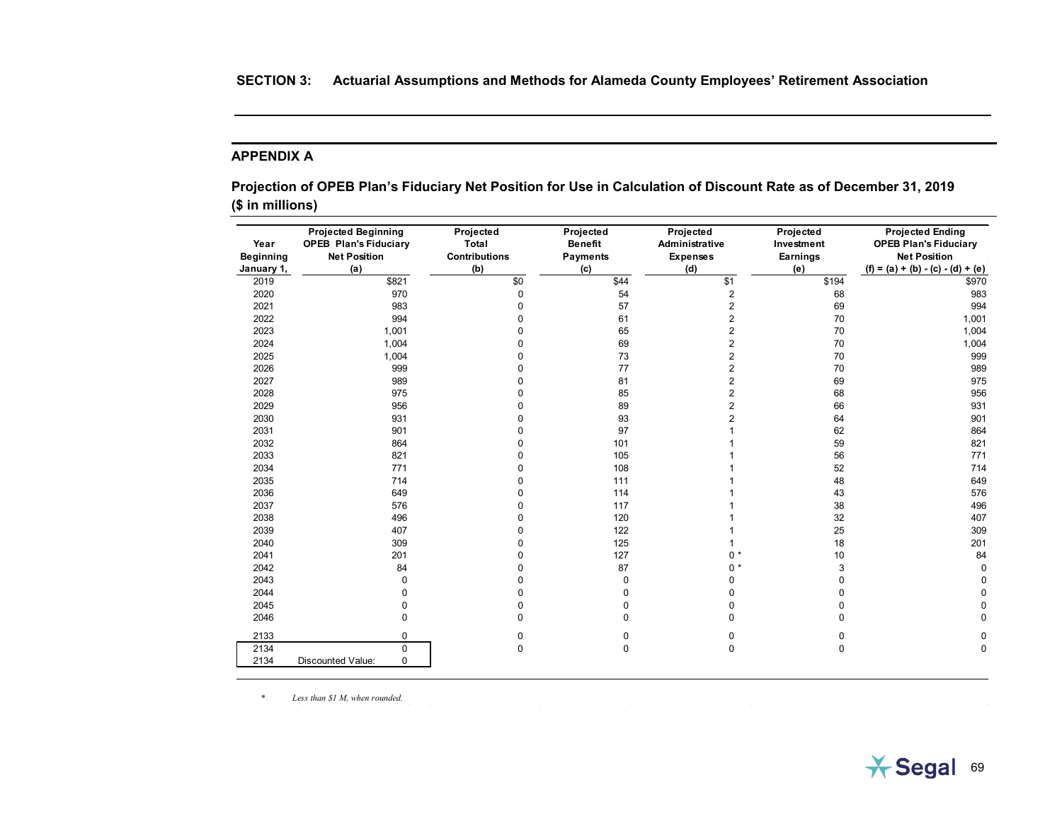## APPENDIX A

### Projection of OPEB Plan's Fiduciary Net Position for Use in Calculation of Discount Rate as of December 31, 2019 ($ in millions)

| Year Beginning January 1, | Projected Beginning OPEB Plan's Fiduciary Net Position (a) | Projected Total Contributions (b) | Projected Benefit Payments (c) | Projected Administrative Expenses (d) | Projected Investment Earnings (e) | Projected Ending OPEB Plan's Fiduciary Net Position (f) = (a) + (b) - (c) - (d) + (e) |
|---|---|---|---|---|---|---|
| 2019 | $821 | $0 | $44 | $1 | $194 | $970 |
| 2020 | 970 | 0 | 54 | 2 | 68 | 983 |
| 2021 | 983 | 0 | 57 | 2 | 69 | 994 |
| 2022 | 994 | 0 | 61 | 2 | 70 | 1,001 |
| 2023 | 1,001 | 0 | 65 | 2 | 70 | 1,004 |
| 2024 | 1,004 | 0 | 69 | 2 | 70 | 1,004 |
| 2025 | 1,004 | 0 | 73 | 2 | 70 | 999 |
| 2026 | 999 | 0 | 77 | 2 | 70 | 989 |
| 2027 | 989 | 0 | 81 | 2 | 69 | 975 |
| 2028 | 975 | 0 | 85 | 2 | 68 | 956 |
| 2029 | 956 | 0 | 89 | 2 | 66 | 931 |
| 2030 | 931 | 0 | 93 | 2 | 64 | 901 |
| 2031 | 901 | 0 | 97 | 1 | 62 | 864 |
| 2032 | 864 | 0 | 101 | 1 | 59 | 821 |
| 2033 | 821 | 0 | 105 | 1 | 56 | 771 |
| 2034 | 771 | 0 | 108 | 1 | 52 | 714 |
| 2035 | 714 | 0 | 111 | 1 | 48 | 649 |
| 2036 | 649 | 0 | 114 | 1 | 43 | 576 |
| 2037 | 576 | 0 | 117 | 1 | 38 | 496 |
| 2038 | 496 | 0 | 120 | 1 | 32 | 407 |
| 2039 | 407 | 0 | 122 | 1 | 25 | 309 |
| 2040 | 309 | 0 | 125 | 1 | 18 | 201 |
| 2041 | 201 | 0 | 127 | 0 * | 10 | 84 |
| 2042 | 84 | 0 | 87 | 0 * | 3 | 0 |
| 2043 | 0 | 0 | 0 | 0 | 0 | 0 |
| 2044 | 0 | 0 | 0 | 0 | 0 | 0 |
| 2045 | 0 | 0 | 0 | 0 | 0 | 0 |
| 2046 | 0 | 0 | 0 | 0 | 0 | 0 |
| 2133 | 0 | 0 | 0 | 0 | 0 | 0 |
| 2134 | 0 | 0 | 0 | 0 | 0 | 0 |
| 2134 | Discounted Value: 0 | | | | | |

\* *Less than $1 M, when rounded.*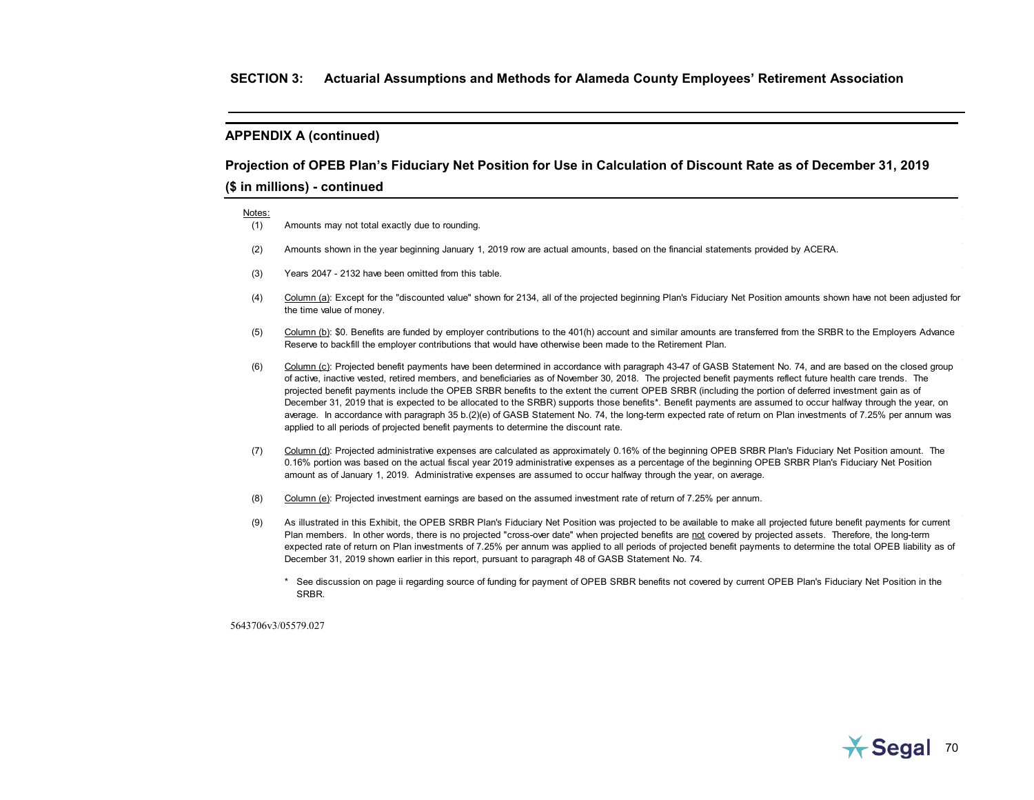## SECTION 3: Actuarial Assumptions and Methods for Alameda County Employees' Retirement Association

### APPENDIX A (continued)

### Projection of OPEB Plan's Fiduciary Net Position for Use in Calculation of Discount Rate as of December 31, 2019 ($ in millions) - continued

Notes:

(1) Amounts may not total exactly due to rounding.

(2) Amounts shown in the year beginning January 1, 2019 row are actual amounts, based on the financial statements provided by ACERA.

(3) Years 2047 - 2132 have been omitted from this table.

(4) Column (a): Except for the "discounted value" shown for 2134, all of the projected beginning Plan's Fiduciary Net Position amounts shown have not been adjusted for the time value of money.

(5) Column (b): $0. Benefits are funded by employer contributions to the 401(h) account and similar amounts are transferred from the SRBR to the Employers Advance Reserve to backfill the employer contributions that would have otherwise been made to the Retirement Plan.

(6) Column (c): Projected benefit payments have been determined in accordance with paragraph 43-47 of GASB Statement No. 74, and are based on the closed group of active, inactive vested, retired members, and beneficiaries as of November 30, 2018. The projected benefit payments reflect future health care trends. The projected benefit payments include the OPEB SRBR benefits to the extent the current OPEB SRBR (including the portion of deferred investment gain as of December 31, 2019 that is expected to be allocated to the SRBR) supports those benefits*. Benefit payments are assumed to occur halfway through the year, on average. In accordance with paragraph 35 b.(2)(e) of GASB Statement No. 74, the long-term expected rate of return on Plan investments of 7.25% per annum was applied to all periods of projected benefit payments to determine the discount rate.

(7) Column (d): Projected administrative expenses are calculated as approximately 0.16% of the beginning OPEB SRBR Plan's Fiduciary Net Position amount. The 0.16% portion was based on the actual fiscal year 2019 administrative expenses as a percentage of the beginning OPEB SRBR Plan's Fiduciary Net Position amount as of January 1, 2019. Administrative expenses are assumed to occur halfway through the year, on average.

(8) Column (e): Projected investment earnings are based on the assumed investment rate of return of 7.25% per annum.

(9) As illustrated in this Exhibit, the OPEB SRBR Plan's Fiduciary Net Position was projected to be available to make all projected future benefit payments for current Plan members. In other words, there is no projected "cross-over date" when projected benefits are not covered by projected assets. Therefore, the long-term expected rate of return on Plan investments of 7.25% per annum was applied to all periods of projected benefit payments to determine the total OPEB liability as of December 31, 2019 shown earlier in this report, pursuant to paragraph 48 of GASB Statement No. 74.

\* See discussion on page ii regarding source of funding for payment of OPEB SRBR benefits not covered by current OPEB Plan's Fiduciary Net Position in the SRBR.

5643706v3/05579.027